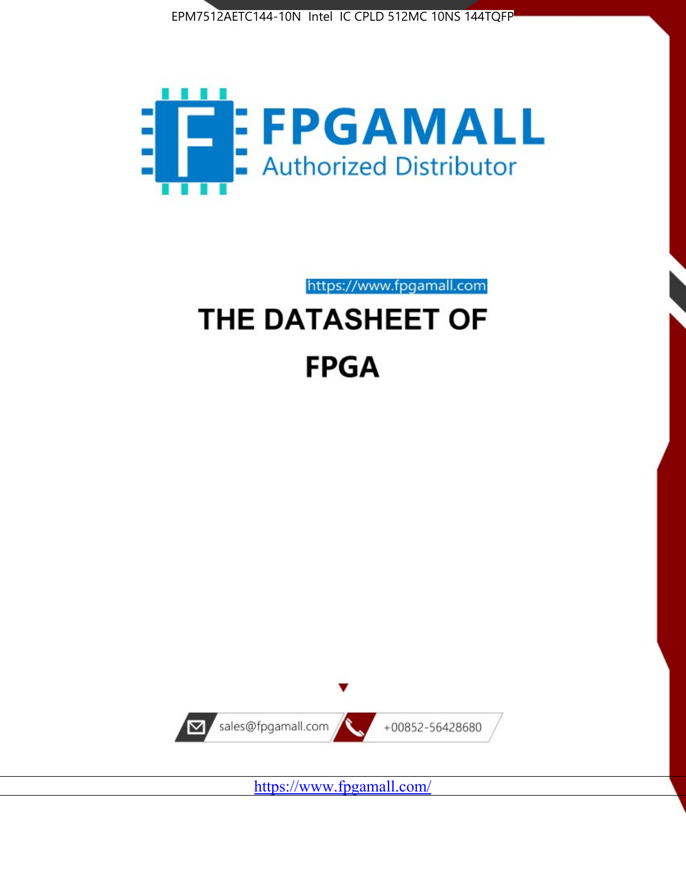EPM7512AETC144-10N Intel IC CPLD 512MC 10NS 144TQFP

FPGAMALL

Authorized Distributor

https://www.fpgamall.com

# THE DATASHEET OF

# FPGA

sales@fpgamall.com

+00852-56428680

https://www.fpgamall.com/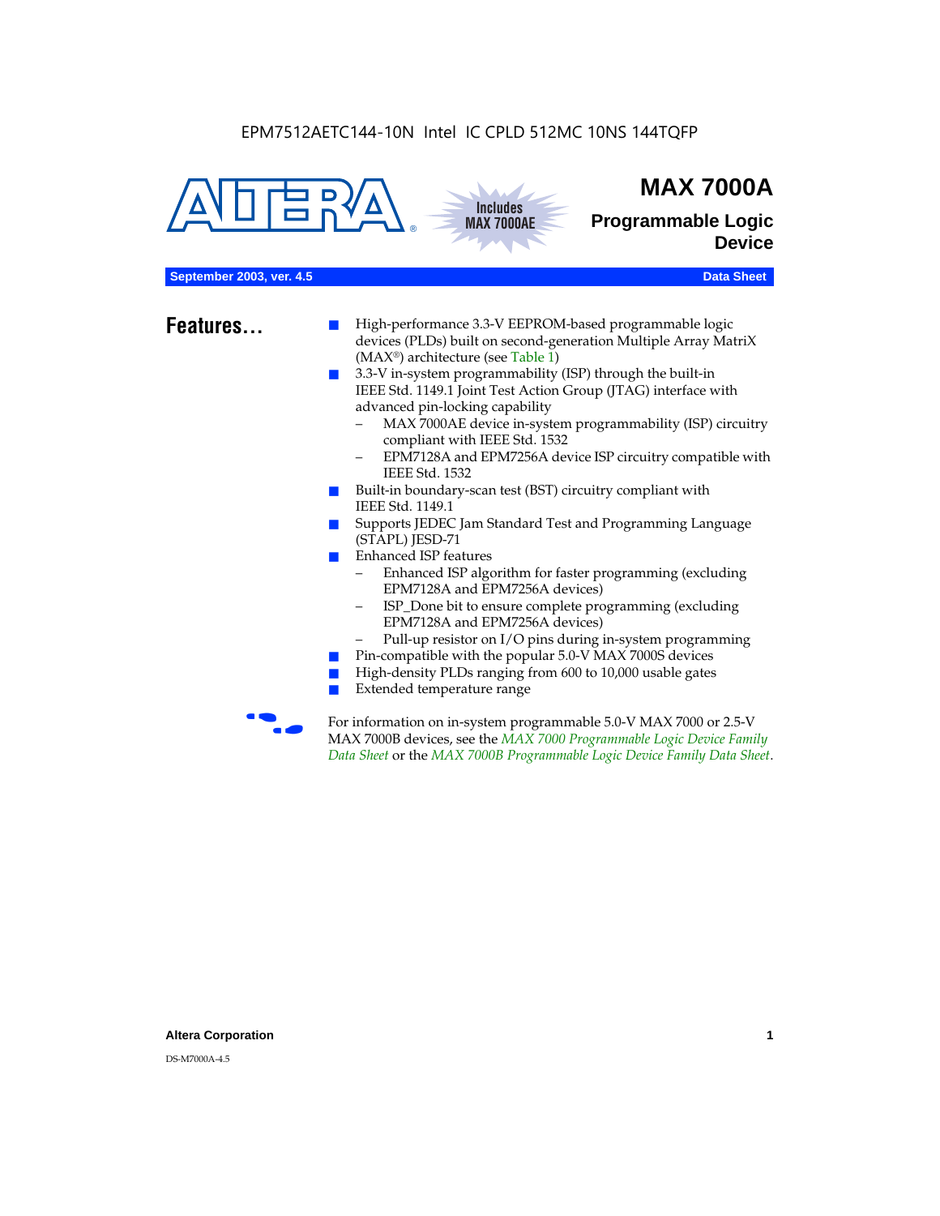EPM7512AETC144-10N Intel IC CPLD 512MC 10NS 144TQFP

Includes MAX 7000AE

# MAX 7000A

## Programmable Logic Device

**September 2003, ver. 4.5** **Data Sheet**

## Features...

- High-performance 3.3-V EEPROM-based programmable logic devices (PLDs) built on second-generation Multiple Array MatriX (MAX®) architecture (see Table 1)
- 3.3-V in-system programmability (ISP) through the built-in IEEE Std. 1149.1 Joint Test Action Group (JTAG) interface with advanced pin-locking capability
  - MAX 7000AE device in-system programmability (ISP) circuitry compliant with IEEE Std. 1532
  - EPM7128A and EPM7256A device ISP circuitry compatible with IEEE Std. 1532
- Built-in boundary-scan test (BST) circuitry compliant with IEEE Std. 1149.1
- Supports JEDEC Jam Standard Test and Programming Language (STAPL) JESD-71
- Enhanced ISP features
  - Enhanced ISP algorithm for faster programming (excluding EPM7128A and EPM7256A devices)
  - ISP_Done bit to ensure complete programming (excluding EPM7128A and EPM7256A devices)
  - Pull-up resistor on I/O pins during in-system programming
- Pin-compatible with the popular 5.0-V MAX 7000S devices
- High-density PLDs ranging from 600 to 10,000 usable gates
- Extended temperature range

For information on in-system programmable 5.0-V MAX 7000 or 2.5-V MAX 7000B devices, see the *MAX 7000 Programmable Logic Device Family Data Sheet* or the *MAX 7000B Programmable Logic Device Family Data Sheet*.

**Altera Corporation**

DS-M7000A-4.5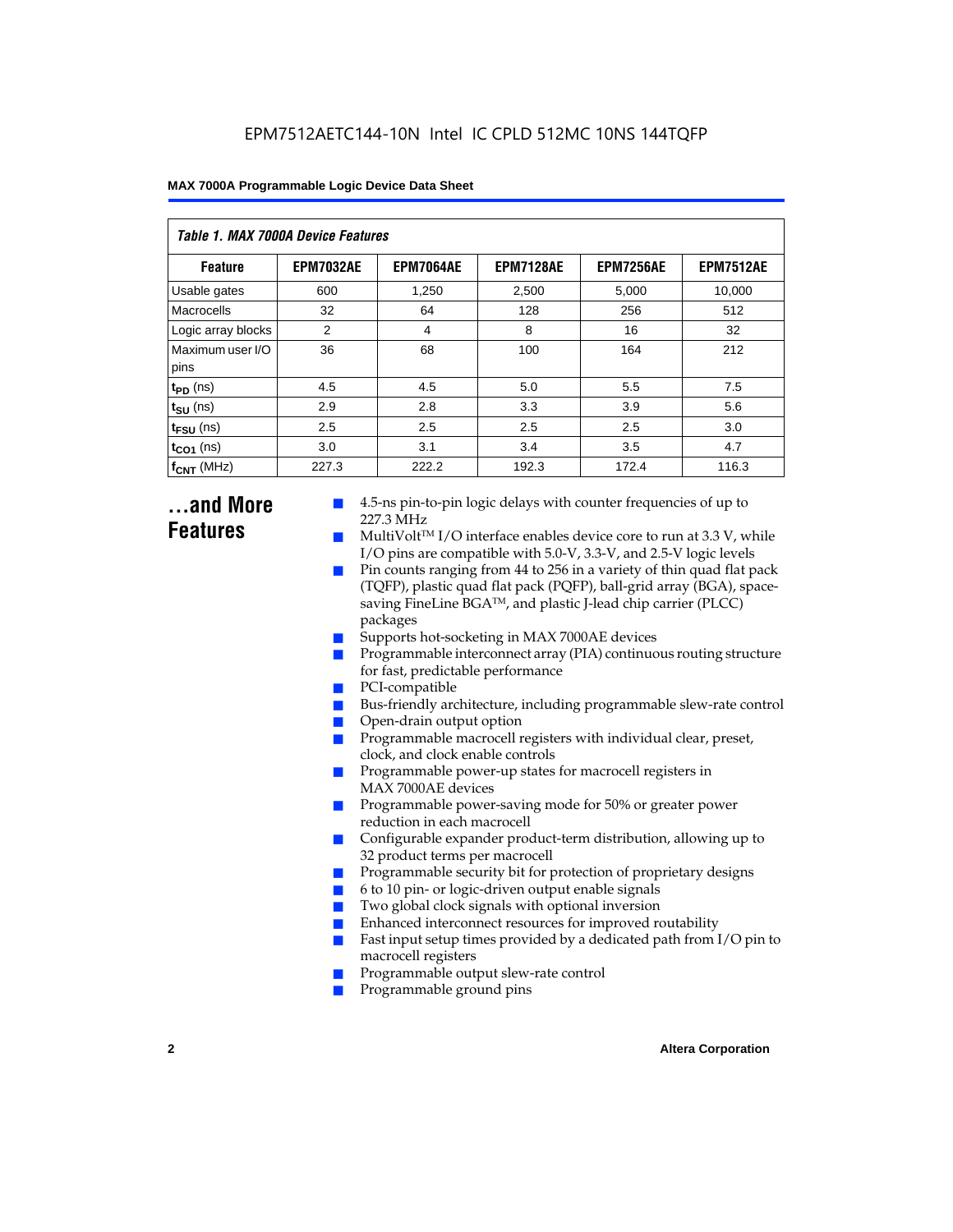**Table 1. MAX 7000A Device Features**

| Feature | EPM7032AE | EPM7064AE | EPM7128AE | EPM7256AE | EPM7512AE |
|---|---|---|---|---|---|
| Usable gates | 600 | 1,250 | 2,500 | 5,000 | 10,000 |
| Macrocells | 32 | 64 | 128 | 256 | 512 |
| Logic array blocks | 2 | 4 | 8 | 16 | 32 |
| Maximum user I/O pins | 36 | 68 | 100 | 164 | 212 |
| $t_{PD}$ (ns) | 4.5 | 4.5 | 5.0 | 5.5 | 7.5 |
| $t_{SU}$ (ns) | 2.9 | 2.8 | 3.3 | 3.9 | 5.6 |
| $t_{FSU}$ (ns) | 2.5 | 2.5 | 2.5 | 2.5 | 3.0 |
| $t_{CO1}$ (ns) | 3.0 | 3.1 | 3.4 | 3.5 | 4.7 |
| $f_{CNT}$ (MHz) | 227.3 | 222.2 | 192.3 | 172.4 | 116.3 |

## ...and More Features

- 4.5-ns pin-to-pin logic delays with counter frequencies of up to 227.3 MHz
- MultiVolt™ I/O interface enables device core to run at 3.3 V, while I/O pins are compatible with 5.0-V, 3.3-V, and 2.5-V logic levels
- Pin counts ranging from 44 to 256 in a variety of thin quad flat pack (TQFP), plastic quad flat pack (PQFP), ball-grid array (BGA), space-saving FineLine BGA™, and plastic J-lead chip carrier (PLCC) packages
- Supports hot-socketing in MAX 7000AE devices
- Programmable interconnect array (PIA) continuous routing structure for fast, predictable performance
- PCI-compatible
- Bus-friendly architecture, including programmable slew-rate control
- Open-drain output option
- Programmable macrocell registers with individual clear, preset, clock, and clock enable controls
- Programmable power-up states for macrocell registers in MAX 7000AE devices
- Programmable power-saving mode for 50% or greater power reduction in each macrocell
- Configurable expander product-term distribution, allowing up to 32 product terms per macrocell
- Programmable security bit for protection of proprietary designs
- 6 to 10 pin- or logic-driven output enable signals
- Two global clock signals with optional inversion
- Enhanced interconnect resources for improved routability
- Fast input setup times provided by a dedicated path from I/O pin to macrocell registers
- Programmable output slew-rate control
- Programmable ground pins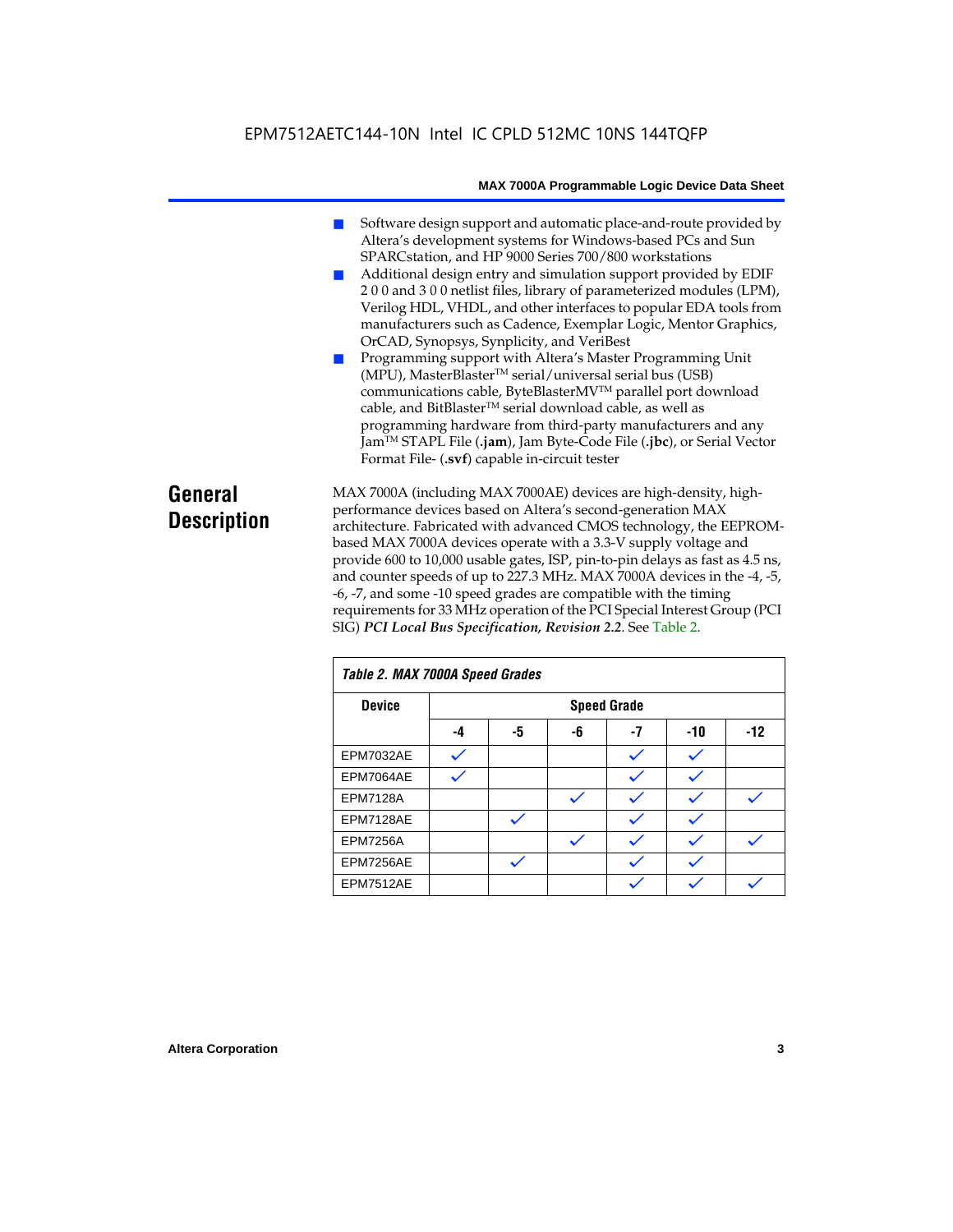- Software design support and automatic place-and-route provided by Altera's development systems for Windows-based PCs and Sun SPARCstation, and HP 9000 Series 700/800 workstations
- Additional design entry and simulation support provided by EDIF 2 0 0 and 3 0 0 netlist files, library of parameterized modules (LPM), Verilog HDL, VHDL, and other interfaces to popular EDA tools from manufacturers such as Cadence, Exemplar Logic, Mentor Graphics, OrCAD, Synopsys, Synplicity, and VeriBest
- Programming support with Altera's Master Programming Unit (MPU), MasterBlaster™ serial/universal serial bus (USB) communications cable, ByteBlasterMV™ parallel port download cable, and BitBlaster™ serial download cable, as well as programming hardware from third-party manufacturers and any Jam™ STAPL File (**.jam**), Jam Byte-Code File (**.jbc**), or Serial Vector Format File- (**.svf**) capable in-circuit tester

# General Description

MAX 7000A (including MAX 7000AE) devices are high-density, high-performance devices based on Altera's second-generation MAX architecture. Fabricated with advanced CMOS technology, the EEPROM-based MAX 7000A devices operate with a 3.3-V supply voltage and provide 600 to 10,000 usable gates, ISP, pin-to-pin delays as fast as 4.5 ns, and counter speeds of up to 227.3 MHz. MAX 7000A devices in the -4, -5, -6, -7, and some -10 speed grades are compatible with the timing requirements for 33 MHz operation of the PCI Special Interest Group (PCI SIG) ***PCI Local Bus Specification, Revision 2.2***. See Table 2.

*Table 2. MAX 7000A Speed Grades*

| Device | Speed Grade | | | | | |
|---|---|---|---|---|---|---|
| | -4 | -5 | -6 | -7 | -10 | -12 |
| EPM7032AE | ✓ | | | ✓ | ✓ | |
| EPM7064AE | ✓ | | | ✓ | ✓ | |
| EPM7128A | | | ✓ | ✓ | ✓ | ✓ |
| EPM7128AE | | ✓ | | ✓ | ✓ | |
| EPM7256A | | | ✓ | ✓ | ✓ | ✓ |
| EPM7256AE | | ✓ | | ✓ | ✓ | |
| EPM7512AE | | | | ✓ | ✓ | ✓ |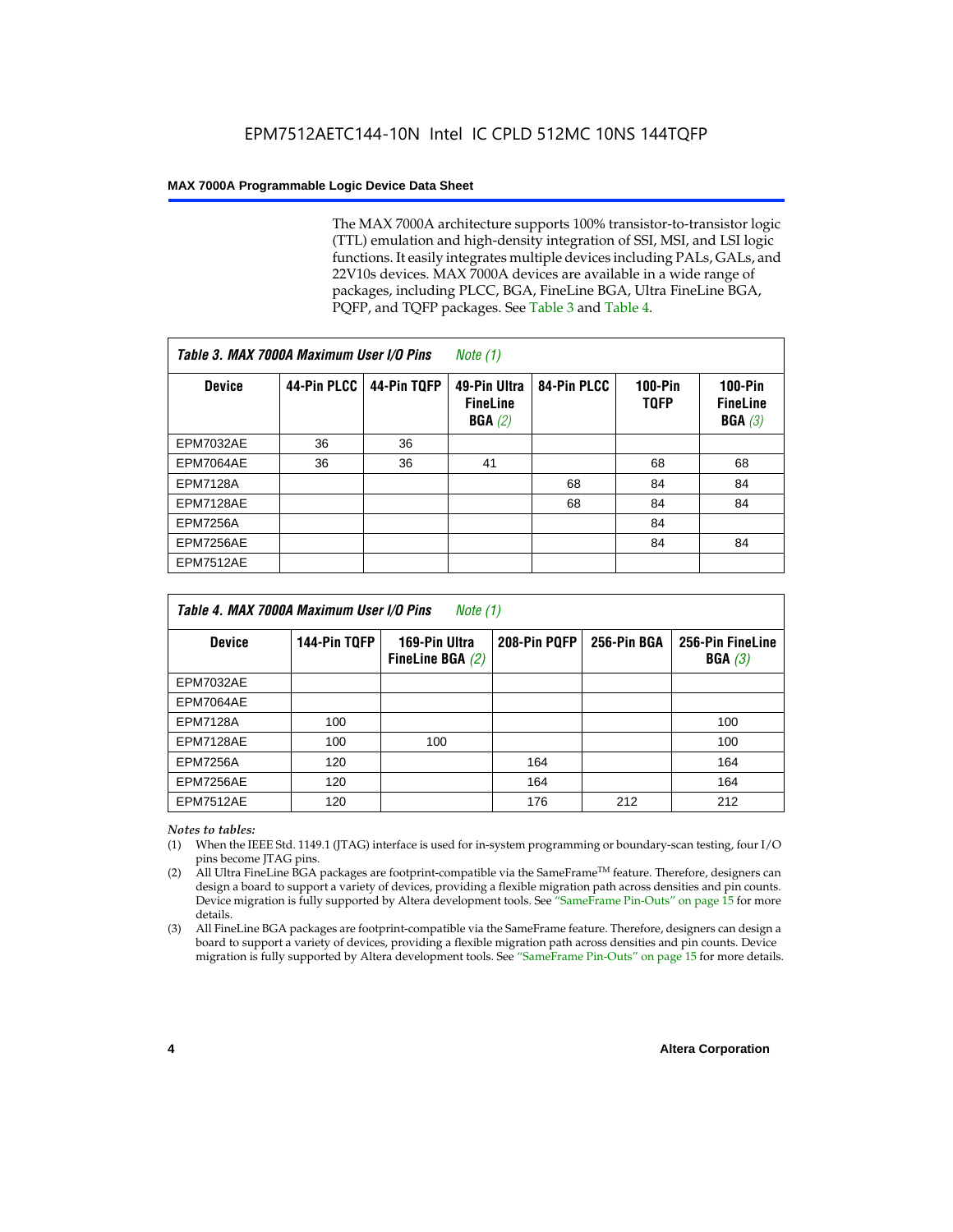The MAX 7000A architecture supports 100% transistor-to-transistor logic (TTL) emulation and high-density integration of SSI, MSI, and LSI logic functions. It easily integrates multiple devices including PALs, GALs, and 22V10s devices. MAX 7000A devices are available in a wide range of packages, including PLCC, BGA, FineLine BGA, Ultra FineLine BGA, PQFP, and TQFP packages. See Table 3 and Table 4.

*Table 3. MAX 7000A Maximum User I/O Pins Note (1)*

| Device | 44-Pin PLCC | 44-Pin TQFP | 49-Pin Ultra FineLine BGA *(2)* | 84-Pin PLCC | 100-Pin TQFP | 100-Pin FineLine BGA *(3)* |
|---|---|---|---|---|---|---|
| EPM7032AE | 36 | 36 | | | | |
| EPM7064AE | 36 | 36 | 41 | | 68 | 68 |
| EPM7128A | | | | 68 | 84 | 84 |
| EPM7128AE | | | | 68 | 84 | 84 |
| EPM7256A | | | | | 84 | |
| EPM7256AE | | | | | 84 | 84 |
| EPM7512AE | | | | | | |

*Table 4. MAX 7000A Maximum User I/O Pins Note (1)*

| Device | 144-Pin TQFP | 169-Pin Ultra FineLine BGA *(2)* | 208-Pin PQFP | 256-Pin BGA | 256-Pin FineLine BGA *(3)* |
|---|---|---|---|---|---|
| EPM7032AE | | | | | |
| EPM7064AE | | | | | |
| EPM7128A | 100 | | | | 100 |
| EPM7128AE | 100 | 100 | | | 100 |
| EPM7256A | 120 | | 164 | | 164 |
| EPM7256AE | 120 | | 164 | | 164 |
| EPM7512AE | 120 | | 176 | 212 | 212 |

*Notes to tables:*

(1) When the IEEE Std. 1149.1 (JTAG) interface is used for in-system programming or boundary-scan testing, four I/O pins become JTAG pins.

(2) All Ultra FineLine BGA packages are footprint-compatible via the SameFrame™ feature. Therefore, designers can design a board to support a variety of devices, providing a flexible migration path across densities and pin counts. Device migration is fully supported by Altera development tools. See "SameFrame Pin-Outs" on page 15 for more details.

(3) All FineLine BGA packages are footprint-compatible via the SameFrame feature. Therefore, designers can design a board to support a variety of devices, providing a flexible migration path across densities and pin counts. Device migration is fully supported by Altera development tools. See "SameFrame Pin-Outs" on page 15 for more details.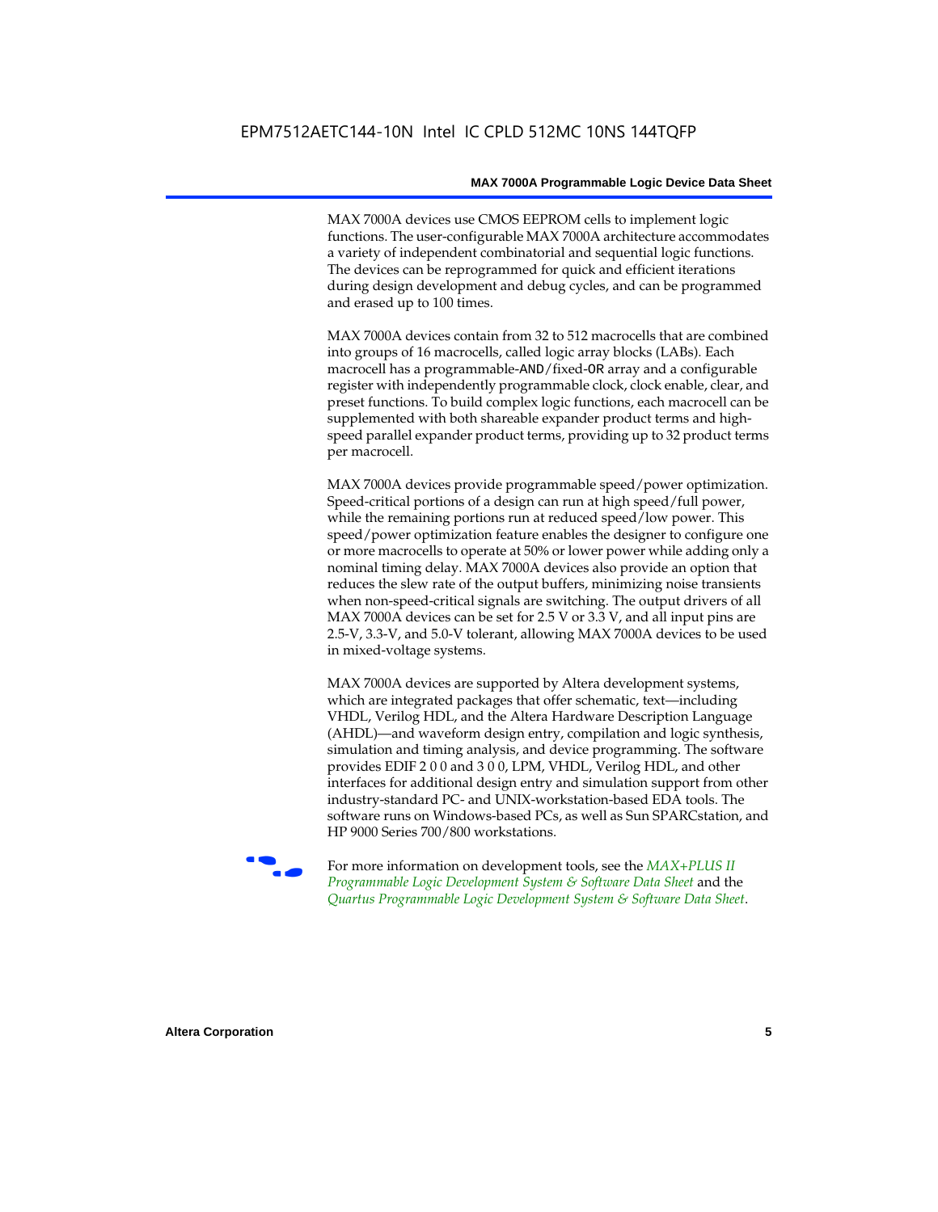MAX 7000A devices use CMOS EEPROM cells to implement logic functions. The user-configurable MAX 7000A architecture accommodates a variety of independent combinatorial and sequential logic functions. The devices can be reprogrammed for quick and efficient iterations during design development and debug cycles, and can be programmed and erased up to 100 times.

MAX 7000A devices contain from 32 to 512 macrocells that are combined into groups of 16 macrocells, called logic array blocks (LABs). Each macrocell has a programmable-AND/fixed-OR array and a configurable register with independently programmable clock, clock enable, clear, and preset functions. To build complex logic functions, each macrocell can be supplemented with both shareable expander product terms and high-speed parallel expander product terms, providing up to 32 product terms per macrocell.

MAX 7000A devices provide programmable speed/power optimization. Speed-critical portions of a design can run at high speed/full power, while the remaining portions run at reduced speed/low power. This speed/power optimization feature enables the designer to configure one or more macrocells to operate at 50% or lower power while adding only a nominal timing delay. MAX 7000A devices also provide an option that reduces the slew rate of the output buffers, minimizing noise transients when non-speed-critical signals are switching. The output drivers of all MAX 7000A devices can be set for 2.5 V or 3.3 V, and all input pins are 2.5-V, 3.3-V, and 5.0-V tolerant, allowing MAX 7000A devices to be used in mixed-voltage systems.

MAX 7000A devices are supported by Altera development systems, which are integrated packages that offer schematic, text—including VHDL, Verilog HDL, and the Altera Hardware Description Language (AHDL)—and waveform design entry, compilation and logic synthesis, simulation and timing analysis, and device programming. The software provides EDIF 2 0 0 and 3 0 0, LPM, VHDL, Verilog HDL, and other interfaces for additional design entry and simulation support from other industry-standard PC- and UNIX-workstation-based EDA tools. The software runs on Windows-based PCs, as well as Sun SPARCstation, and HP 9000 Series 700/800 workstations.

For more information on development tools, see the *MAX+PLUS II Programmable Logic Development System & Software Data Sheet* and the *Quartus Programmable Logic Development System & Software Data Sheet*.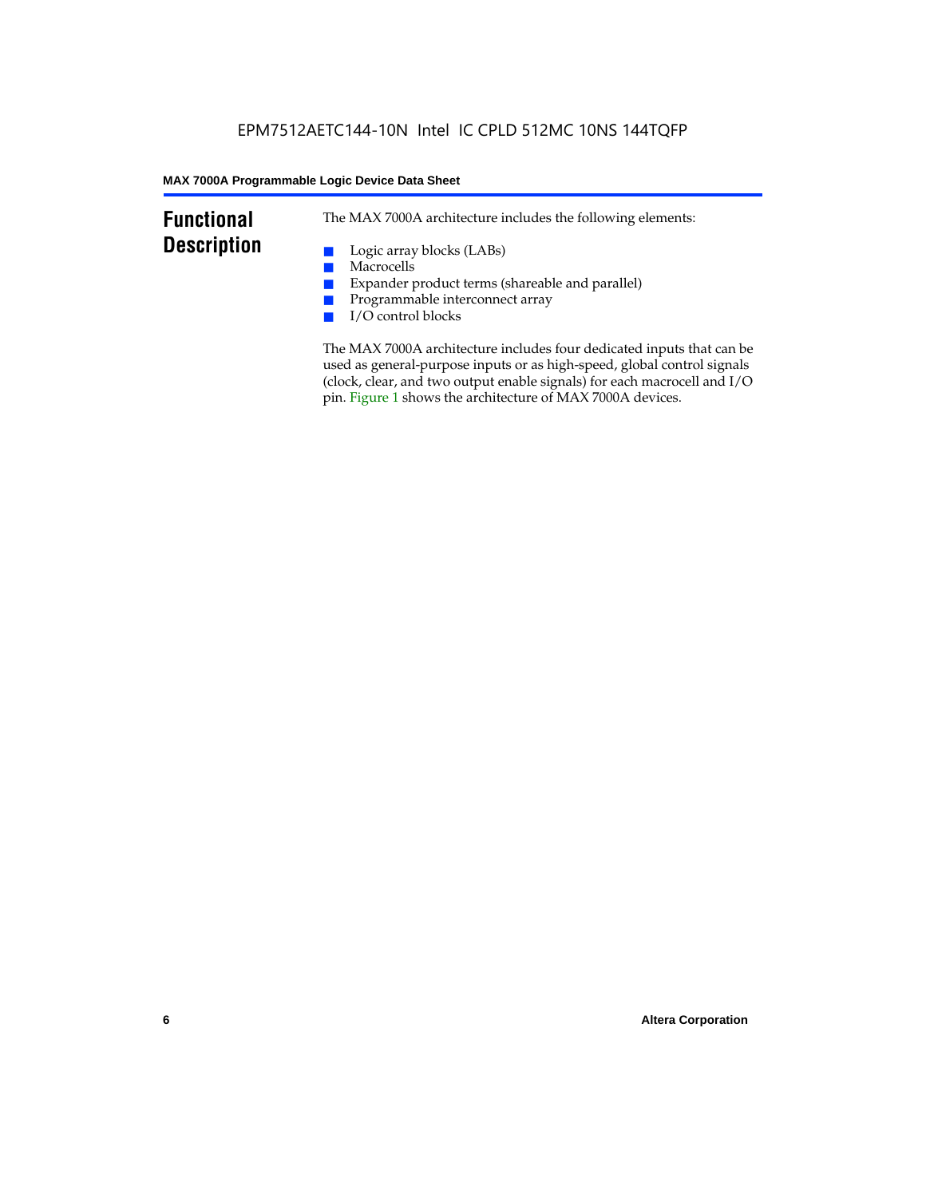## Functional Description

The MAX 7000A architecture includes the following elements:

- Logic array blocks (LABs)
- Macrocells
- Expander product terms (shareable and parallel)
- Programmable interconnect array
- I/O control blocks

The MAX 7000A architecture includes four dedicated inputs that can be used as general-purpose inputs or as high-speed, global control signals (clock, clear, and two output enable signals) for each macrocell and I/O pin. Figure 1 shows the architecture of MAX 7000A devices.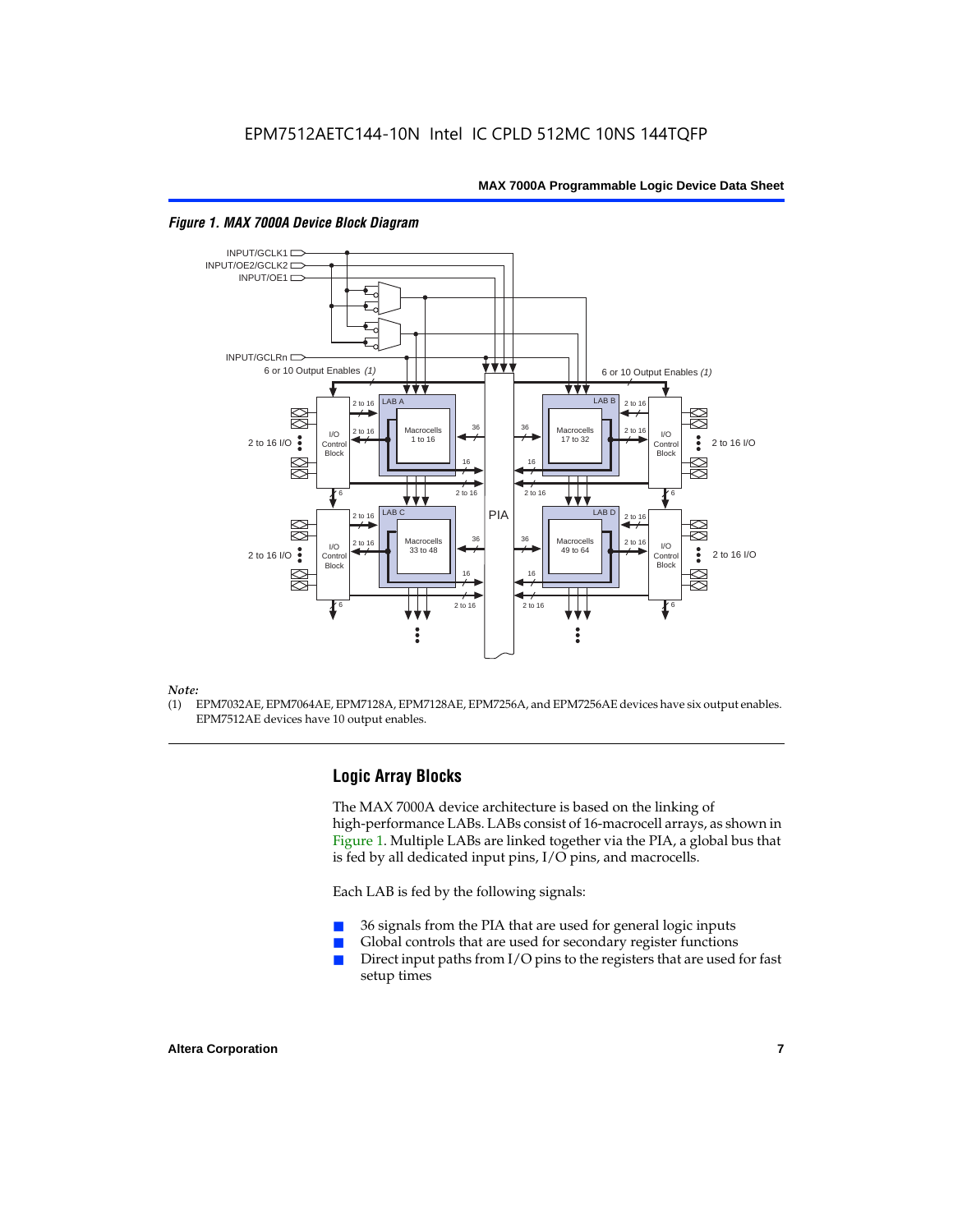*Figure 1. MAX 7000A Device Block Diagram*

*Note:*

(1) EPM7032AE, EPM7064AE, EPM7128A, EPM7128AE, EPM7256A, and EPM7256AE devices have six output enables. EPM7512AE devices have 10 output enables.

## Logic Array Blocks

The MAX 7000A device architecture is based on the linking of high-performance LABs. LABs consist of 16-macrocell arrays, as shown in Figure 1. Multiple LABs are linked together via the PIA, a global bus that is fed by all dedicated input pins, I/O pins, and macrocells.

Each LAB is fed by the following signals:

- 36 signals from the PIA that are used for general logic inputs
- Global controls that are used for secondary register functions
- Direct input paths from I/O pins to the registers that are used for fast setup times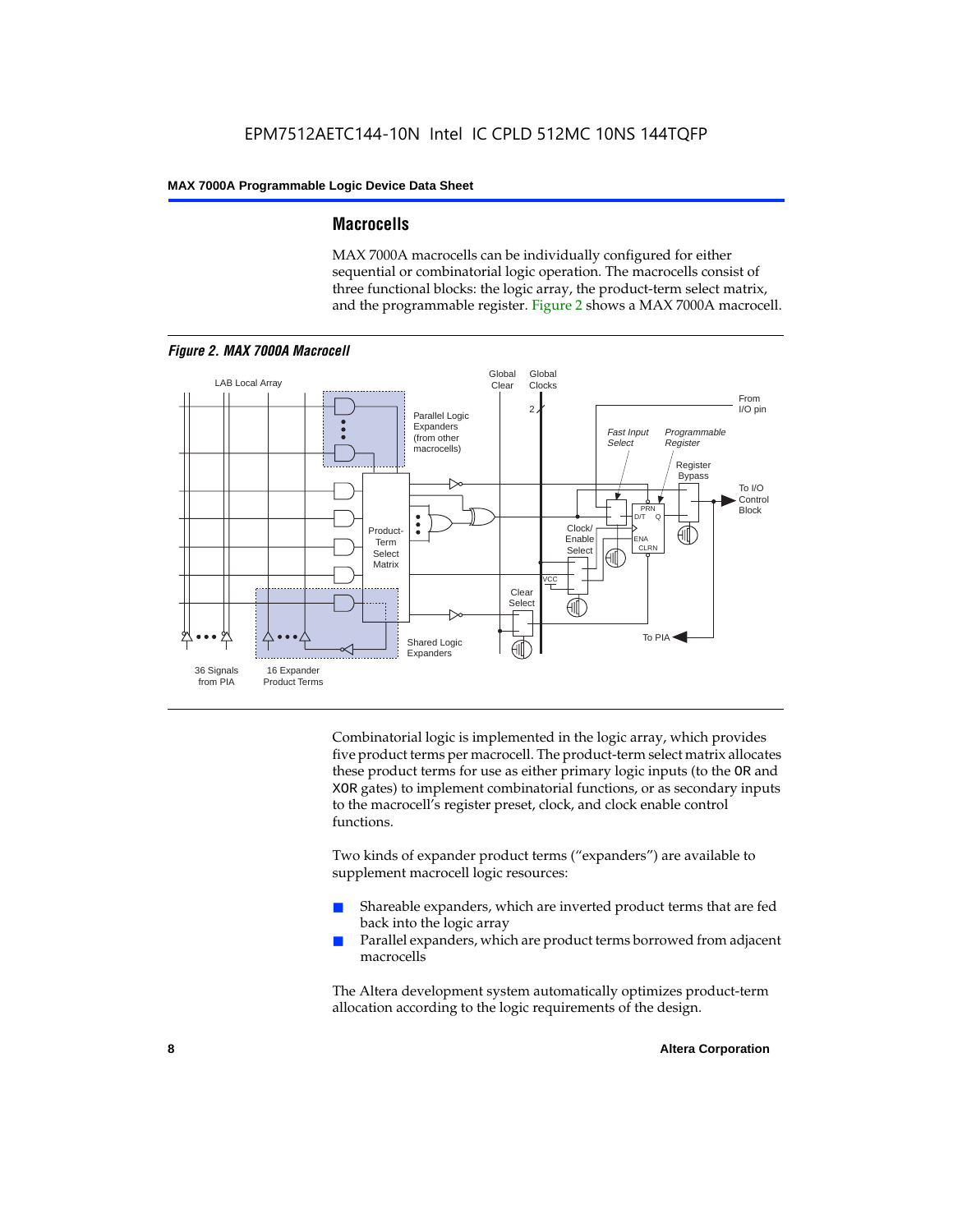## Macrocells

MAX 7000A macrocells can be individually configured for either sequential or combinatorial logic operation. The macrocells consist of three functional blocks: the logic array, the product-term select matrix, and the programmable register. Figure 2 shows a MAX 7000A macrocell.

*Figure 2. MAX 7000A Macrocell*

Combinatorial logic is implemented in the logic array, which provides five product terms per macrocell. The product-term select matrix allocates these product terms for use as either primary logic inputs (to the OR and XOR gates) to implement combinatorial functions, or as secondary inputs to the macrocell's register preset, clock, and clock enable control functions.

Two kinds of expander product terms ("expanders") are available to supplement macrocell logic resources:

- Shareable expanders, which are inverted product terms that are fed back into the logic array
- Parallel expanders, which are product terms borrowed from adjacent macrocells

The Altera development system automatically optimizes product-term allocation according to the logic requirements of the design.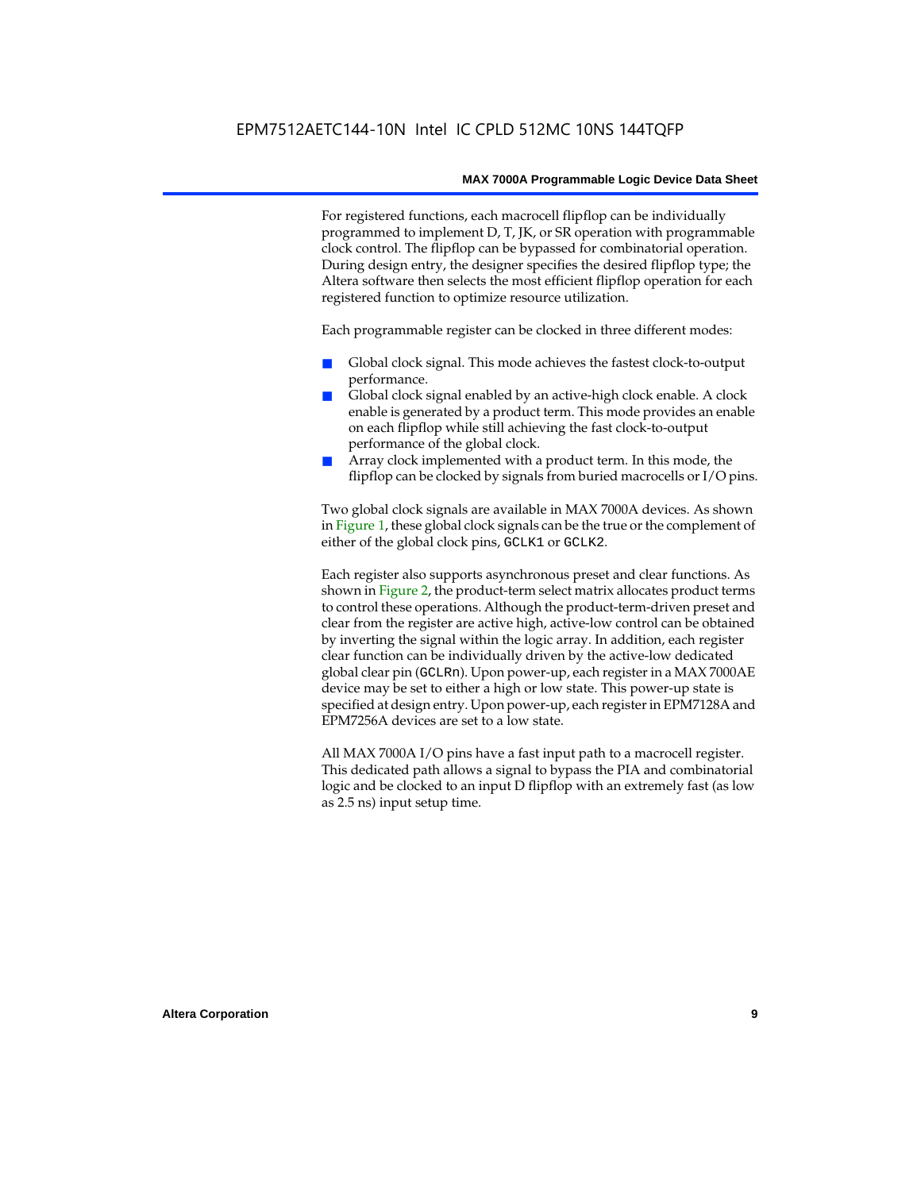For registered functions, each macrocell flipflop can be individually programmed to implement D, T, JK, or SR operation with programmable clock control. The flipflop can be bypassed for combinatorial operation. During design entry, the designer specifies the desired flipflop type; the Altera software then selects the most efficient flipflop operation for each registered function to optimize resource utilization.

Each programmable register can be clocked in three different modes:

- Global clock signal. This mode achieves the fastest clock-to-output performance.
- Global clock signal enabled by an active-high clock enable. A clock enable is generated by a product term. This mode provides an enable on each flipflop while still achieving the fast clock-to-output performance of the global clock.
- Array clock implemented with a product term. In this mode, the flipflop can be clocked by signals from buried macrocells or I/O pins.

Two global clock signals are available in MAX 7000A devices. As shown in Figure 1, these global clock signals can be the true or the complement of either of the global clock pins, `GCLK1` or `GCLK2`.

Each register also supports asynchronous preset and clear functions. As shown in Figure 2, the product-term select matrix allocates product terms to control these operations. Although the product-term-driven preset and clear from the register are active high, active-low control can be obtained by inverting the signal within the logic array. In addition, each register clear function can be individually driven by the active-low dedicated global clear pin (`GCLRn`). Upon power-up, each register in a MAX 7000AE device may be set to either a high or low state. This power-up state is specified at design entry. Upon power-up, each register in EPM7128A and EPM7256A devices are set to a low state.

All MAX 7000A I/O pins have a fast input path to a macrocell register. This dedicated path allows a signal to bypass the PIA and combinatorial logic and be clocked to an input D flipflop with an extremely fast (as low as 2.5 ns) input setup time.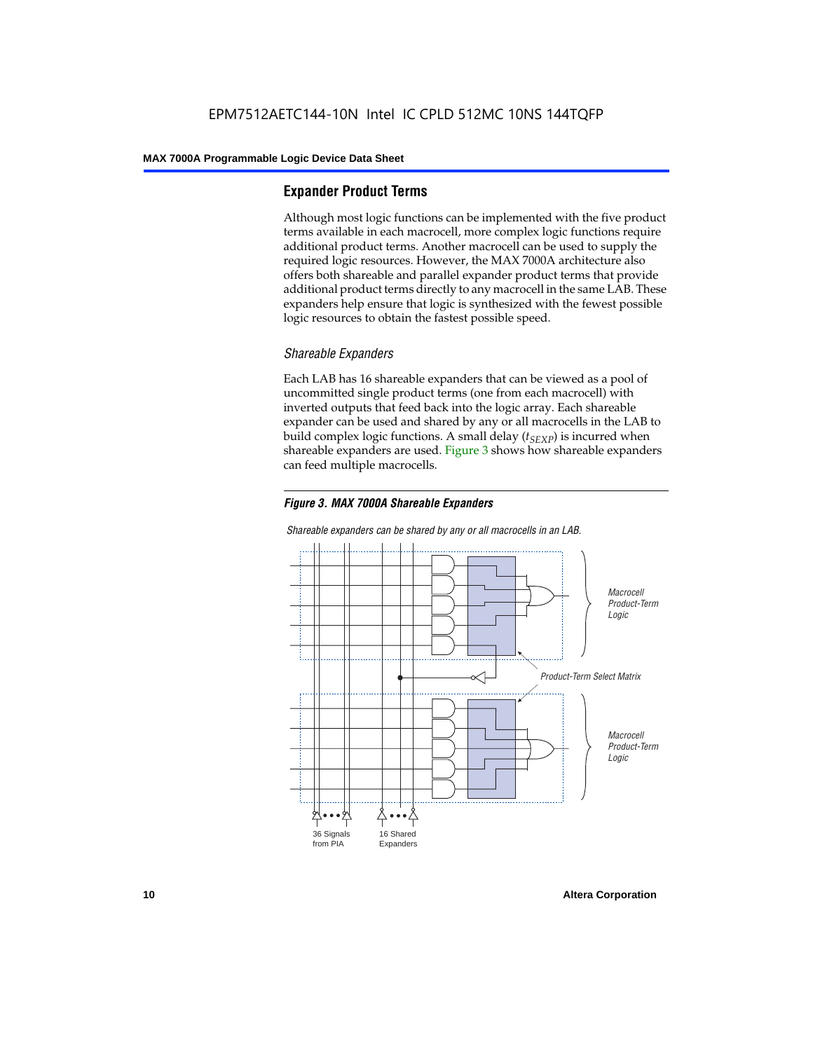## Expander Product Terms

Although most logic functions can be implemented with the five product terms available in each macrocell, more complex logic functions require additional product terms. Another macrocell can be used to supply the required logic resources. However, the MAX 7000A architecture also offers both shareable and parallel expander product terms that provide additional product terms directly to any macrocell in the same LAB. These expanders help ensure that logic is synthesized with the fewest possible logic resources to obtain the fastest possible speed.

### *Shareable Expanders*

Each LAB has 16 shareable expanders that can be viewed as a pool of uncommitted single product terms (one from each macrocell) with inverted outputs that feed back into the logic array. Each shareable expander can be used and shared by any or all macrocells in the LAB to build complex logic functions. A small delay ($t_{SEXP}$) is incurred when shareable expanders are used. Figure 3 shows how shareable expanders can feed multiple macrocells.

***Figure 3. MAX 7000A Shareable Expanders***

*Shareable expanders can be shared by any or all macrocells in an LAB.*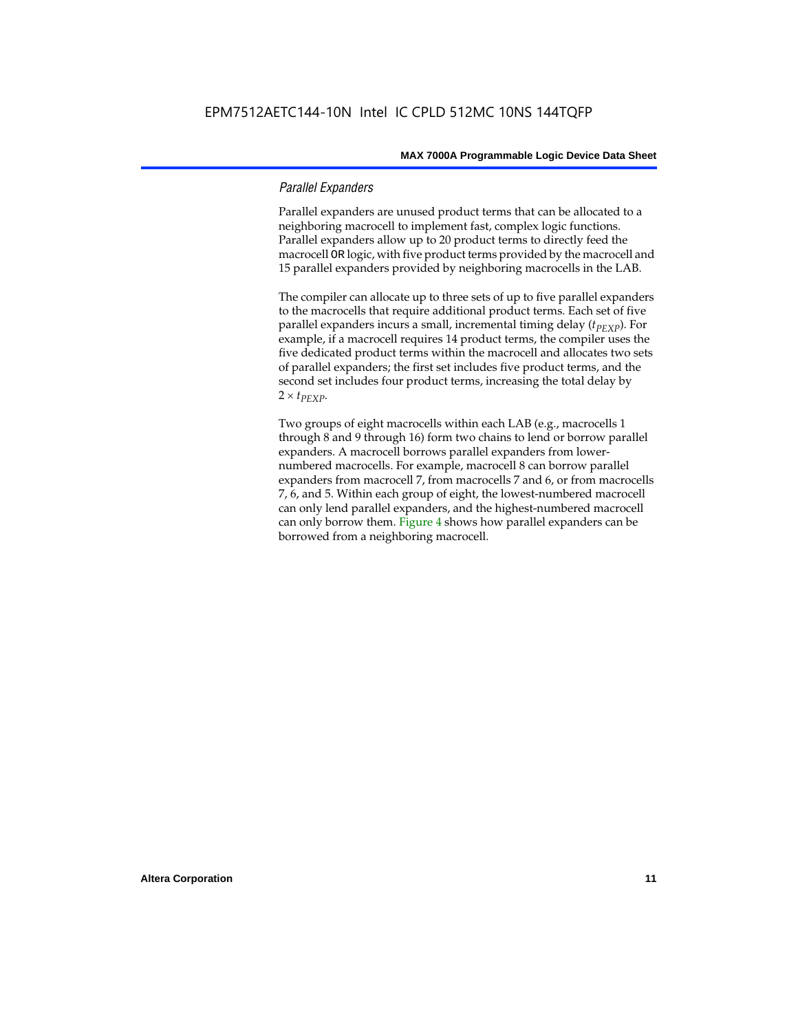### *Parallel Expanders*

Parallel expanders are unused product terms that can be allocated to a neighboring macrocell to implement fast, complex logic functions. Parallel expanders allow up to 20 product terms to directly feed the macrocell OR logic, with five product terms provided by the macrocell and 15 parallel expanders provided by neighboring macrocells in the LAB.

The compiler can allocate up to three sets of up to five parallel expanders to the macrocells that require additional product terms. Each set of five parallel expanders incurs a small, incremental timing delay ($t_{PEXP}$). For example, if a macrocell requires 14 product terms, the compiler uses the five dedicated product terms within the macrocell and allocates two sets of parallel expanders; the first set includes five product terms, and the second set includes four product terms, increasing the total delay by $2 \times t_{PEXP}$.

Two groups of eight macrocells within each LAB (e.g., macrocells 1 through 8 and 9 through 16) form two chains to lend or borrow parallel expanders. A macrocell borrows parallel expanders from lower-numbered macrocells. For example, macrocell 8 can borrow parallel expanders from macrocell 7, from macrocells 7 and 6, or from macrocells 7, 6, and 5. Within each group of eight, the lowest-numbered macrocell can only lend parallel expanders, and the highest-numbered macrocell can only borrow them. Figure 4 shows how parallel expanders can be borrowed from a neighboring macrocell.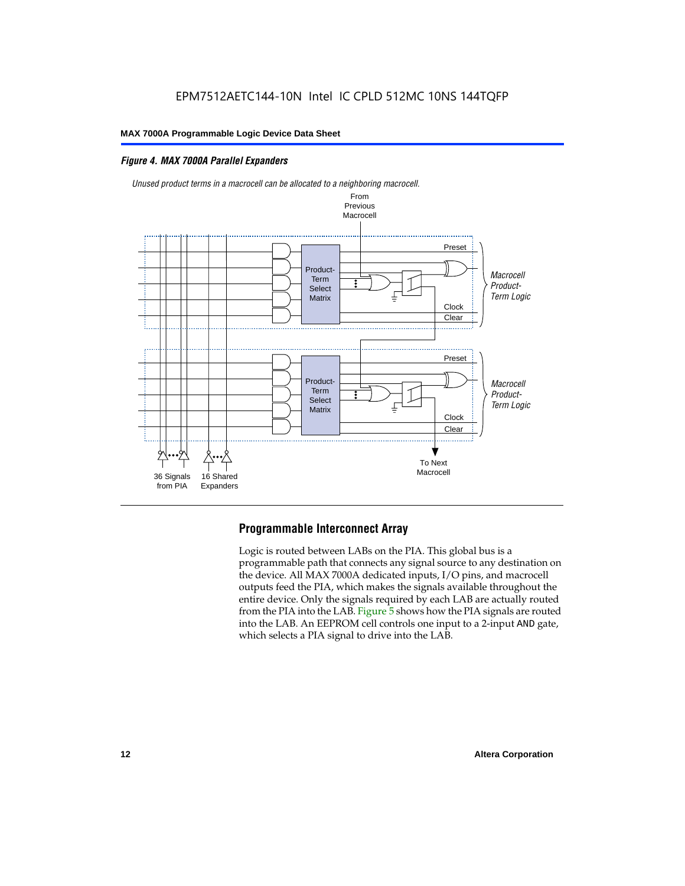*Figure 4. MAX 7000A Parallel Expanders*

*Unused product terms in a macrocell can be allocated to a neighboring macrocell.*

From Previous Macrocell

Preset

Product-Term Select Matrix

Clock

Clear

*Macrocell Product-Term Logic*

Preset

Product-Term Select Matrix

Clock

Clear

*Macrocell Product-Term Logic*

36 Signals from PIA

16 Shared Expanders

To Next Macrocell

## Programmable Interconnect Array

Logic is routed between LABs on the PIA. This global bus is a programmable path that connects any signal source to any destination on the device. All MAX 7000A dedicated inputs, I/O pins, and macrocell outputs feed the PIA, which makes the signals available throughout the entire device. Only the signals required by each LAB are actually routed from the PIA into the LAB. Figure 5 shows how the PIA signals are routed into the LAB. An EEPROM cell controls one input to a 2-input AND gate, which selects a PIA signal to drive into the LAB.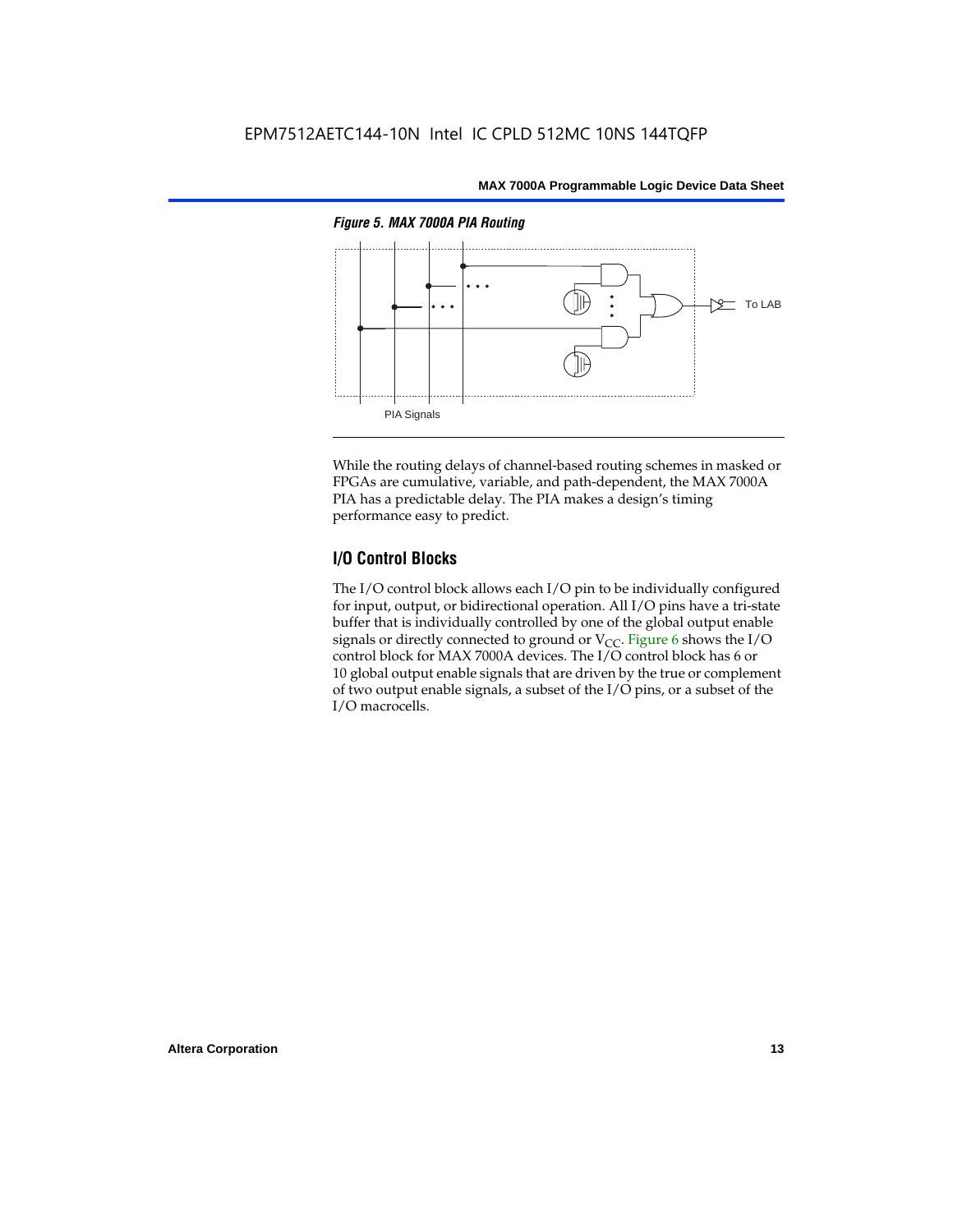*Figure 5. MAX 7000A PIA Routing*

PIA Signals

To LAB

While the routing delays of channel-based routing schemes in masked or FPGAs are cumulative, variable, and path-dependent, the MAX 7000A PIA has a predictable delay. The PIA makes a design's timing performance easy to predict.

## I/O Control Blocks

The I/O control block allows each I/O pin to be individually configured for input, output, or bidirectional operation. All I/O pins have a tri-state buffer that is individually controlled by one of the global output enable signals or directly connected to ground or $V_{CC}$. Figure 6 shows the I/O control block for MAX 7000A devices. The I/O control block has 6 or 10 global output enable signals that are driven by the true or complement of two output enable signals, a subset of the I/O pins, or a subset of the I/O macrocells.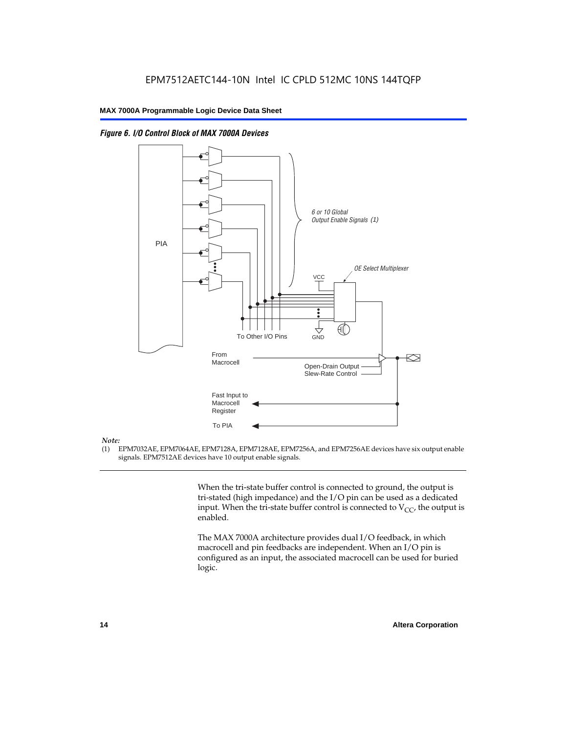*Figure 6. I/O Control Block of MAX 7000A Devices*

PIA

6 or 10 Global Output Enable Signals (1)

OE Select Multiplexer

VCC

GND

To Other I/O Pins

From Macrocell

Open-Drain Output

Slew-Rate Control

Fast Input to Macrocell Register

To PIA

*Note:*

(1) EPM7032AE, EPM7064AE, EPM7128A, EPM7128AE, EPM7256A, and EPM7256AE devices have six output enable signals. EPM7512AE devices have 10 output enable signals.

When the tri-state buffer control is connected to ground, the output is tri-stated (high impedance) and the I/O pin can be used as a dedicated input. When the tri-state buffer control is connected to $V_{CC}$, the output is enabled.

The MAX 7000A architecture provides dual I/O feedback, in which macrocell and pin feedbacks are independent. When an I/O pin is configured as an input, the associated macrocell can be used for buried logic.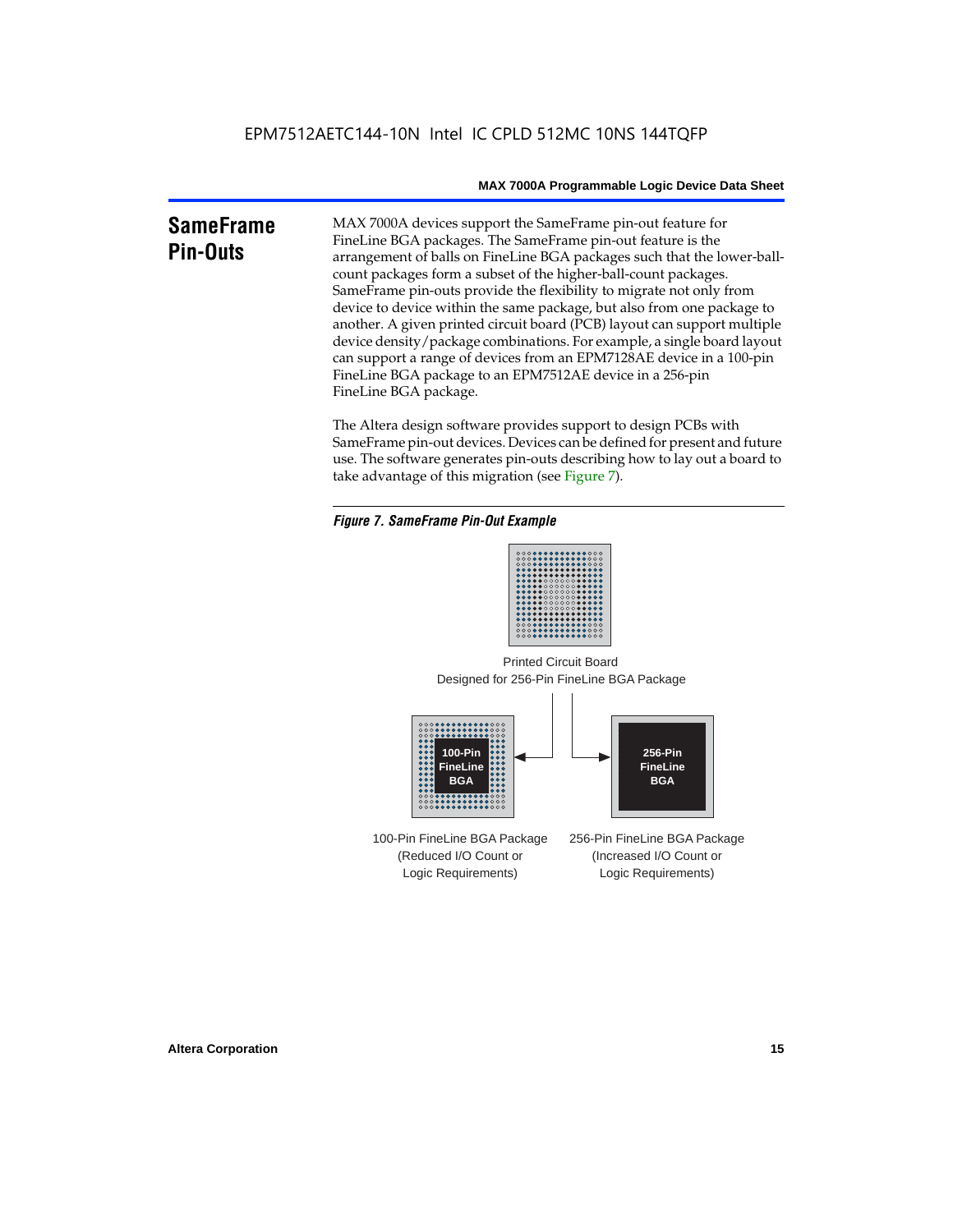## SameFrame Pin-Outs

MAX 7000A devices support the SameFrame pin-out feature for FineLine BGA packages. The SameFrame pin-out feature is the arrangement of balls on FineLine BGA packages such that the lower-ball-count packages form a subset of the higher-ball-count packages. SameFrame pin-outs provide the flexibility to migrate not only from device to device within the same package, but also from one package to another. A given printed circuit board (PCB) layout can support multiple device density/package combinations. For example, a single board layout can support a range of devices from an EPM7128AE device in a 100-pin FineLine BGA package to an EPM7512AE device in a 256-pin FineLine BGA package.

The Altera design software provides support to design PCBs with SameFrame pin-out devices. Devices can be defined for present and future use. The software generates pin-outs describing how to lay out a board to take advantage of this migration (see Figure 7).

*Figure 7. SameFrame Pin-Out Example*

Printed Circuit Board
Designed for 256-Pin FineLine BGA Package

100-Pin FineLine BGA

256-Pin FineLine BGA

100-Pin FineLine BGA Package
(Reduced I/O Count or
Logic Requirements)

256-Pin FineLine BGA Package
(Increased I/O Count or
Logic Requirements)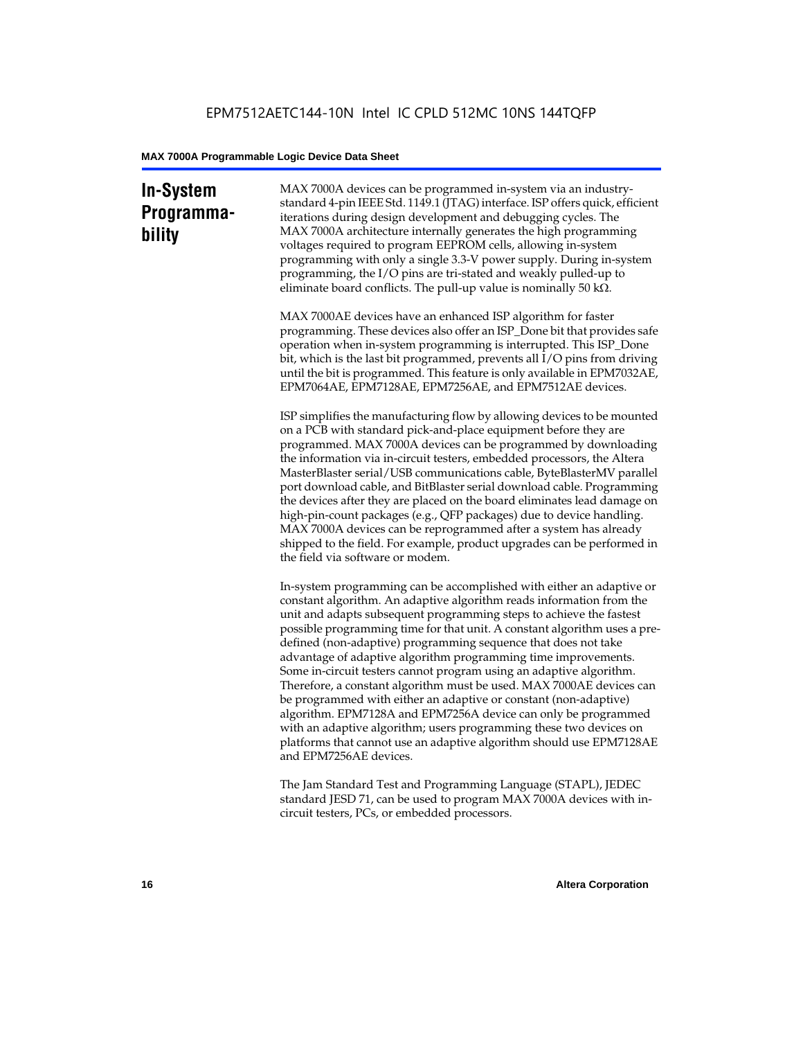## In-System Programmability

MAX 7000A devices can be programmed in-system via an industry-standard 4-pin IEEE Std. 1149.1 (JTAG) interface. ISP offers quick, efficient iterations during design development and debugging cycles. The MAX 7000A architecture internally generates the high programming voltages required to program EEPROM cells, allowing in-system programming with only a single 3.3-V power supply. During in-system programming, the I/O pins are tri-stated and weakly pulled-up to eliminate board conflicts. The pull-up value is nominally 50 kΩ.

MAX 7000AE devices have an enhanced ISP algorithm for faster programming. These devices also offer an ISP_Done bit that provides safe operation when in-system programming is interrupted. This ISP_Done bit, which is the last bit programmed, prevents all I/O pins from driving until the bit is programmed. This feature is only available in EPM7032AE, EPM7064AE, EPM7128AE, EPM7256AE, and EPM7512AE devices.

ISP simplifies the manufacturing flow by allowing devices to be mounted on a PCB with standard pick-and-place equipment before they are programmed. MAX 7000A devices can be programmed by downloading the information via in-circuit testers, embedded processors, the Altera MasterBlaster serial/USB communications cable, ByteBlasterMV parallel port download cable, and BitBlaster serial download cable. Programming the devices after they are placed on the board eliminates lead damage on high-pin-count packages (e.g., QFP packages) due to device handling. MAX 7000A devices can be reprogrammed after a system has already shipped to the field. For example, product upgrades can be performed in the field via software or modem.

In-system programming can be accomplished with either an adaptive or constant algorithm. An adaptive algorithm reads information from the unit and adapts subsequent programming steps to achieve the fastest possible programming time for that unit. A constant algorithm uses a pre-defined (non-adaptive) programming sequence that does not take advantage of adaptive algorithm programming time improvements. Some in-circuit testers cannot program using an adaptive algorithm. Therefore, a constant algorithm must be used. MAX 7000AE devices can be programmed with either an adaptive or constant (non-adaptive) algorithm. EPM7128A and EPM7256A device can only be programmed with an adaptive algorithm; users programming these two devices on platforms that cannot use an adaptive algorithm should use EPM7128AE and EPM7256AE devices.

The Jam Standard Test and Programming Language (STAPL), JEDEC standard JESD 71, can be used to program MAX 7000A devices with in-circuit testers, PCs, or embedded processors.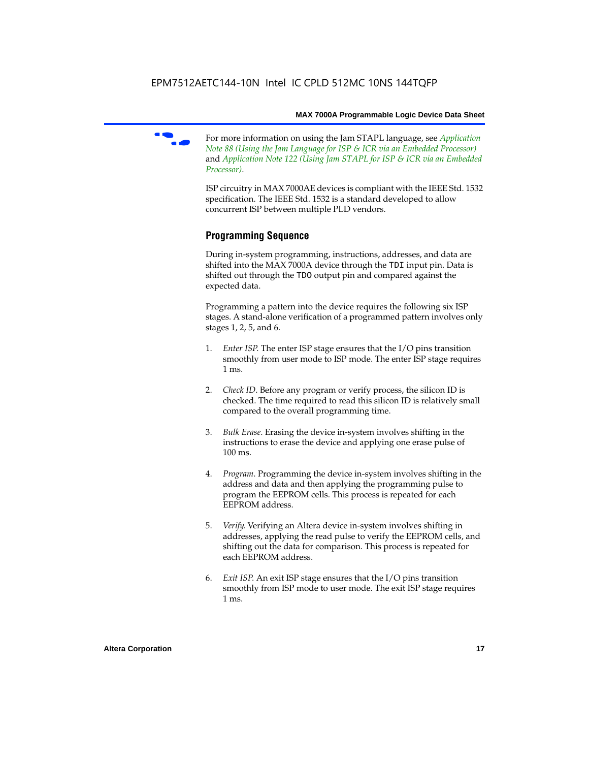For more information on using the Jam STAPL language, see *Application Note 88 (Using the Jam Language for ISP & ICR via an Embedded Processor)* and *Application Note 122 (Using Jam STAPL for ISP & ICR via an Embedded Processor)*.

ISP circuitry in MAX 7000AE devices is compliant with the IEEE Std. 1532 specification. The IEEE Std. 1532 is a standard developed to allow concurrent ISP between multiple PLD vendors.

## Programming Sequence

During in-system programming, instructions, addresses, and data are shifted into the MAX 7000A device through the `TDI` input pin. Data is shifted out through the `TDO` output pin and compared against the expected data.

Programming a pattern into the device requires the following six ISP stages. A stand-alone verification of a programmed pattern involves only stages 1, 2, 5, and 6.

1. *Enter ISP*. The enter ISP stage ensures that the I/O pins transition smoothly from user mode to ISP mode. The enter ISP stage requires 1 ms.

2. *Check ID*. Before any program or verify process, the silicon ID is checked. The time required to read this silicon ID is relatively small compared to the overall programming time.

3. *Bulk Erase*. Erasing the device in-system involves shifting in the instructions to erase the device and applying one erase pulse of 100 ms.

4. *Program*. Programming the device in-system involves shifting in the address and data and then applying the programming pulse to program the EEPROM cells. This process is repeated for each EEPROM address.

5. *Verify*. Verifying an Altera device in-system involves shifting in addresses, applying the read pulse to verify the EEPROM cells, and shifting out the data for comparison. This process is repeated for each EEPROM address.

6. *Exit ISP*. An exit ISP stage ensures that the I/O pins transition smoothly from ISP mode to user mode. The exit ISP stage requires 1 ms.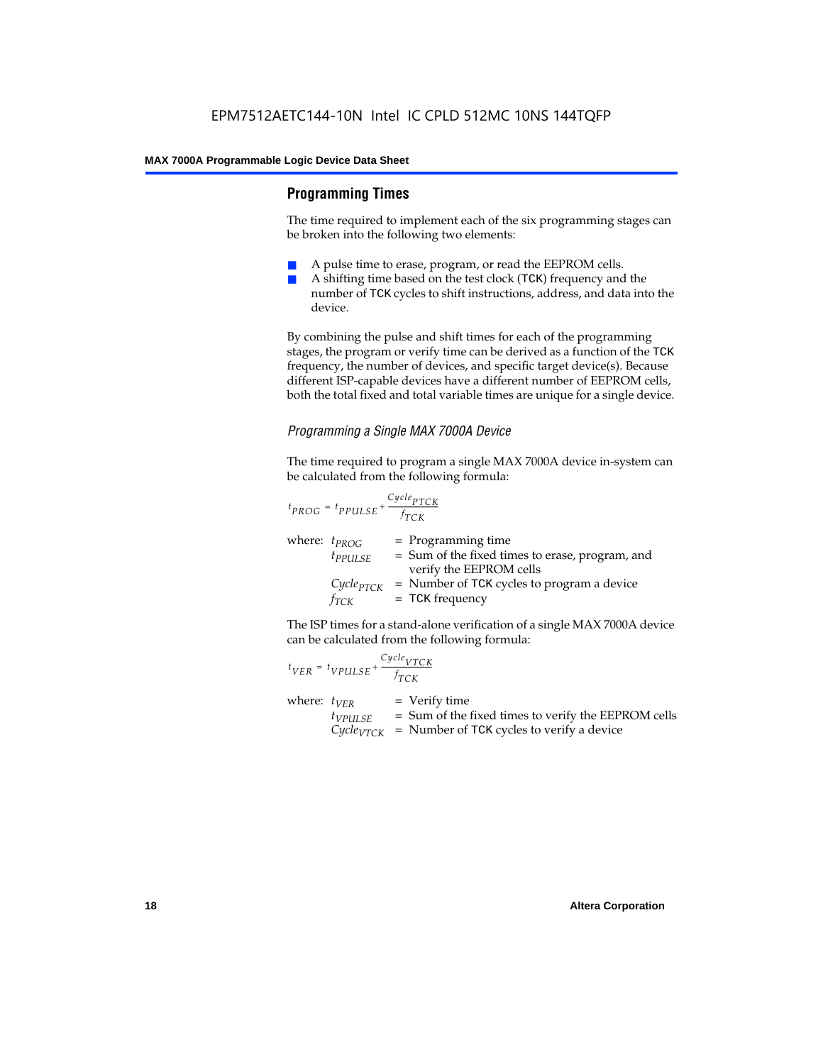## Programming Times

The time required to implement each of the six programming stages can be broken into the following two elements:

- A pulse time to erase, program, or read the EEPROM cells.
- A shifting time based on the test clock (TCK) frequency and the number of TCK cycles to shift instructions, address, and data into the device.

By combining the pulse and shift times for each of the programming stages, the program or verify time can be derived as a function of the TCK frequency, the number of devices, and specific target device(s). Because different ISP-capable devices have a different number of EEPROM cells, both the total fixed and total variable times are unique for a single device.

### *Programming a Single MAX 7000A Device*

The time required to program a single MAX 7000A device in-system can be calculated from the following formula:

$$t_{PROG} = t_{PPULSE} + \frac{Cycle_{PTCK}}{f_{TCK}}$$

where:
- $t_{PROG}$ = Programming time
- $t_{PPULSE}$ = Sum of the fixed times to erase, program, and verify the EEPROM cells
- $Cycle_{PTCK}$ = Number of TCK cycles to program a device
- $f_{TCK}$ = TCK frequency

The ISP times for a stand-alone verification of a single MAX 7000A device can be calculated from the following formula:

$$t_{VER} = t_{VPULSE} + \frac{Cycle_{VTCK}}{f_{TCK}}$$

where:
- $t_{VER}$ = Verify time
- $t_{VPULSE}$ = Sum of the fixed times to verify the EEPROM cells
- $Cycle_{VTCK}$ = Number of TCK cycles to verify a device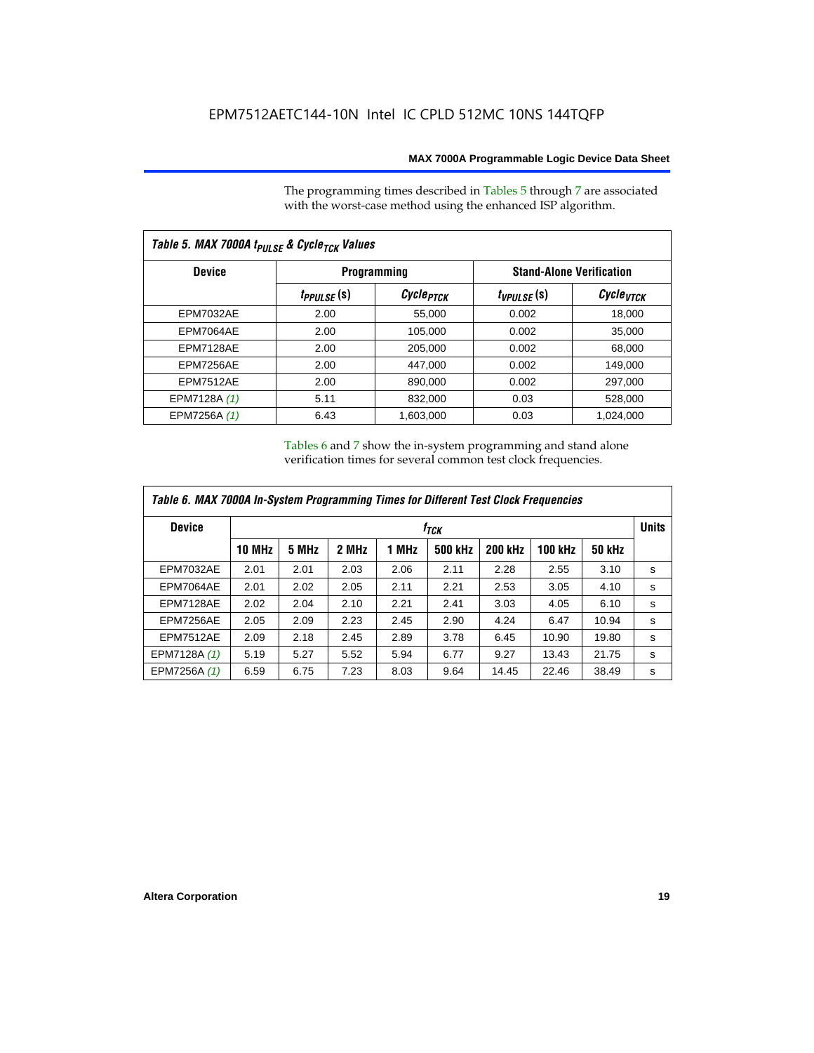The programming times described in Tables 5 through 7 are associated with the worst-case method using the enhanced ISP algorithm.

| Table 5. MAX 7000A $t_{PULSE}$ & $Cycle_{TCK}$ Values | | | | |
|---|---|---|---|---|
| **Device** | **Programming** | | **Stand-Alone Verification** | |
| | $t_{PPULSE}$ (s) | $Cycle_{PTCK}$ | $t_{VPULSE}$ (s) | $Cycle_{VTCK}$ |
| EPM7032AE | 2.00 | 55,000 | 0.002 | 18,000 |
| EPM7064AE | 2.00 | 105,000 | 0.002 | 35,000 |
| EPM7128AE | 2.00 | 205,000 | 0.002 | 68,000 |
| EPM7256AE | 2.00 | 447,000 | 0.002 | 149,000 |
| EPM7512AE | 2.00 | 890,000 | 0.002 | 297,000 |
| EPM7128A *(1)* | 5.11 | 832,000 | 0.03 | 528,000 |
| EPM7256A *(1)* | 6.43 | 1,603,000 | 0.03 | 1,024,000 |

Tables 6 and 7 show the in-system programming and stand alone verification times for several common test clock frequencies.

| Table 6. MAX 7000A In-System Programming Times for Different Test Clock Frequencies | | | | | | | | | |
|---|---|---|---|---|---|---|---|---|---|
| **Device** | $f_{TCK}$ | | | | | | | | **Units** |
| | **10 MHz** | **5 MHz** | **2 MHz** | **1 MHz** | **500 kHz** | **200 kHz** | **100 kHz** | **50 kHz** | |
| EPM7032AE | 2.01 | 2.01 | 2.03 | 2.06 | 2.11 | 2.28 | 2.55 | 3.10 | s |
| EPM7064AE | 2.01 | 2.02 | 2.05 | 2.11 | 2.21 | 2.53 | 3.05 | 4.10 | s |
| EPM7128AE | 2.02 | 2.04 | 2.10 | 2.21 | 2.41 | 3.03 | 4.05 | 6.10 | s |
| EPM7256AE | 2.05 | 2.09 | 2.23 | 2.45 | 2.90 | 4.24 | 6.47 | 10.94 | s |
| EPM7512AE | 2.09 | 2.18 | 2.45 | 2.89 | 3.78 | 6.45 | 10.90 | 19.80 | s |
| EPM7128A *(1)* | 5.19 | 5.27 | 5.52 | 5.94 | 6.77 | 9.27 | 13.43 | 21.75 | s |
| EPM7256A *(1)* | 6.59 | 6.75 | 7.23 | 8.03 | 9.64 | 14.45 | 22.46 | 38.49 | s |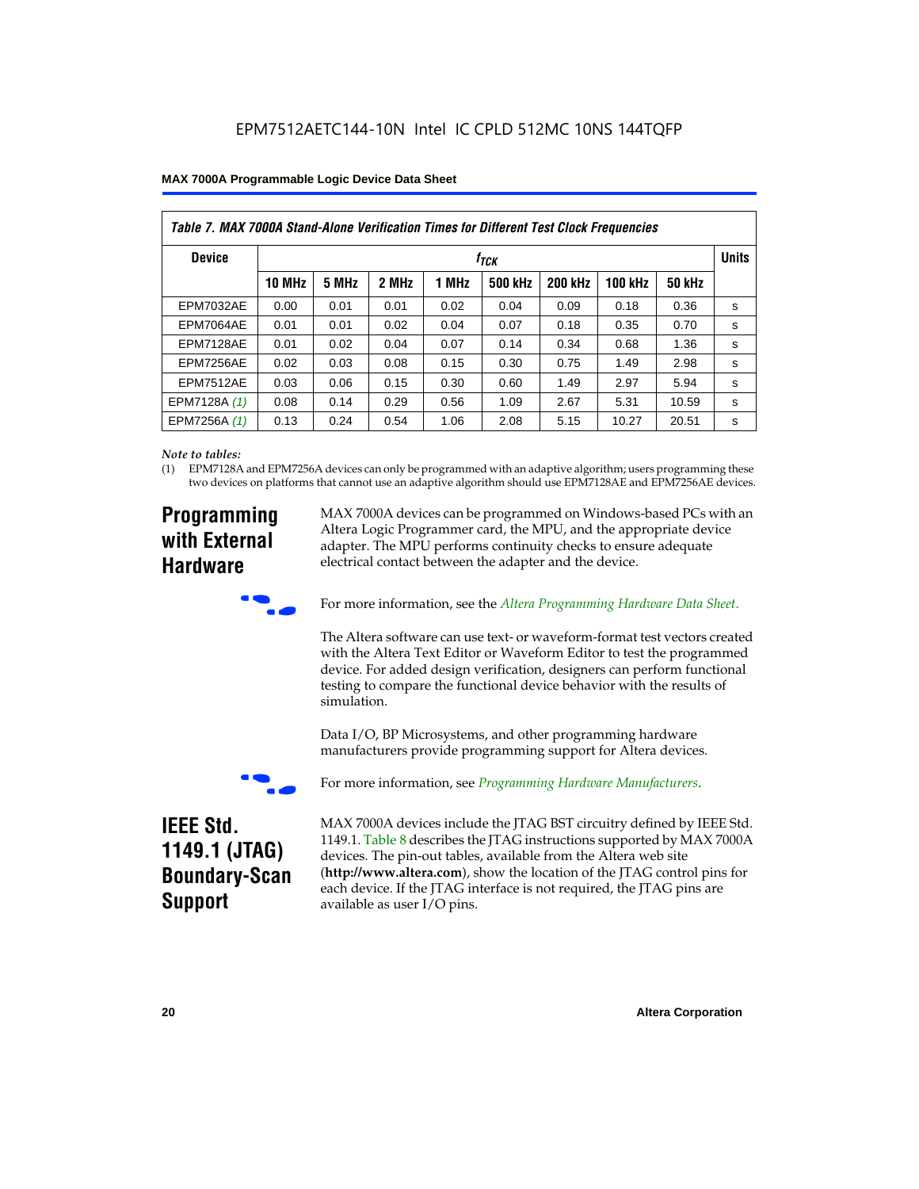**Table 7. MAX 7000A Stand-Alone Verification Times for Different Test Clock Frequencies**

| Device | $f_{TCK}$ | | | | | | | | Units |
|---|---|---|---|---|---|---|---|---|---|
| | 10 MHz | 5 MHz | 2 MHz | 1 MHz | 500 kHz | 200 kHz | 100 kHz | 50 kHz | |
| EPM7032AE | 0.00 | 0.01 | 0.01 | 0.02 | 0.04 | 0.09 | 0.18 | 0.36 | s |
| EPM7064AE | 0.01 | 0.01 | 0.02 | 0.04 | 0.07 | 0.18 | 0.35 | 0.70 | s |
| EPM7128AE | 0.01 | 0.02 | 0.04 | 0.07 | 0.14 | 0.34 | 0.68 | 1.36 | s |
| EPM7256AE | 0.02 | 0.03 | 0.08 | 0.15 | 0.30 | 0.75 | 1.49 | 2.98 | s |
| EPM7512AE | 0.03 | 0.06 | 0.15 | 0.30 | 0.60 | 1.49 | 2.97 | 5.94 | s |
| EPM7128A *(1)* | 0.08 | 0.14 | 0.29 | 0.56 | 1.09 | 2.67 | 5.31 | 10.59 | s |
| EPM7256A *(1)* | 0.13 | 0.24 | 0.54 | 1.06 | 2.08 | 5.15 | 10.27 | 20.51 | s |

*Note to tables:*

(1) EPM7128A and EPM7256A devices can only be programmed with an adaptive algorithm; users programming these two devices on platforms that cannot use an adaptive algorithm should use EPM7128AE and EPM7256AE devices.

## Programming with External Hardware

MAX 7000A devices can be programmed on Windows-based PCs with an Altera Logic Programmer card, the MPU, and the appropriate device adapter. The MPU performs continuity checks to ensure adequate electrical contact between the adapter and the device.

For more information, see the *Altera Programming Hardware Data Sheet*.

The Altera software can use text- or waveform-format test vectors created with the Altera Text Editor or Waveform Editor to test the programmed device. For added design verification, designers can perform functional testing to compare the functional device behavior with the results of simulation.

Data I/O, BP Microsystems, and other programming hardware manufacturers provide programming support for Altera devices.

For more information, see *Programming Hardware Manufacturers*.

## IEEE Std. 1149.1 (JTAG) Boundary-Scan Support

MAX 7000A devices include the JTAG BST circuitry defined by IEEE Std. 1149.1. Table 8 describes the JTAG instructions supported by MAX 7000A devices. The pin-out tables, available from the Altera web site (**http://www.altera.com**), show the location of the JTAG control pins for each device. If the JTAG interface is not required, the JTAG pins are available as user I/O pins.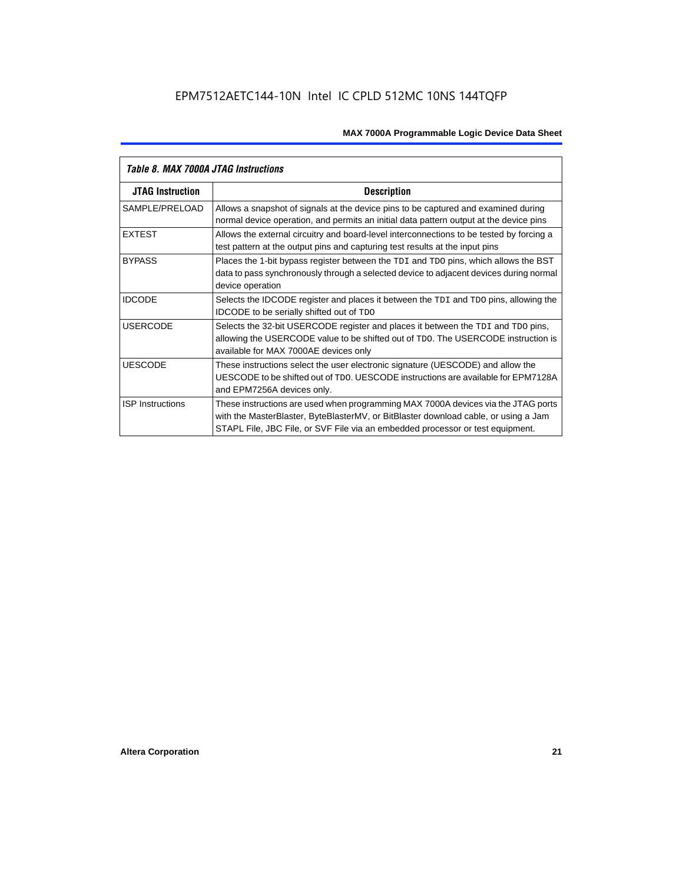*Table 8. MAX 7000A JTAG Instructions*

| JTAG Instruction | Description |
|---|---|
| SAMPLE/PRELOAD | Allows a snapshot of signals at the device pins to be captured and examined during normal device operation, and permits an initial data pattern output at the device pins |
| EXTEST | Allows the external circuitry and board-level interconnections to be tested by forcing a test pattern at the output pins and capturing test results at the input pins |
| BYPASS | Places the 1-bit bypass register between the TDI and TDO pins, which allows the BST data to pass synchronously through a selected device to adjacent devices during normal device operation |
| IDCODE | Selects the IDCODE register and places it between the TDI and TDO pins, allowing the IDCODE to be serially shifted out of TDO |
| USERCODE | Selects the 32-bit USERCODE register and places it between the TDI and TDO pins, allowing the USERCODE value to be shifted out of TDO. The USERCODE instruction is available for MAX 7000AE devices only |
| UESCODE | These instructions select the user electronic signature (UESCODE) and allow the UESCODE to be shifted out of TDO. UESCODE instructions are available for EPM7128A and EPM7256A devices only. |
| ISP Instructions | These instructions are used when programming MAX 7000A devices via the JTAG ports with the MasterBlaster, ByteBlasterMV, or BitBlaster download cable, or using a Jam STAPL File, JBC File, or SVF File via an embedded processor or test equipment. |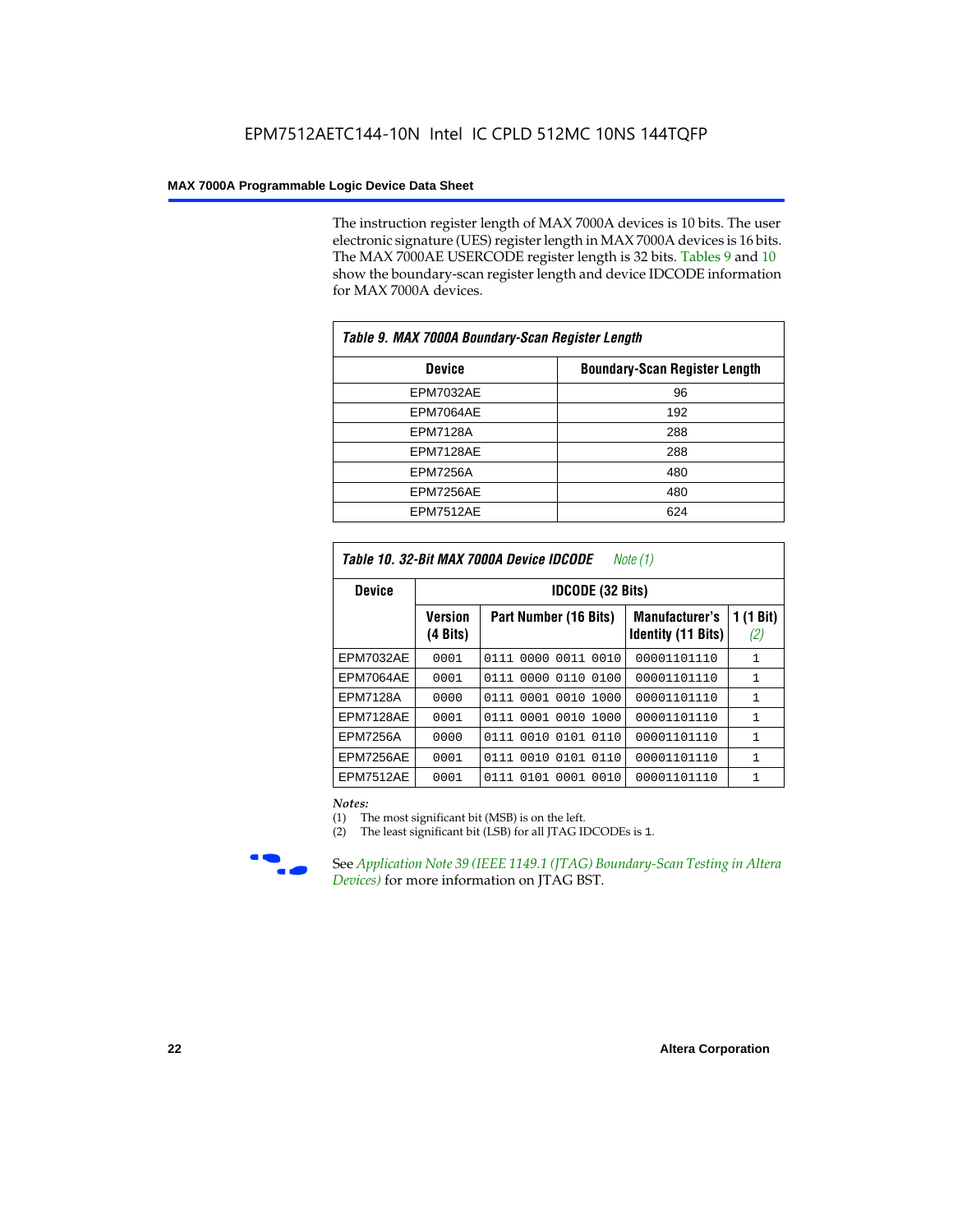The instruction register length of MAX 7000A devices is 10 bits. The user electronic signature (UES) register length in MAX 7000A devices is 16 bits. The MAX 7000AE USERCODE register length is 32 bits. Tables 9 and 10 show the boundary-scan register length and device IDCODE information for MAX 7000A devices.

| Table 9. MAX 7000A Boundary-Scan Register Length | |
|---|---|
| **Device** | **Boundary-Scan Register Length** |
| EPM7032AE | 96 |
| EPM7064AE | 192 |
| EPM7128A | 288 |
| EPM7128AE | 288 |
| EPM7256A | 480 |
| EPM7256AE | 480 |
| EPM7512AE | 624 |

*Table 10. 32-Bit MAX 7000A Device IDCODE Note (1)*

| Device | IDCODE (32 Bits) | | | |
|---|---|---|---|---|
| | Version (4 Bits) | Part Number (16 Bits) | Manufacturer's Identity (11 Bits) | 1 (1 Bit) (2) |
| EPM7032AE | 0001 | 0111 0000 0011 0010 | 00001101110 | 1 |
| EPM7064AE | 0001 | 0111 0000 0110 0100 | 00001101110 | 1 |
| EPM7128A | 0000 | 0111 0001 0010 1000 | 00001101110 | 1 |
| EPM7128AE | 0001 | 0111 0001 0010 1000 | 00001101110 | 1 |
| EPM7256A | 0000 | 0111 0010 0101 0110 | 00001101110 | 1 |
| EPM7256AE | 0001 | 0111 0010 0101 0110 | 00001101110 | 1 |
| EPM7512AE | 0001 | 0111 0101 0001 0010 | 00001101110 | 1 |

*Notes:*

(1) The most significant bit (MSB) is on the left.

(2) The least significant bit (LSB) for all JTAG IDCODEs is 1.

See *Application Note 39 (IEEE 1149.1 (JTAG) Boundary-Scan Testing in Altera Devices)* for more information on JTAG BST.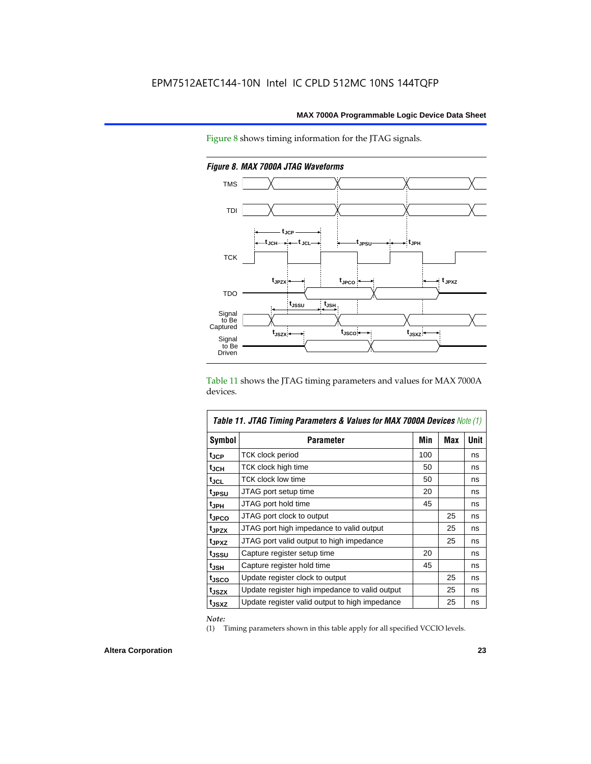Figure 8 shows timing information for the JTAG signals.

*Figure 8. MAX 7000A JTAG Waveforms*

Table 11 shows the JTAG timing parameters and values for MAX 7000A devices.

*Table 11. JTAG Timing Parameters & Values for MAX 7000A Devices Note (1)*

| Symbol | Parameter | Min | Max | Unit |
|---|---|---|---|---|
| $t_{JCP}$ | TCK clock period | 100 | | ns |
| $t_{JCH}$ | TCK clock high time | 50 | | ns |
| $t_{JCL}$ | TCK clock low time | 50 | | ns |
| $t_{JPSU}$ | JTAG port setup time | 20 | | ns |
| $t_{JPH}$ | JTAG port hold time | 45 | | ns |
| $t_{JPCO}$ | JTAG port clock to output | | 25 | ns |
| $t_{JPZX}$ | JTAG port high impedance to valid output | | 25 | ns |
| $t_{JPXZ}$ | JTAG port valid output to high impedance | | 25 | ns |
| $t_{JSSU}$ | Capture register setup time | 20 | | ns |
| $t_{JSH}$ | Capture register hold time | 45 | | ns |
| $t_{JSCO}$ | Update register clock to output | | 25 | ns |
| $t_{JSZX}$ | Update register high impedance to valid output | | 25 | ns |
| $t_{JSXZ}$ | Update register valid output to high impedance | | 25 | ns |

*Note:*

(1) Timing parameters shown in this table apply for all specified VCCIO levels.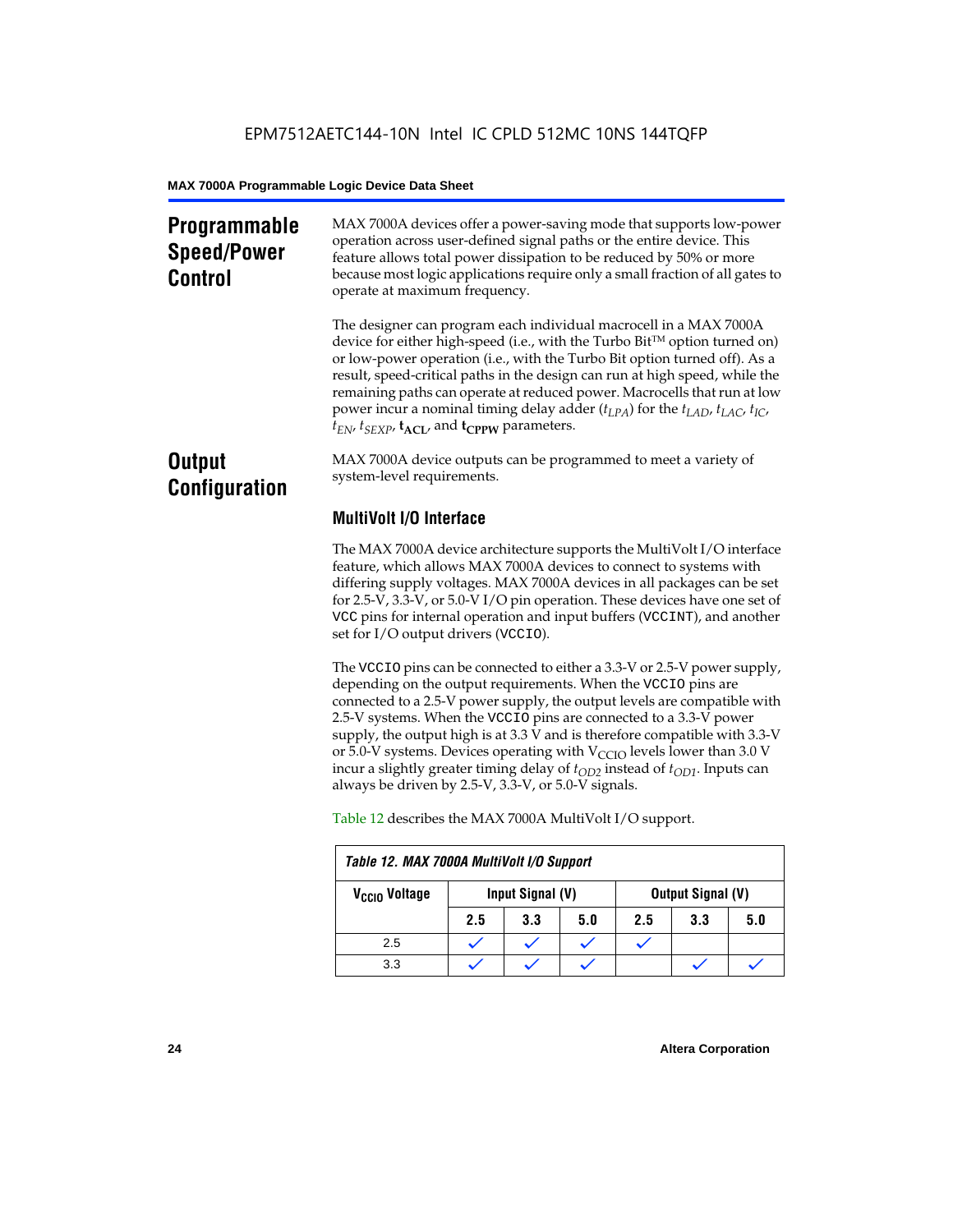## Programmable Speed/Power Control

MAX 7000A devices offer a power-saving mode that supports low-power operation across user-defined signal paths or the entire device. This feature allows total power dissipation to be reduced by 50% or more because most logic applications require only a small fraction of all gates to operate at maximum frequency.

The designer can program each individual macrocell in a MAX 7000A device for either high-speed (i.e., with the Turbo Bit™ option turned on) or low-power operation (i.e., with the Turbo Bit option turned off). As a result, speed-critical paths in the design can run at high speed, while the remaining paths can operate at reduced power. Macrocells that run at low power incur a nominal timing delay adder ($t_{LPA}$) for the $t_{LAD}$, $t_{LAC}$, $t_{IC}$, $t_{EN}$, $t_{SEXP}$, $\mathbf{t_{ACL}}$, and $\mathbf{t_{CPPW}}$ parameters.

## Output Configuration

MAX 7000A device outputs can be programmed to meet a variety of system-level requirements.

### MultiVolt I/O Interface

The MAX 7000A device architecture supports the MultiVolt I/O interface feature, which allows MAX 7000A devices to connect to systems with differing supply voltages. MAX 7000A devices in all packages can be set for 2.5-V, 3.3-V, or 5.0-V I/O pin operation. These devices have one set of `VCC` pins for internal operation and input buffers (`VCCINT`), and another set for I/O output drivers (`VCCIO`).

The `VCCIO` pins can be connected to either a 3.3-V or 2.5-V power supply, depending on the output requirements. When the `VCCIO` pins are connected to a 2.5-V power supply, the output levels are compatible with 2.5-V systems. When the `VCCIO` pins are connected to a 3.3-V power supply, the output high is at 3.3 V and is therefore compatible with 3.3-V or 5.0-V systems. Devices operating with $V_{CCIO}$ levels lower than 3.0 V incur a slightly greater timing delay of $t_{OD2}$ instead of $t_{OD1}$. Inputs can always be driven by 2.5-V, 3.3-V, or 5.0-V signals.

Table 12 describes the MAX 7000A MultiVolt I/O support.

*Table 12. MAX 7000A MultiVolt I/O Support*

| $V_{CCIO}$ Voltage | Input Signal (V) | | | Output Signal (V) | | |
|---|---|---|---|---|---|---|
| | 2.5 | 3.3 | 5.0 | 2.5 | 3.3 | 5.0 |
| 2.5 | ✓ | ✓ | ✓ | ✓ | | |
| 3.3 | ✓ | ✓ | ✓ | | ✓ | ✓ |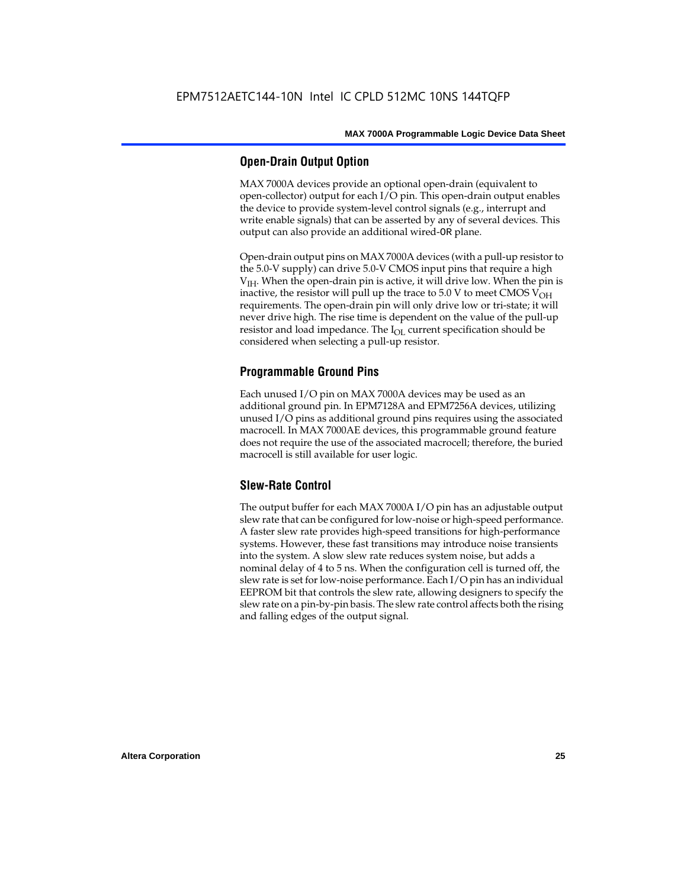## Open-Drain Output Option

MAX 7000A devices provide an optional open-drain (equivalent to open-collector) output for each I/O pin. This open-drain output enables the device to provide system-level control signals (e.g., interrupt and write enable signals) that can be asserted by any of several devices. This output can also provide an additional wired-OR plane.

Open-drain output pins on MAX 7000A devices (with a pull-up resistor to the 5.0-V supply) can drive 5.0-V CMOS input pins that require a high $V_{IH}$. When the open-drain pin is active, it will drive low. When the pin is inactive, the resistor will pull up the trace to 5.0 V to meet CMOS $V_{OH}$ requirements. The open-drain pin will only drive low or tri-state; it will never drive high. The rise time is dependent on the value of the pull-up resistor and load impedance. The $I_{OL}$ current specification should be considered when selecting a pull-up resistor.

## Programmable Ground Pins

Each unused I/O pin on MAX 7000A devices may be used as an additional ground pin. In EPM7128A and EPM7256A devices, utilizing unused I/O pins as additional ground pins requires using the associated macrocell. In MAX 7000AE devices, this programmable ground feature does not require the use of the associated macrocell; therefore, the buried macrocell is still available for user logic.

## Slew-Rate Control

The output buffer for each MAX 7000A I/O pin has an adjustable output slew rate that can be configured for low-noise or high-speed performance. A faster slew rate provides high-speed transitions for high-performance systems. However, these fast transitions may introduce noise transients into the system. A slow slew rate reduces system noise, but adds a nominal delay of 4 to 5 ns. When the configuration cell is turned off, the slew rate is set for low-noise performance. Each I/O pin has an individual EEPROM bit that controls the slew rate, allowing designers to specify the slew rate on a pin-by-pin basis. The slew rate control affects both the rising and falling edges of the output signal.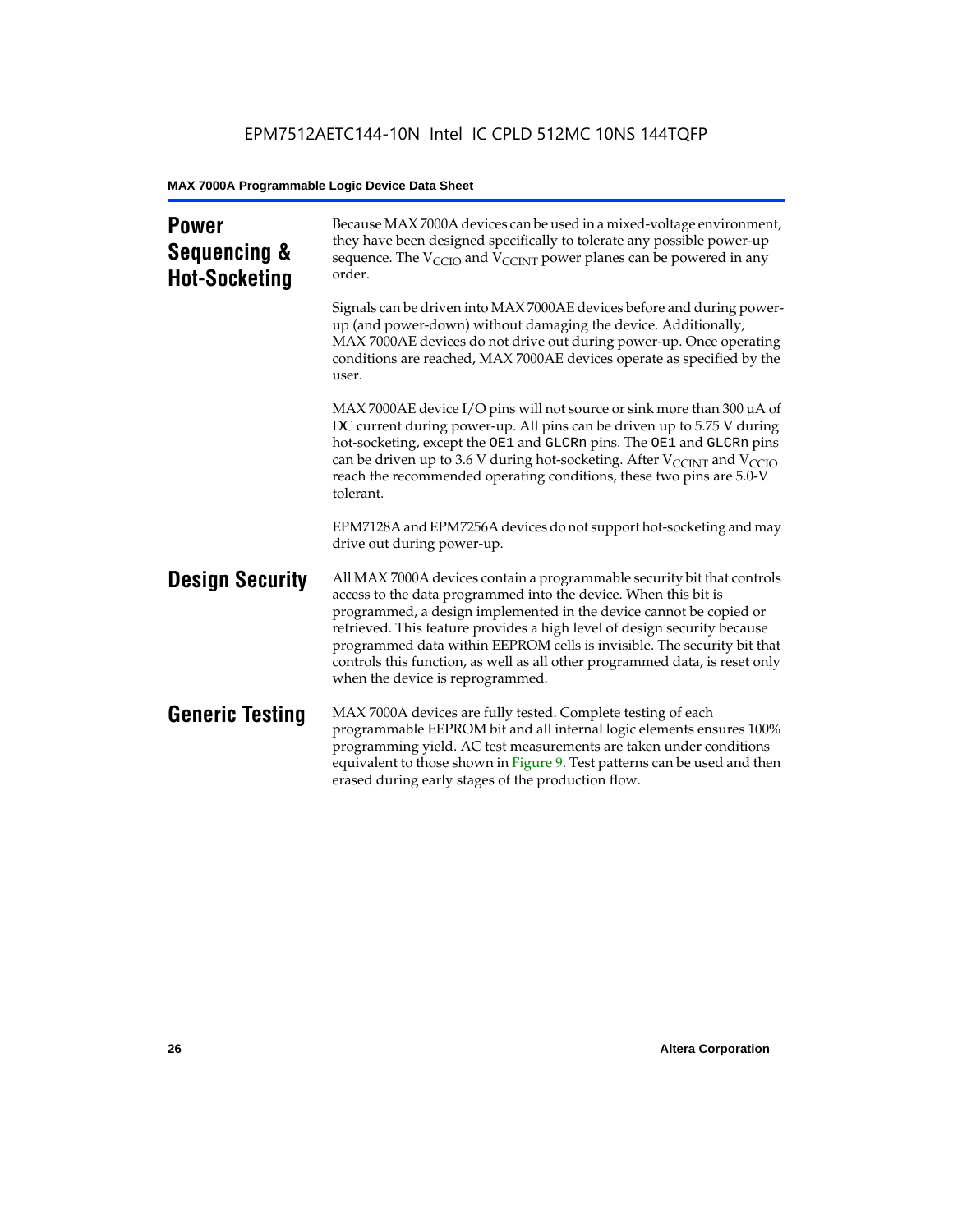## Power Sequencing & Hot-Socketing

Because MAX 7000A devices can be used in a mixed-voltage environment, they have been designed specifically to tolerate any possible power-up sequence. The $V_{CCIO}$ and $V_{CCINT}$ power planes can be powered in any order.

Signals can be driven into MAX 7000AE devices before and during power-up (and power-down) without damaging the device. Additionally, MAX 7000AE devices do not drive out during power-up. Once operating conditions are reached, MAX 7000AE devices operate as specified by the user.

MAX 7000AE device I/O pins will not source or sink more than 300 µA of DC current during power-up. All pins can be driven up to 5.75 V during hot-socketing, except the `OE1` and `GLCRn` pins. The `OE1` and `GLCRn` pins can be driven up to 3.6 V during hot-socketing. After $V_{CCINT}$ and $V_{CCIO}$ reach the recommended operating conditions, these two pins are 5.0-V tolerant.

EPM7128A and EPM7256A devices do not support hot-socketing and may drive out during power-up.

## Design Security

All MAX 7000A devices contain a programmable security bit that controls access to the data programmed into the device. When this bit is programmed, a design implemented in the device cannot be copied or retrieved. This feature provides a high level of design security because programmed data within EEPROM cells is invisible. The security bit that controls this function, as well as all other programmed data, is reset only when the device is reprogrammed.

## Generic Testing

MAX 7000A devices are fully tested. Complete testing of each programmable EEPROM bit and all internal logic elements ensures 100% programming yield. AC test measurements are taken under conditions equivalent to those shown in Figure 9. Test patterns can be used and then erased during early stages of the production flow.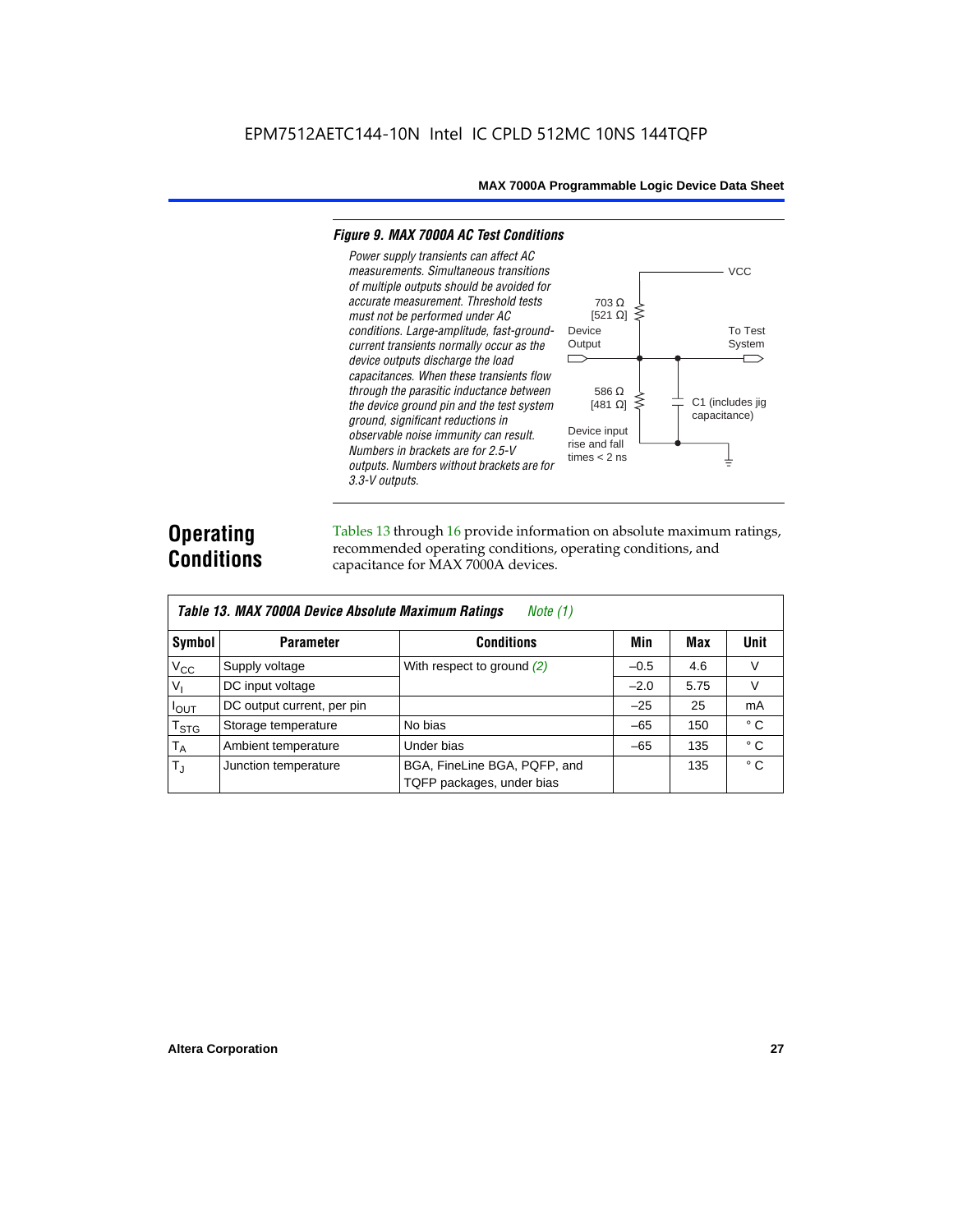*Figure 9. MAX 7000A AC Test Conditions*

*Power supply transients can affect AC measurements. Simultaneous transitions of multiple outputs should be avoided for accurate measurement. Threshold tests must not be performed under AC conditions. Large-amplitude, fast-ground-current transients normally occur as the device outputs discharge the load capacitances. When these transients flow through the parasitic inductance between the device ground pin and the test system ground, significant reductions in observable noise immunity can result. Numbers in brackets are for 2.5-V outputs. Numbers without brackets are for 3.3-V outputs.*

VCC

703 Ω [521 Ω]

Device Output

To Test System

586 Ω [481 Ω]

C1 (includes jig capacitance)

Device input rise and fall times < 2 ns

## Operating Conditions

Tables 13 through 16 provide information on absolute maximum ratings, recommended operating conditions, operating conditions, and capacitance for MAX 7000A devices.

*Table 13. MAX 7000A Device Absolute Maximum Ratings* *Note (1)*

| Symbol | Parameter | Conditions | Min | Max | Unit |
|---|---|---|---|---|---|
| $V_{CC}$ | Supply voltage | With respect to ground *(2)* | –0.5 | 4.6 | V |
| $V_I$ | DC input voltage | | –2.0 | 5.75 | V |
| $I_{OUT}$ | DC output current, per pin | | –25 | 25 | mA |
| $T_{STG}$ | Storage temperature | No bias | –65 | 150 | ° C |
| $T_A$ | Ambient temperature | Under bias | –65 | 135 | ° C |
| $T_J$ | Junction temperature | BGA, FineLine BGA, PQFP, and TQFP packages, under bias | | 135 | ° C |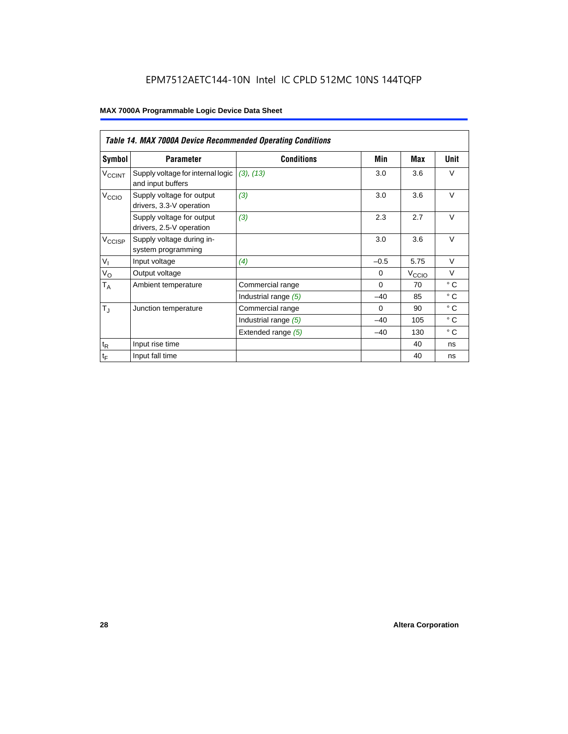EPM7512AETC144-10N Intel IC CPLD 512MC 10NS 144TQFP

**Table 14. MAX 7000A Device Recommended Operating Conditions**

| Symbol | Parameter | Conditions | Min | Max | Unit |
|---|---|---|---|---|---|
| $V_{CCINT}$ | Supply voltage for internal logic and input buffers | (3), (13) | 3.0 | 3.6 | V |
| $V_{CCIO}$ | Supply voltage for output drivers, 3.3-V operation | (3) | 3.0 | 3.6 | V |
| | Supply voltage for output drivers, 2.5-V operation | (3) | 2.3 | 2.7 | V |
| $V_{CCISP}$ | Supply voltage during in-system programming | | 3.0 | 3.6 | V |
| $V_I$ | Input voltage | (4) | –0.5 | 5.75 | V |
| $V_O$ | Output voltage | | 0 | $V_{CCIO}$ | V |
| $T_A$ | Ambient temperature | Commercial range | 0 | 70 | ° C |
| | | Industrial range (5) | –40 | 85 | ° C |
| $T_J$ | Junction temperature | Commercial range | 0 | 90 | ° C |
| | | Industrial range (5) | –40 | 105 | ° C |
| | | Extended range (5) | –40 | 130 | ° C |
| $t_R$ | Input rise time | | | 40 | ns |
| $t_F$ | Input fall time | | | 40 | ns |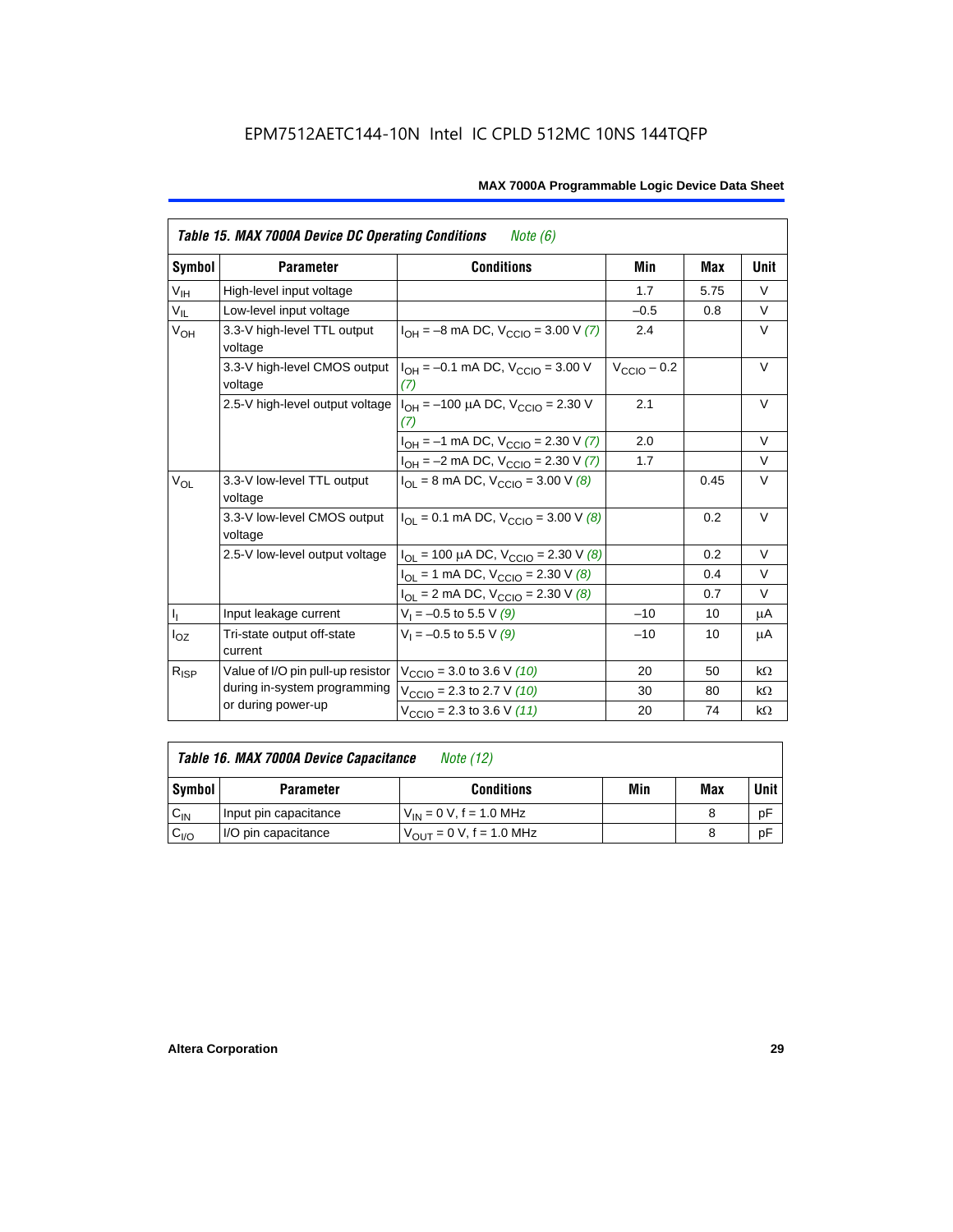EPM7512AETC144-10N Intel IC CPLD 512MC 10NS 144TQFP

| *Table 15. MAX 7000A Device DC Operating Conditions Note (6)* | | | | | |
|---|---|---|---|---|---|
| **Symbol** | **Parameter** | **Conditions** | **Min** | **Max** | **Unit** |
| $V_{IH}$ | High-level input voltage | | 1.7 | 5.75 | V |
| $V_{IL}$ | Low-level input voltage | | –0.5 | 0.8 | V |
| $V_{OH}$ | 3.3-V high-level TTL output voltage | $I_{OH}$ = –8 mA DC, $V_{CCIO}$ = 3.00 V *(7)* | 2.4 | | V |
| | 3.3-V high-level CMOS output voltage | $I_{OH}$ = –0.1 mA DC, $V_{CCIO}$ = 3.00 V *(7)* | $V_{CCIO}$ – 0.2 | | V |
| | 2.5-V high-level output voltage | $I_{OH}$ = –100 µA DC, $V_{CCIO}$ = 2.30 V *(7)* | 2.1 | | V |
| | | $I_{OH}$ = –1 mA DC, $V_{CCIO}$ = 2.30 V *(7)* | 2.0 | | V |
| | | $I_{OH}$ = –2 mA DC, $V_{CCIO}$ = 2.30 V *(7)* | 1.7 | | V |
| $V_{OL}$ | 3.3-V low-level TTL output voltage | $I_{OL}$ = 8 mA DC, $V_{CCIO}$ = 3.00 V *(8)* | | 0.45 | V |
| | 3.3-V low-level CMOS output voltage | $I_{OL}$ = 0.1 mA DC, $V_{CCIO}$ = 3.00 V *(8)* | | 0.2 | V |
| | 2.5-V low-level output voltage | $I_{OL}$ = 100 µA DC, $V_{CCIO}$ = 2.30 V *(8)* | | 0.2 | V |
| | | $I_{OL}$ = 1 mA DC, $V_{CCIO}$ = 2.30 V *(8)* | | 0.4 | V |
| | | $I_{OL}$ = 2 mA DC, $V_{CCIO}$ = 2.30 V *(8)* | | 0.7 | V |
| $I_I$ | Input leakage current | $V_I$ = –0.5 to 5.5 V *(9)* | –10 | 10 | µA |
| $I_{OZ}$ | Tri-state output off-state current | $V_I$ = –0.5 to 5.5 V *(9)* | –10 | 10 | µA |
| $R_{ISP}$ | Value of I/O pin pull-up resistor during in-system programming or during power-up | $V_{CCIO}$ = 3.0 to 3.6 V *(10)* | 20 | 50 | kΩ |
| | | $V_{CCIO}$ = 2.3 to 2.7 V *(10)* | 30 | 80 | kΩ |
| | | $V_{CCIO}$ = 2.3 to 3.6 V *(11)* | 20 | 74 | kΩ |

| *Table 16. MAX 7000A Device Capacitance Note (12)* | | | | | |
|---|---|---|---|---|---|
| **Symbol** | **Parameter** | **Conditions** | **Min** | **Max** | **Unit** |
| $C_{IN}$ | Input pin capacitance | $V_{IN}$ = 0 V, f = 1.0 MHz | | 8 | pF |
| $C_{I/O}$ | I/O pin capacitance | $V_{OUT}$ = 0 V, f = 1.0 MHz | | 8 | pF |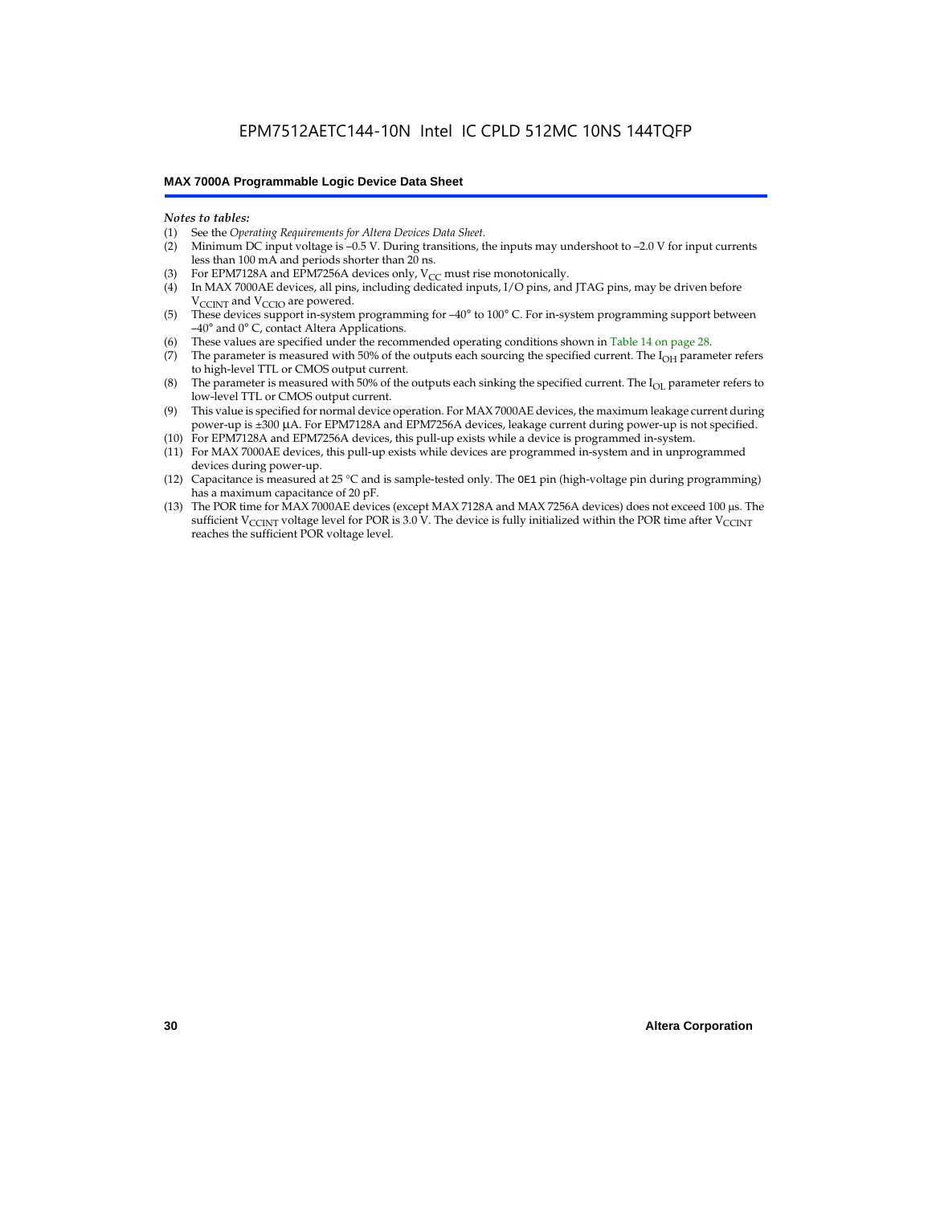*Notes to tables:*

(1) See the *Operating Requirements for Altera Devices Data Sheet*.
(2) Minimum DC input voltage is –0.5 V. During transitions, the inputs may undershoot to –2.0 V for input currents less than 100 mA and periods shorter than 20 ns.
(3) For EPM7128A and EPM7256A devices only, $V_{CC}$ must rise monotonically.
(4) In MAX 7000AE devices, all pins, including dedicated inputs, I/O pins, and JTAG pins, may be driven before $V_{CCINT}$ and $V_{CCIO}$ are powered.
(5) These devices support in-system programming for –40° to 100° C. For in-system programming support between –40° and 0° C, contact Altera Applications.
(6) These values are specified under the recommended operating conditions shown in Table 14 on page 28.
(7) The parameter is measured with 50% of the outputs each sourcing the specified current. The $I_{OH}$ parameter refers to high-level TTL or CMOS output current.
(8) The parameter is measured with 50% of the outputs each sinking the specified current. The $I_{OL}$ parameter refers to low-level TTL or CMOS output current.
(9) This value is specified for normal device operation. For MAX 7000AE devices, the maximum leakage current during power-up is ±300 µA. For EPM7128A and EPM7256A devices, leakage current during power-up is not specified.
(10) For EPM7128A and EPM7256A devices, this pull-up exists while a device is programmed in-system.
(11) For MAX 7000AE devices, this pull-up exists while devices are programmed in-system and in unprogrammed devices during power-up.
(12) Capacitance is measured at 25 °C and is sample-tested only. The `OE1` pin (high-voltage pin during programming) has a maximum capacitance of 20 pF.
(13) The POR time for MAX 7000AE devices (except MAX 7128A and MAX 7256A devices) does not exceed 100 µs. The sufficient $V_{CCINT}$ voltage level for POR is 3.0 V. The device is fully initialized within the POR time after $V_{CCINT}$ reaches the sufficient POR voltage level.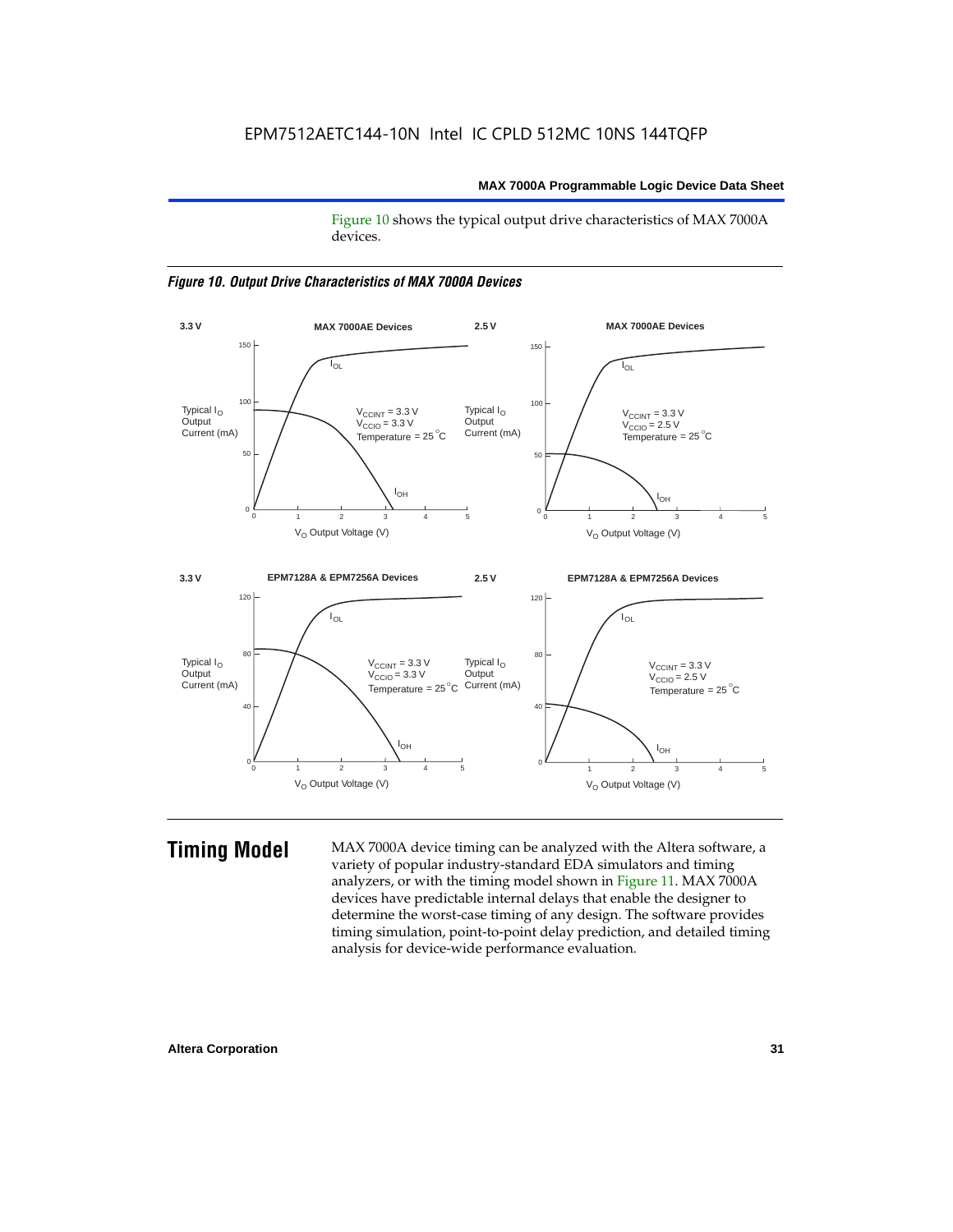Figure 10 shows the typical output drive characteristics of MAX 7000A devices.

*Figure 10. Output Drive Characteristics of MAX 7000A Devices*

# Timing Model

MAX 7000A device timing can be analyzed with the Altera software, a variety of popular industry-standard EDA simulators and timing analyzers, or with the timing model shown in Figure 11. MAX 7000A devices have predictable internal delays that enable the designer to determine the worst-case timing of any design. The software provides timing simulation, point-to-point delay prediction, and detailed timing analysis for device-wide performance evaluation.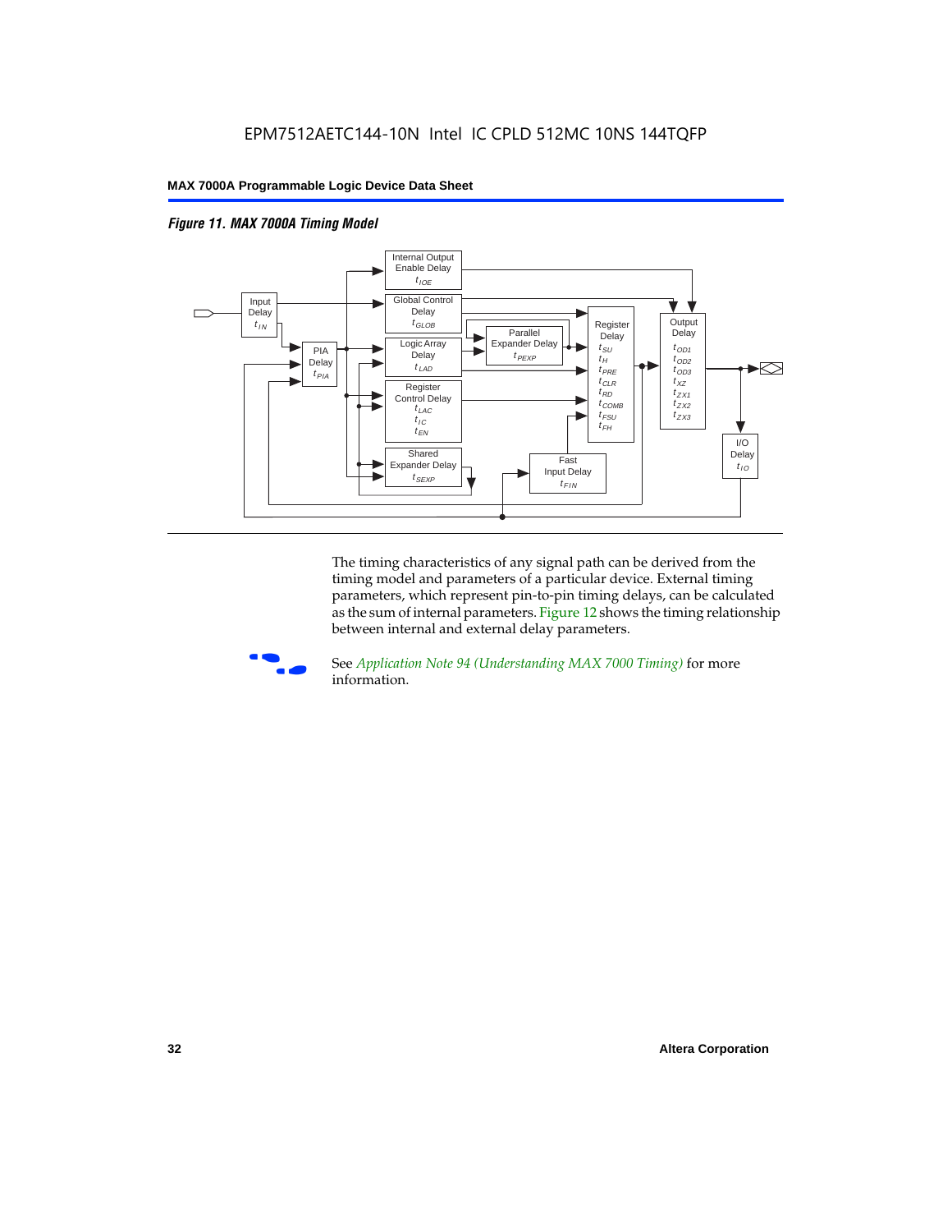*Figure 11. MAX 7000A Timing Model*

The timing characteristics of any signal path can be derived from the timing model and parameters of a particular device. External timing parameters, which represent pin-to-pin timing delays, can be calculated as the sum of internal parameters. Figure 12 shows the timing relationship between internal and external delay parameters.

See *Application Note 94 (Understanding MAX 7000 Timing)* for more information.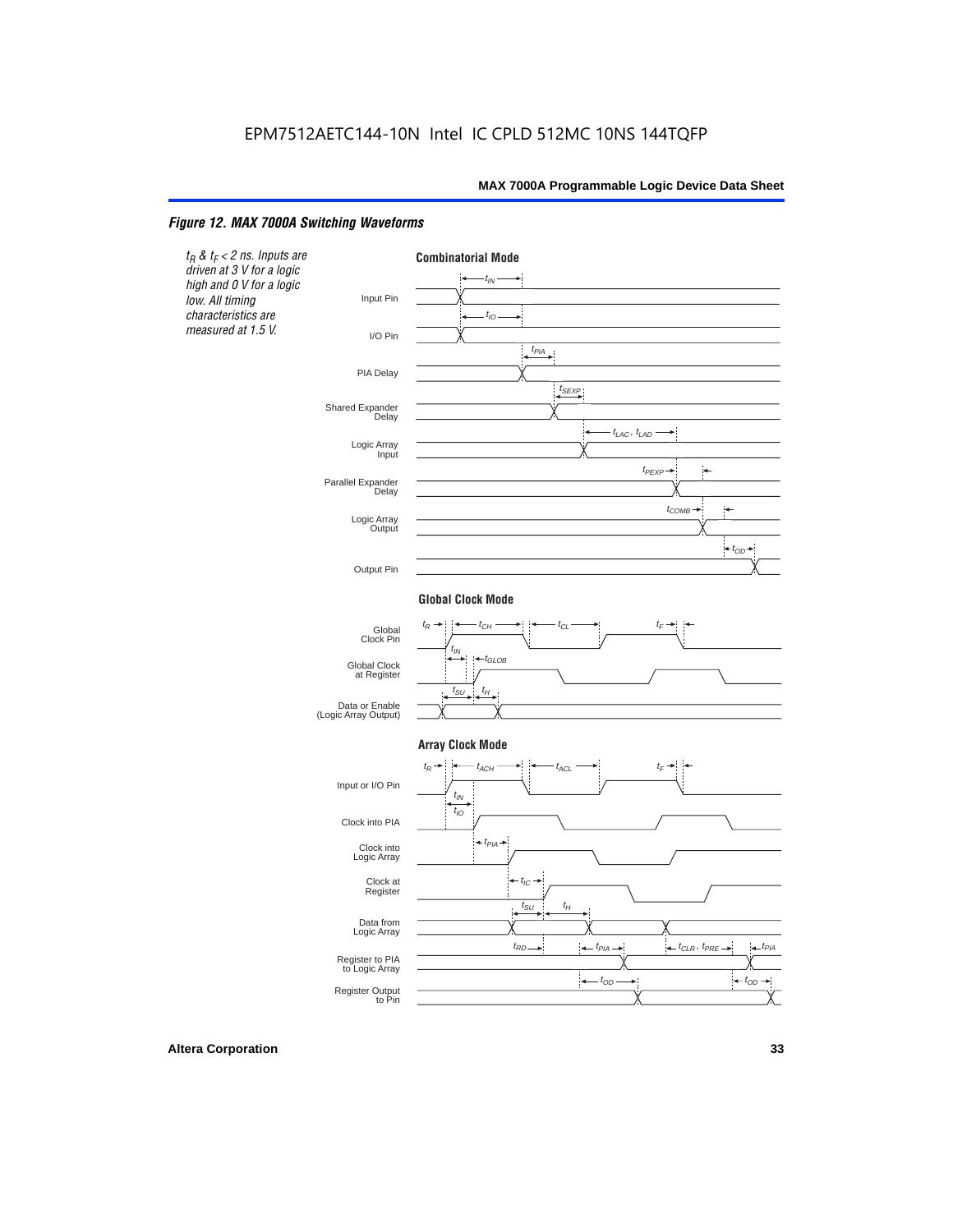# Figure 12. MAX 7000A Switching Waveforms

*$t_R$ & $t_F$ < 2 ns. Inputs are driven at 3 V for a logic high and 0 V for a logic low. All timing characteristics are measured at 1.5 V.*

**Combinatorial Mode**

Input Pin — $t_{IN}$

I/O Pin — $t_{IO}$

PIA Delay — $t_{PIA}$

Shared Expander Delay — $t_{SEXP}$

Logic Array Input — $t_{LAC}$, $t_{LAD}$

Parallel Expander Delay — $t_{PEXP}$

Logic Array Output — $t_{COMB}$

Output Pin — $t_{OD}$

**Global Clock Mode**

Global Clock Pin — $t_R$, $t_{CH}$, $t_{CL}$, $t_F$

Global Clock at Register — $t_{IN}$, $t_{GLOB}$

Data or Enable (Logic Array Output) — $t_{SU}$, $t_H$

**Array Clock Mode**

Input or I/O Pin — $t_R$, $t_{ACH}$, $t_{ACL}$, $t_F$

Clock into PIA — $t_{IN}$, $t_{IO}$

Clock into Logic Array — $t_{PIA}$

Clock at Register — $t_{IC}$

Data from Logic Array — $t_{SU}$, $t_H$

Register to PIA to Logic Array — $t_{RD}$, $t_{PIA}$, $t_{CLR}$, $t_{PRE}$, $t_{PIA}$

Register Output to Pin — $t_{OD}$, $t_{OD}$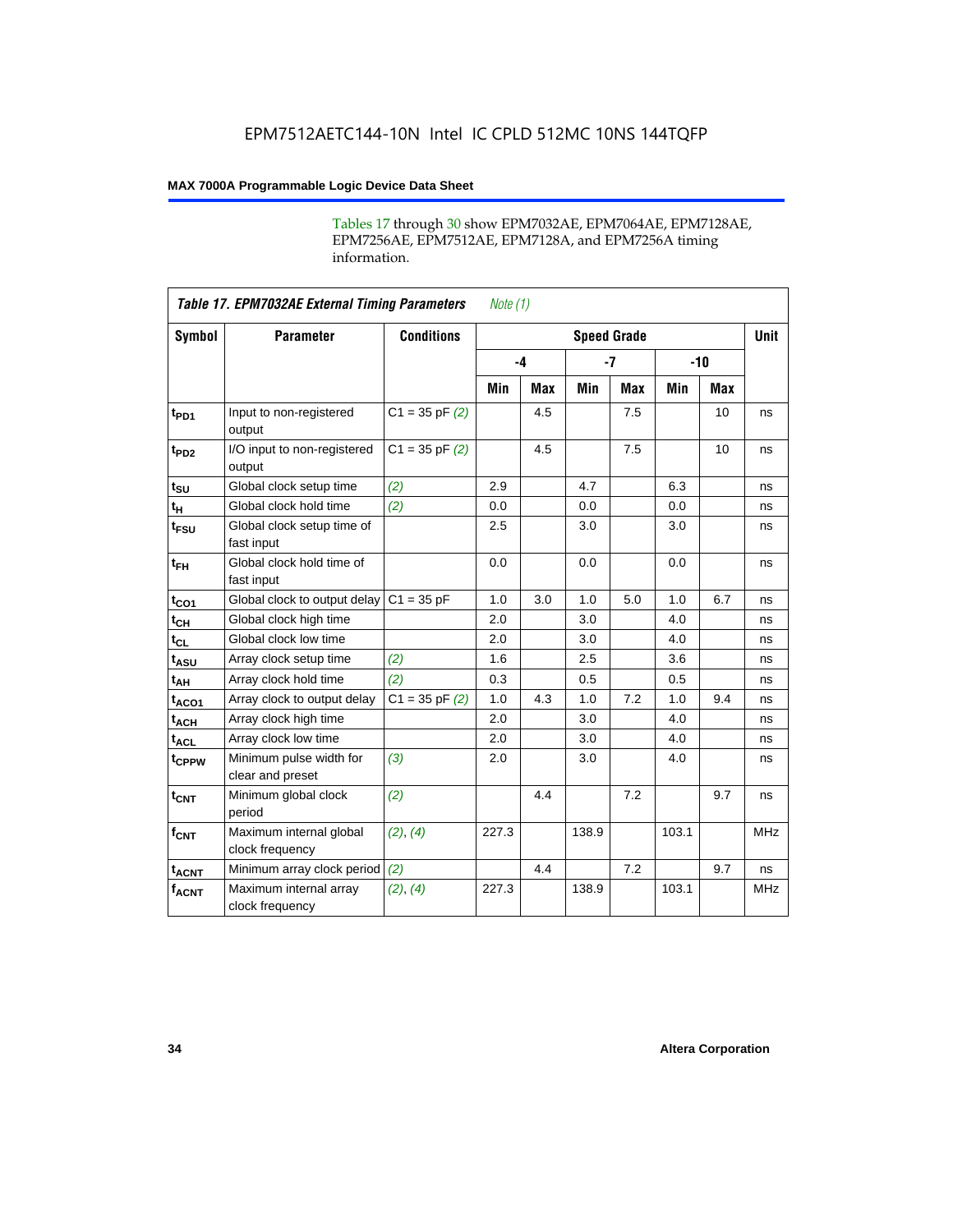Tables 17 through 30 show EPM7032AE, EPM7064AE, EPM7128AE, EPM7256AE, EPM7512AE, EPM7128A, and EPM7256A timing information.

**Table 17. EPM7032AE External Timing Parameters** *Note (1)*

| Symbol | Parameter | Conditions | Speed Grade | | | | | | Unit |
|---|---|---|---|---|---|---|---|---|---|
| | | | -4 | | -7 | | -10 | | |
| | | | Min | Max | Min | Max | Min | Max | |
| $t_{PD1}$ | Input to non-registered output | C1 = 35 pF *(2)* | | 4.5 | | 7.5 | | 10 | ns |
| $t_{PD2}$ | I/O input to non-registered output | C1 = 35 pF *(2)* | | 4.5 | | 7.5 | | 10 | ns |
| $t_{SU}$ | Global clock setup time | *(2)* | 2.9 | | 4.7 | | 6.3 | | ns |
| $t_H$ | Global clock hold time | *(2)* | 0.0 | | 0.0 | | 0.0 | | ns |
| $t_{FSU}$ | Global clock setup time of fast input | | 2.5 | | 3.0 | | 3.0 | | ns |
| $t_{FH}$ | Global clock hold time of fast input | | 0.0 | | 0.0 | | 0.0 | | ns |
| $t_{CO1}$ | Global clock to output delay | C1 = 35 pF | 1.0 | 3.0 | 1.0 | 5.0 | 1.0 | 6.7 | ns |
| $t_{CH}$ | Global clock high time | | 2.0 | | 3.0 | | 4.0 | | ns |
| $t_{CL}$ | Global clock low time | | 2.0 | | 3.0 | | 4.0 | | ns |
| $t_{ASU}$ | Array clock setup time | *(2)* | 1.6 | | 2.5 | | 3.6 | | ns |
| $t_{AH}$ | Array clock hold time | *(2)* | 0.3 | | 0.5 | | 0.5 | | ns |
| $t_{ACO1}$ | Array clock to output delay | C1 = 35 pF *(2)* | 1.0 | 4.3 | 1.0 | 7.2 | 1.0 | 9.4 | ns |
| $t_{ACH}$ | Array clock high time | | 2.0 | | 3.0 | | 4.0 | | ns |
| $t_{ACL}$ | Array clock low time | | 2.0 | | 3.0 | | 4.0 | | ns |
| $t_{CPPW}$ | Minimum pulse width for clear and preset | *(3)* | 2.0 | | 3.0 | | 4.0 | | ns |
| $t_{CNT}$ | Minimum global clock period | *(2)* | | 4.4 | | 7.2 | | 9.7 | ns |
| $f_{CNT}$ | Maximum internal global clock frequency | *(2)*, *(4)* | 227.3 | | 138.9 | | 103.1 | | MHz |
| $t_{ACNT}$ | Minimum array clock period | *(2)* | | 4.4 | | 7.2 | | 9.7 | ns |
| $f_{ACNT}$ | Maximum internal array clock frequency | *(2)*, *(4)* | 227.3 | | 138.9 | | 103.1 | | MHz |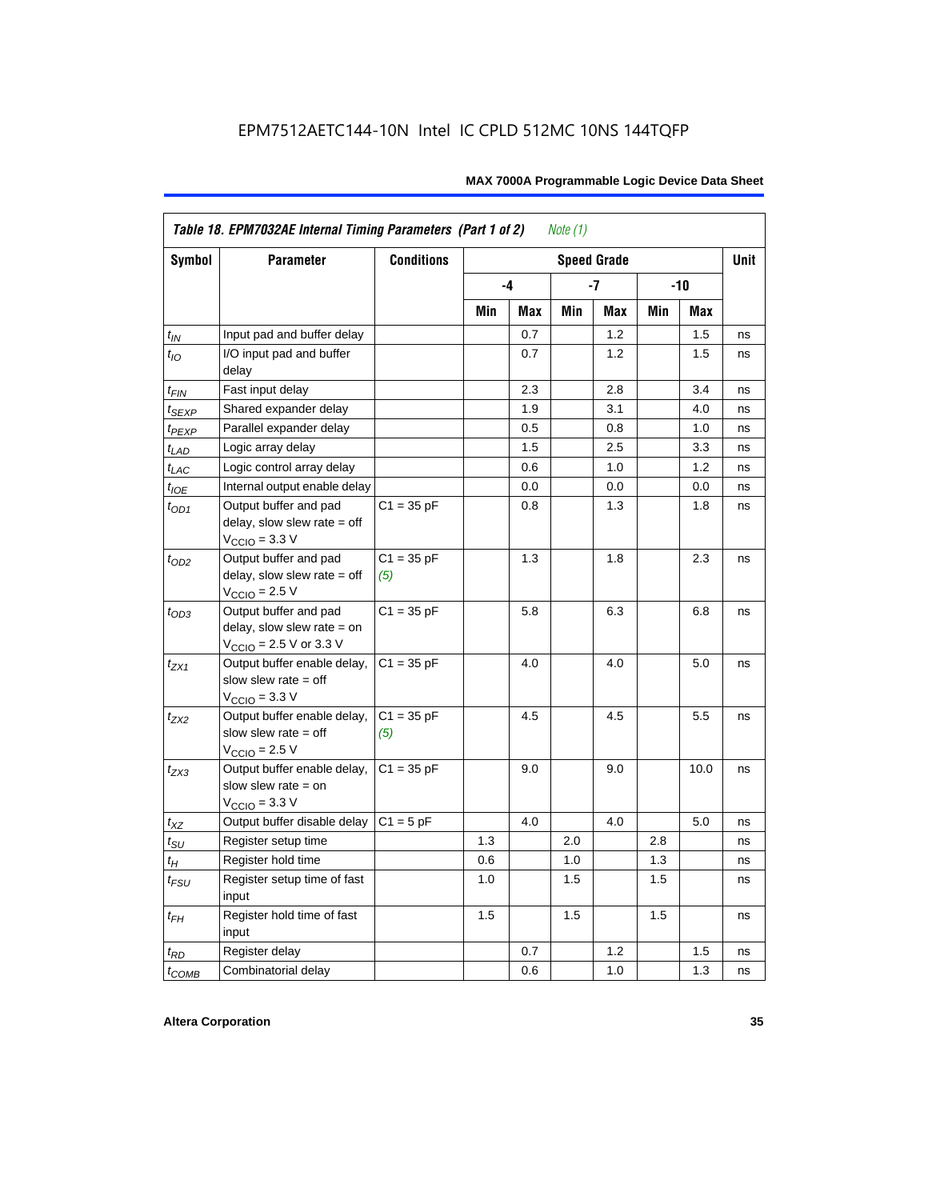EPM7512AETC144-10N Intel IC CPLD 512MC 10NS 144TQFP

| Table 18. EPM7032AE Internal Timing Parameters (Part 1 of 2) *Note (1)* | | | | | | | | | |
|---|---|---|---|---|---|---|---|---|---|
| Symbol | Parameter | Conditions | Speed Grade | | | | | | Unit |
| | | | -4 | | -7 | | -10 | | |
| | | | Min | Max | Min | Max | Min | Max | |
| $t_{IN}$ | Input pad and buffer delay | | | 0.7 | | 1.2 | | 1.5 | ns |
| $t_{IO}$ | I/O input pad and buffer delay | | | 0.7 | | 1.2 | | 1.5 | ns |
| $t_{FIN}$ | Fast input delay | | | 2.3 | | 2.8 | | 3.4 | ns |
| $t_{SEXP}$ | Shared expander delay | | | 1.9 | | 3.1 | | 4.0 | ns |
| $t_{PEXP}$ | Parallel expander delay | | | 0.5 | | 0.8 | | 1.0 | ns |
| $t_{LAD}$ | Logic array delay | | | 1.5 | | 2.5 | | 3.3 | ns |
| $t_{LAC}$ | Logic control array delay | | | 0.6 | | 1.0 | | 1.2 | ns |
| $t_{IOE}$ | Internal output enable delay | | | 0.0 | | 0.0 | | 0.0 | ns |
| $t_{OD1}$ | Output buffer and pad delay, slow slew rate = off $V_{CCIO}$ = 3.3 V | C1 = 35 pF | | 0.8 | | 1.3 | | 1.8 | ns |
| $t_{OD2}$ | Output buffer and pad delay, slow slew rate = off $V_{CCIO}$ = 2.5 V | C1 = 35 pF *(5)* | | 1.3 | | 1.8 | | 2.3 | ns |
| $t_{OD3}$ | Output buffer and pad delay, slow slew rate = on $V_{CCIO}$ = 2.5 V or 3.3 V | C1 = 35 pF | | 5.8 | | 6.3 | | 6.8 | ns |
| $t_{ZX1}$ | Output buffer enable delay, slow slew rate = off $V_{CCIO}$ = 3.3 V | C1 = 35 pF | | 4.0 | | 4.0 | | 5.0 | ns |
| $t_{ZX2}$ | Output buffer enable delay, slow slew rate = off $V_{CCIO}$ = 2.5 V | C1 = 35 pF *(5)* | | 4.5 | | 4.5 | | 5.5 | ns |
| $t_{ZX3}$ | Output buffer enable delay, slow slew rate = on $V_{CCIO}$ = 3.3 V | C1 = 35 pF | | 9.0 | | 9.0 | | 10.0 | ns |
| $t_{XZ}$ | Output buffer disable delay | C1 = 5 pF | | 4.0 | | 4.0 | | 5.0 | ns |
| $t_{SU}$ | Register setup time | | 1.3 | | 2.0 | | 2.8 | | ns |
| $t_{H}$ | Register hold time | | 0.6 | | 1.0 | | 1.3 | | ns |
| $t_{FSU}$ | Register setup time of fast input | | 1.0 | | 1.5 | | 1.5 | | ns |
| $t_{FH}$ | Register hold time of fast input | | 1.5 | | 1.5 | | 1.5 | | ns |
| $t_{RD}$ | Register delay | | | 0.7 | | 1.2 | | 1.5 | ns |
| $t_{COMB}$ | Combinatorial delay | | | 0.6 | | 1.0 | | 1.3 | ns |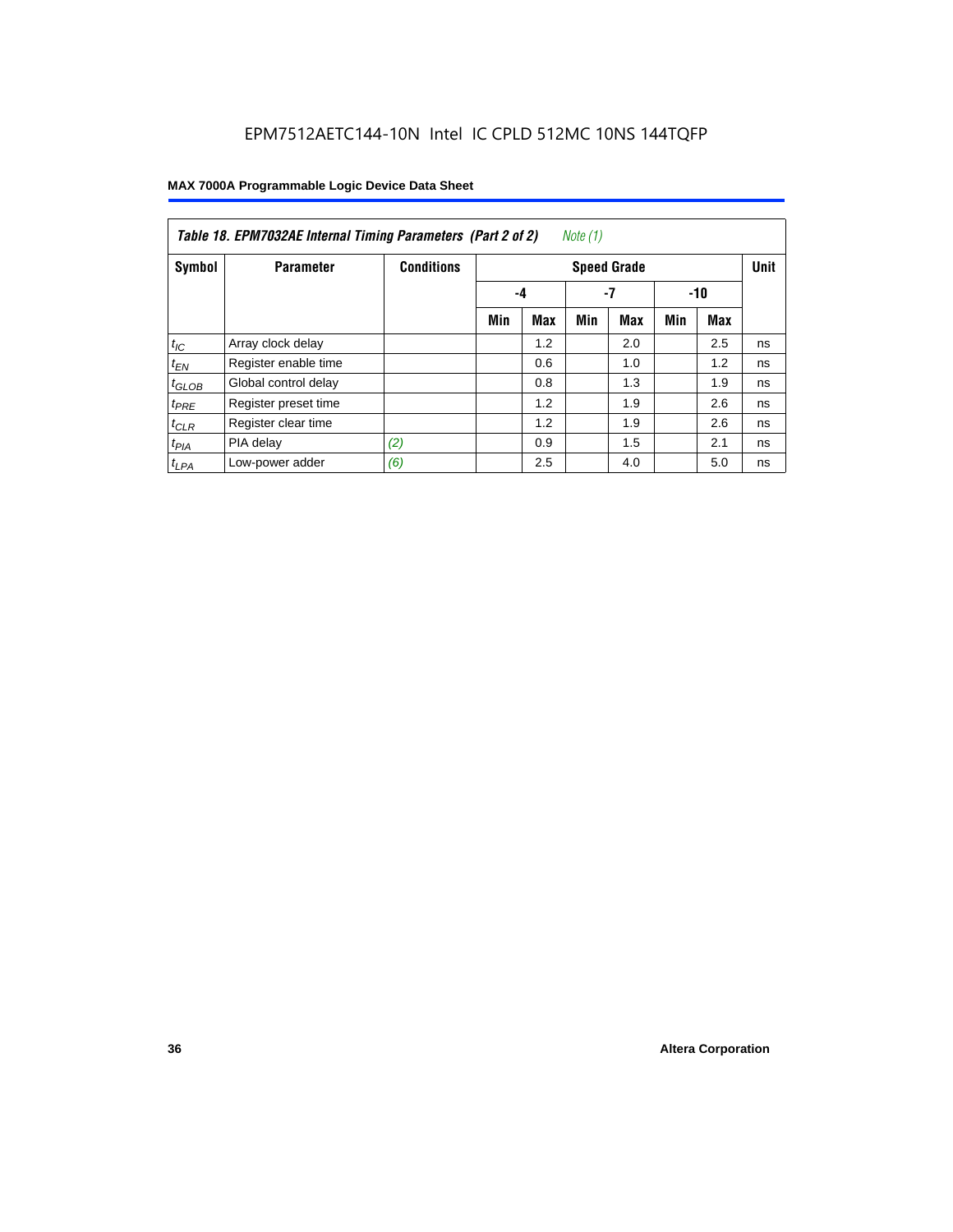EPM7512AETC144-10N Intel IC CPLD 512MC 10NS 144TQFP

**Table 18. EPM7032AE Internal Timing Parameters (Part 2 of 2)** *Note (1)*

| Symbol | Parameter | Conditions | Speed Grade | | | | | | Unit |
|---|---|---|---|---|---|---|---|---|---|
| | | | -4 | | -7 | | -10 | | |
| | | | Min | Max | Min | Max | Min | Max | |
| $t_{IC}$ | Array clock delay | | | 1.2 | | 2.0 | | 2.5 | ns |
| $t_{EN}$ | Register enable time | | | 0.6 | | 1.0 | | 1.2 | ns |
| $t_{GLOB}$ | Global control delay | | | 0.8 | | 1.3 | | 1.9 | ns |
| $t_{PRE}$ | Register preset time | | | 1.2 | | 1.9 | | 2.6 | ns |
| $t_{CLR}$ | Register clear time | | | 1.2 | | 1.9 | | 2.6 | ns |
| $t_{PIA}$ | PIA delay | *(2)* | | 0.9 | | 1.5 | | 2.1 | ns |
| $t_{LPA}$ | Low-power adder | *(6)* | | 2.5 | | 4.0 | | 5.0 | ns |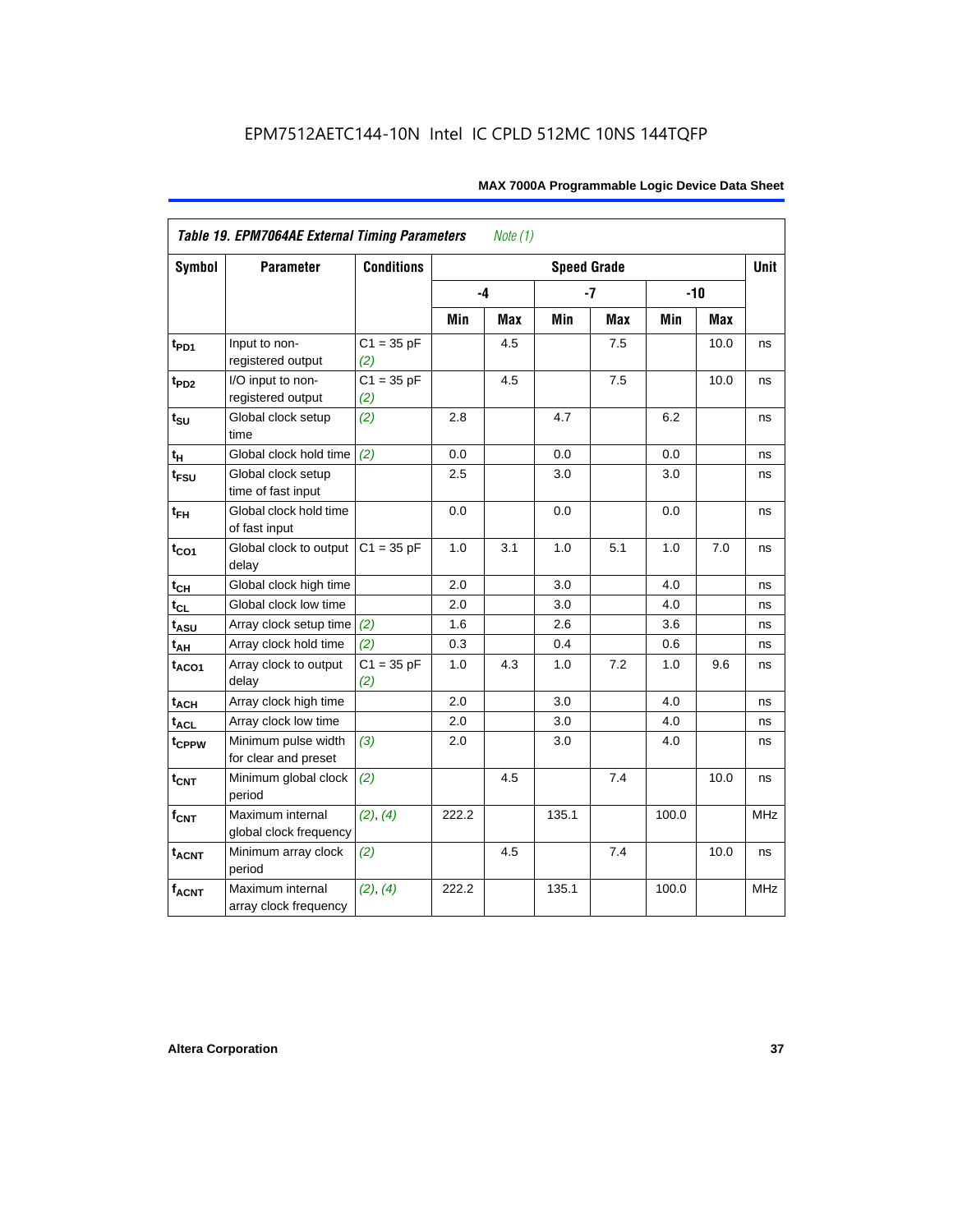**Table 19. EPM7064AE External Timing Parameters** *Note (1)*

| Symbol | Parameter | Conditions | Speed Grade | | | | | | Unit |
|---|---|---|---|---|---|---|---|---|---|
| | | | -4 | | -7 | | -10 | | |
| | | | Min | Max | Min | Max | Min | Max | |
| $t_{PD1}$ | Input to non-registered output | C1 = 35 pF *(2)* | | 4.5 | | 7.5 | | 10.0 | ns |
| $t_{PD2}$ | I/O input to non-registered output | C1 = 35 pF *(2)* | | 4.5 | | 7.5 | | 10.0 | ns |
| $t_{SU}$ | Global clock setup time | *(2)* | 2.8 | | 4.7 | | 6.2 | | ns |
| $t_H$ | Global clock hold time | *(2)* | 0.0 | | 0.0 | | 0.0 | | ns |
| $t_{FSU}$ | Global clock setup time of fast input | | 2.5 | | 3.0 | | 3.0 | | ns |
| $t_{FH}$ | Global clock hold time of fast input | | 0.0 | | 0.0 | | 0.0 | | ns |
| $t_{CO1}$ | Global clock to output delay | C1 = 35 pF | 1.0 | 3.1 | 1.0 | 5.1 | 1.0 | 7.0 | ns |
| $t_{CH}$ | Global clock high time | | 2.0 | | 3.0 | | 4.0 | | ns |
| $t_{CL}$ | Global clock low time | | 2.0 | | 3.0 | | 4.0 | | ns |
| $t_{ASU}$ | Array clock setup time | *(2)* | 1.6 | | 2.6 | | 3.6 | | ns |
| $t_{AH}$ | Array clock hold time | *(2)* | 0.3 | | 0.4 | | 0.6 | | ns |
| $t_{ACO1}$ | Array clock to output delay | C1 = 35 pF *(2)* | 1.0 | 4.3 | 1.0 | 7.2 | 1.0 | 9.6 | ns |
| $t_{ACH}$ | Array clock high time | | 2.0 | | 3.0 | | 4.0 | | ns |
| $t_{ACL}$ | Array clock low time | | 2.0 | | 3.0 | | 4.0 | | ns |
| $t_{CPPW}$ | Minimum pulse width for clear and preset | *(3)* | 2.0 | | 3.0 | | 4.0 | | ns |
| $t_{CNT}$ | Minimum global clock period | *(2)* | | 4.5 | | 7.4 | | 10.0 | ns |
| $f_{CNT}$ | Maximum internal global clock frequency | *(2)*, *(4)* | 222.2 | | 135.1 | | 100.0 | | MHz |
| $t_{ACNT}$ | Minimum array clock period | *(2)* | | 4.5 | | 7.4 | | 10.0 | ns |
| $f_{ACNT}$ | Maximum internal array clock frequency | *(2)*, *(4)* | 222.2 | | 135.1 | | 100.0 | | MHz |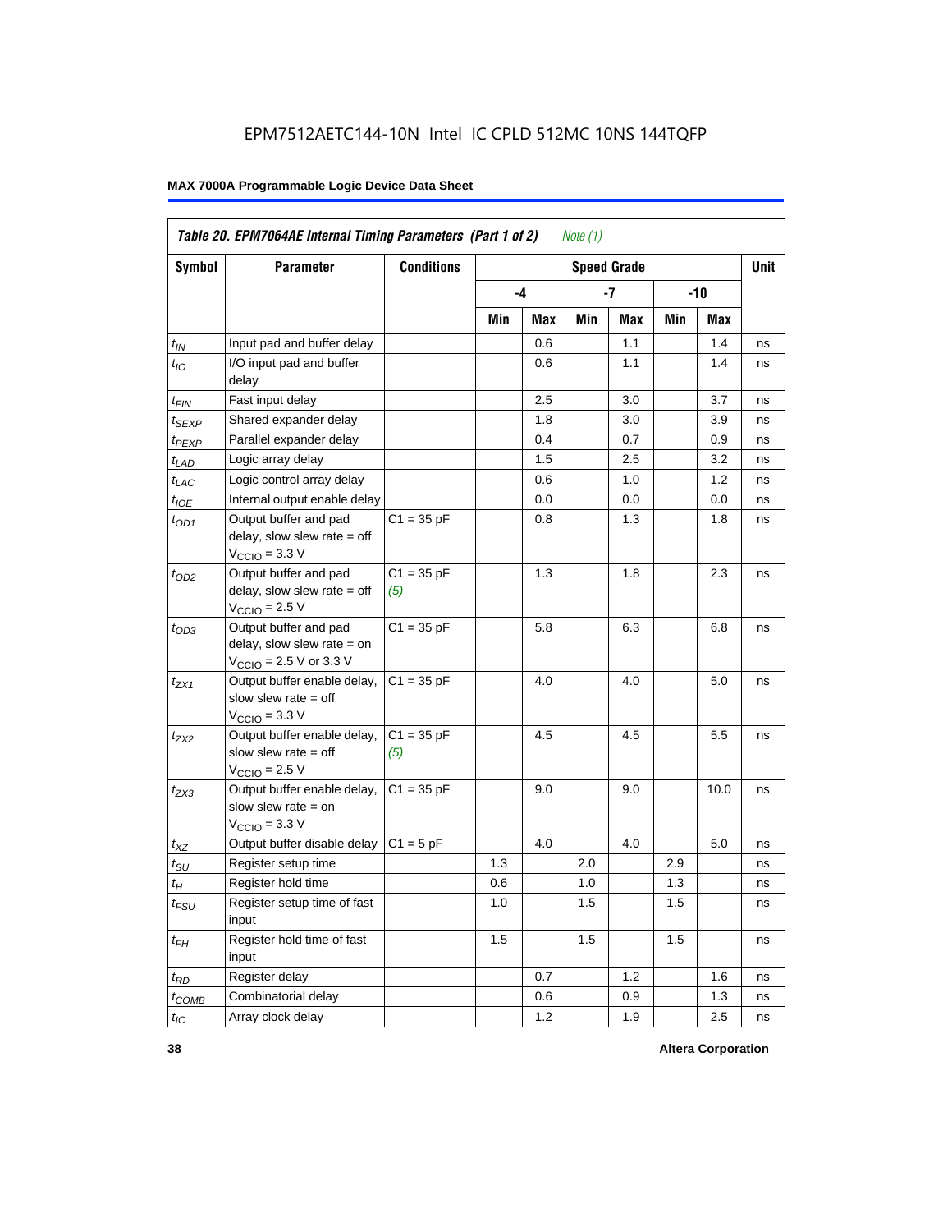EPM7512AETC144-10N Intel IC CPLD 512MC 10NS 144TQFP

| Symbol | Parameter | Conditions | Speed Grade | | | | | | Unit |
|---|---|---|---|---|---|---|---|---|---|
| | | | -4 | | -7 | | -10 | | |
| | | | Min | Max | Min | Max | Min | Max | |
| $t_{IN}$ | Input pad and buffer delay | | | 0.6 | | 1.1 | | 1.4 | ns |
| $t_{IO}$ | I/O input pad and buffer delay | | | 0.6 | | 1.1 | | 1.4 | ns |
| $t_{FIN}$ | Fast input delay | | | 2.5 | | 3.0 | | 3.7 | ns |
| $t_{SEXP}$ | Shared expander delay | | | 1.8 | | 3.0 | | 3.9 | ns |
| $t_{PEXP}$ | Parallel expander delay | | | 0.4 | | 0.7 | | 0.9 | ns |
| $t_{LAD}$ | Logic array delay | | | 1.5 | | 2.5 | | 3.2 | ns |
| $t_{LAC}$ | Logic control array delay | | | 0.6 | | 1.0 | | 1.2 | ns |
| $t_{IOE}$ | Internal output enable delay | | | 0.0 | | 0.0 | | 0.0 | ns |
| $t_{OD1}$ | Output buffer and pad delay, slow slew rate = off $V_{CCIO}$ = 3.3 V | C1 = 35 pF | | 0.8 | | 1.3 | | 1.8 | ns |
| $t_{OD2}$ | Output buffer and pad delay, slow slew rate = off $V_{CCIO}$ = 2.5 V | C1 = 35 pF *(5)* | | 1.3 | | 1.8 | | 2.3 | ns |
| $t_{OD3}$ | Output buffer and pad delay, slow slew rate = on $V_{CCIO}$ = 2.5 V or 3.3 V | C1 = 35 pF | | 5.8 | | 6.3 | | 6.8 | ns |
| $t_{ZX1}$ | Output buffer enable delay, slow slew rate = off $V_{CCIO}$ = 3.3 V | C1 = 35 pF | | 4.0 | | 4.0 | | 5.0 | ns |
| $t_{ZX2}$ | Output buffer enable delay, slow slew rate = off $V_{CCIO}$ = 2.5 V | C1 = 35 pF *(5)* | | 4.5 | | 4.5 | | 5.5 | ns |
| $t_{ZX3}$ | Output buffer enable delay, slow slew rate = on $V_{CCIO}$ = 3.3 V | C1 = 35 pF | | 9.0 | | 9.0 | | 10.0 | ns |
| $t_{XZ}$ | Output buffer disable delay | C1 = 5 pF | | 4.0 | | 4.0 | | 5.0 | ns |
| $t_{SU}$ | Register setup time | | 1.3 | | 2.0 | | 2.9 | | ns |
| $t_{H}$ | Register hold time | | 0.6 | | 1.0 | | 1.3 | | ns |
| $t_{FSU}$ | Register setup time of fast input | | 1.0 | | 1.5 | | 1.5 | | ns |
| $t_{FH}$ | Register hold time of fast input | | 1.5 | | 1.5 | | 1.5 | | ns |
| $t_{RD}$ | Register delay | | | 0.7 | | 1.2 | | 1.6 | ns |
| $t_{COMB}$ | Combinatorial delay | | | 0.6 | | 0.9 | | 1.3 | ns |
| $t_{IC}$ | Array clock delay | | | 1.2 | | 1.9 | | 2.5 | ns |

*Table 20. EPM7064AE Internal Timing Parameters (Part 1 of 2) Note (1)*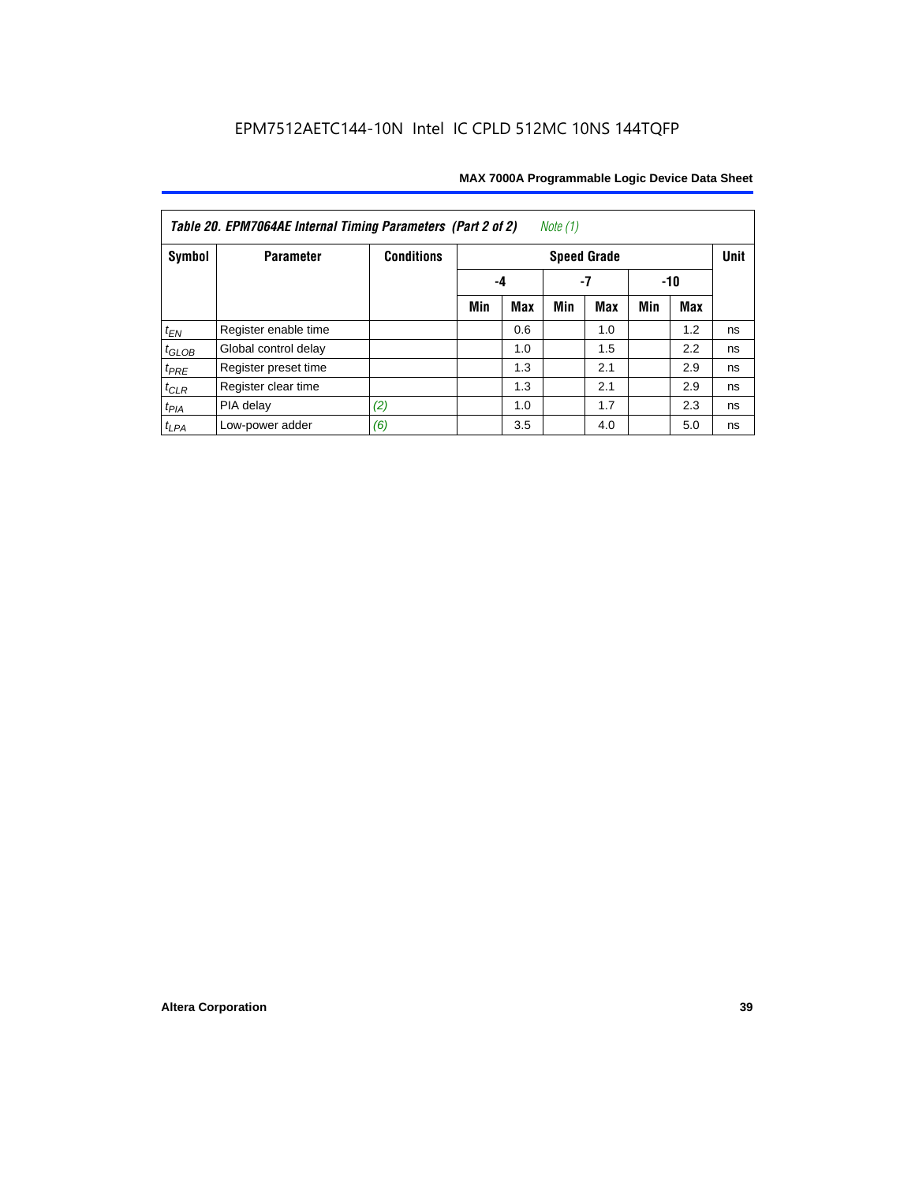EPM7512AETC144-10N Intel IC CPLD 512MC 10NS 144TQFP

**Table 20. EPM7064AE Internal Timing Parameters (Part 2 of 2)** *Note (1)*

| Symbol | Parameter | Conditions | Speed Grade | | | | | | Unit |
|---|---|---|---|---|---|---|---|---|---|
| | | | -4 | | -7 | | -10 | | |
| | | | Min | Max | Min | Max | Min | Max | |
| $t_{EN}$ | Register enable time | | | 0.6 | | 1.0 | | 1.2 | ns |
| $t_{GLOB}$ | Global control delay | | | 1.0 | | 1.5 | | 2.2 | ns |
| $t_{PRE}$ | Register preset time | | | 1.3 | | 2.1 | | 2.9 | ns |
| $t_{CLR}$ | Register clear time | | | 1.3 | | 2.1 | | 2.9 | ns |
| $t_{PIA}$ | PIA delay | *(2)* | | 1.0 | | 1.7 | | 2.3 | ns |
| $t_{LPA}$ | Low-power adder | *(6)* | | 3.5 | | 4.0 | | 5.0 | ns |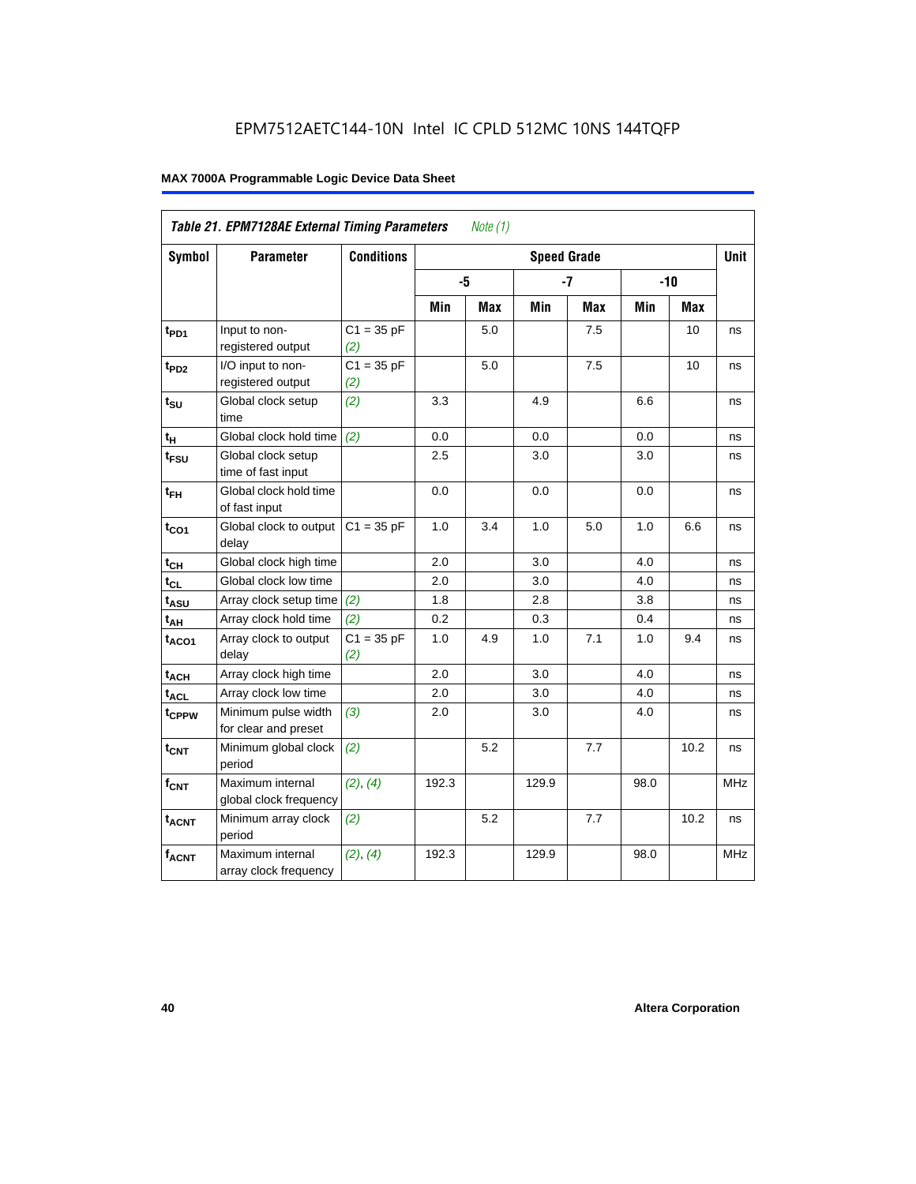EPM7512AETC144-10N Intel IC CPLD 512MC 10NS 144TQFP

**MAX 7000A Programmable Logic Device Data Sheet**

| *Table 21. EPM7128AE External Timing Parameters* *Note (1)* | | | | | | | | | |
|---|---|---|---|---|---|---|---|---|---|
| **Symbol** | **Parameter** | **Conditions** | **Speed Grade** | | | | | | **Unit** |
| | | | **-5** | | **-7** | | **-10** | | |
| | | | **Min** | **Max** | **Min** | **Max** | **Min** | **Max** | |
| $t_{PD1}$ | Input to non-registered output | C1 = 35 pF *(2)* | | 5.0 | | 7.5 | | 10 | ns |
| $t_{PD2}$ | I/O input to non-registered output | C1 = 35 pF *(2)* | | 5.0 | | 7.5 | | 10 | ns |
| $t_{SU}$ | Global clock setup time | *(2)* | 3.3 | | 4.9 | | 6.6 | | ns |
| $t_{H}$ | Global clock hold time | *(2)* | 0.0 | | 0.0 | | 0.0 | | ns |
| $t_{FSU}$ | Global clock setup time of fast input | | 2.5 | | 3.0 | | 3.0 | | ns |
| $t_{FH}$ | Global clock hold time of fast input | | 0.0 | | 0.0 | | 0.0 | | ns |
| $t_{CO1}$ | Global clock to output delay | C1 = 35 pF | 1.0 | 3.4 | 1.0 | 5.0 | 1.0 | 6.6 | ns |
| $t_{CH}$ | Global clock high time | | 2.0 | | 3.0 | | 4.0 | | ns |
| $t_{CL}$ | Global clock low time | | 2.0 | | 3.0 | | 4.0 | | ns |
| $t_{ASU}$ | Array clock setup time | *(2)* | 1.8 | | 2.8 | | 3.8 | | ns |
| $t_{AH}$ | Array clock hold time | *(2)* | 0.2 | | 0.3 | | 0.4 | | ns |
| $t_{ACO1}$ | Array clock to output delay | C1 = 35 pF *(2)* | 1.0 | 4.9 | 1.0 | 7.1 | 1.0 | 9.4 | ns |
| $t_{ACH}$ | Array clock high time | | 2.0 | | 3.0 | | 4.0 | | ns |
| $t_{ACL}$ | Array clock low time | | 2.0 | | 3.0 | | 4.0 | | ns |
| $t_{CPPW}$ | Minimum pulse width for clear and preset | *(3)* | 2.0 | | 3.0 | | 4.0 | | ns |
| $t_{CNT}$ | Minimum global clock period | *(2)* | | 5.2 | | 7.7 | | 10.2 | ns |
| $f_{CNT}$ | Maximum internal global clock frequency | *(2)*, *(4)* | 192.3 | | 129.9 | | 98.0 | | MHz |
| $t_{ACNT}$ | Minimum array clock period | *(2)* | | 5.2 | | 7.7 | | 10.2 | ns |
| $f_{ACNT}$ | Maximum internal array clock frequency | *(2)*, *(4)* | 192.3 | | 129.9 | | 98.0 | | MHz |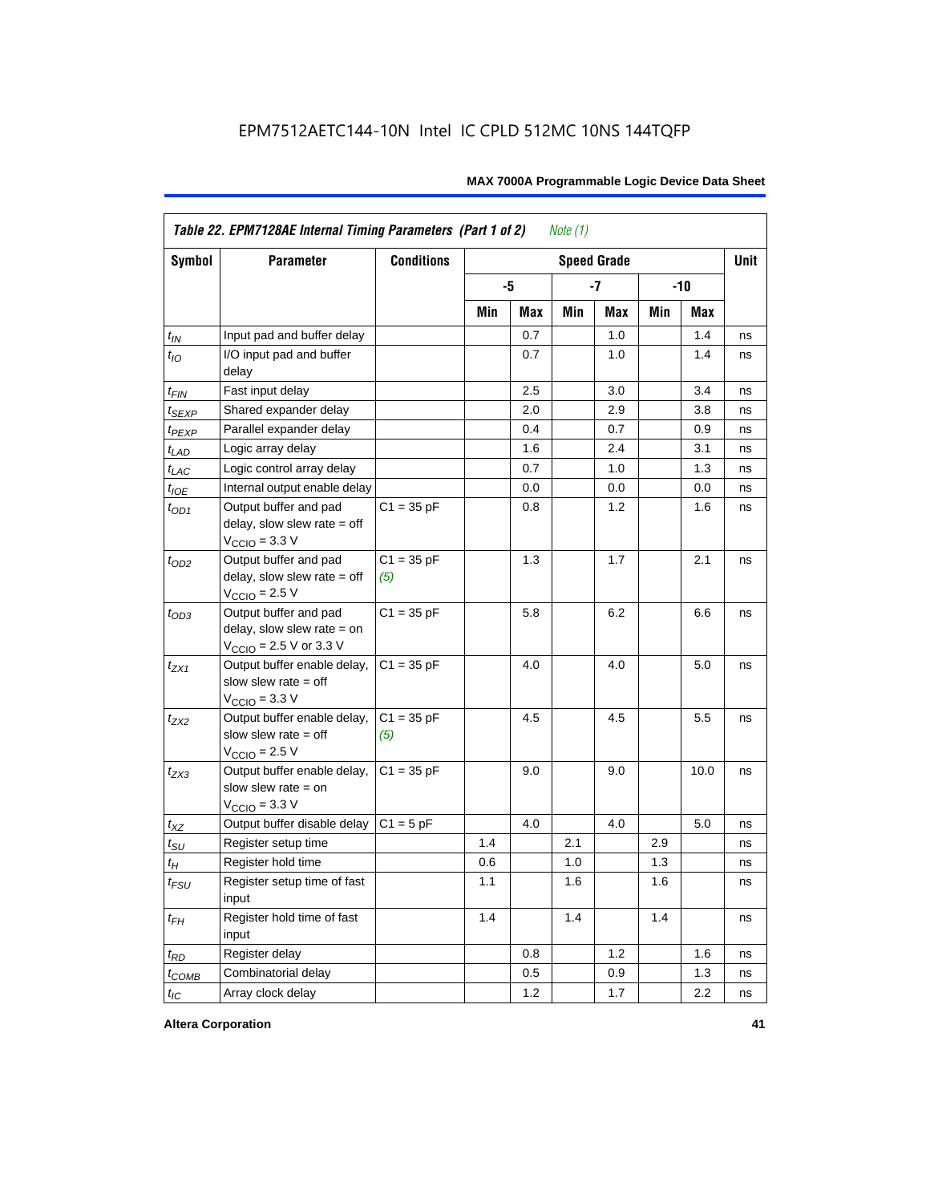**Table 22. EPM7128AE Internal Timing Parameters (Part 1 of 2)** *Note (1)*

| Symbol | Parameter | Conditions | Speed Grade | | | | | | Unit |
|---|---|---|---|---|---|---|---|---|---|
| | | | -5 | | -7 | | -10 | | |
| | | | Min | Max | Min | Max | Min | Max | |
| $t_{IN}$ | Input pad and buffer delay | | | 0.7 | | 1.0 | | 1.4 | ns |
| $t_{IO}$ | I/O input pad and buffer delay | | | 0.7 | | 1.0 | | 1.4 | ns |
| $t_{FIN}$ | Fast input delay | | | 2.5 | | 3.0 | | 3.4 | ns |
| $t_{SEXP}$ | Shared expander delay | | | 2.0 | | 2.9 | | 3.8 | ns |
| $t_{PEXP}$ | Parallel expander delay | | | 0.4 | | 0.7 | | 0.9 | ns |
| $t_{LAD}$ | Logic array delay | | | 1.6 | | 2.4 | | 3.1 | ns |
| $t_{LAC}$ | Logic control array delay | | | 0.7 | | 1.0 | | 1.3 | ns |
| $t_{IOE}$ | Internal output enable delay | | | 0.0 | | 0.0 | | 0.0 | ns |
| $t_{OD1}$ | Output buffer and pad delay, slow slew rate = off $V_{CCIO}$ = 3.3 V | C1 = 35 pF | | 0.8 | | 1.2 | | 1.6 | ns |
| $t_{OD2}$ | Output buffer and pad delay, slow slew rate = off $V_{CCIO}$ = 2.5 V | C1 = 35 pF *(5)* | | 1.3 | | 1.7 | | 2.1 | ns |
| $t_{OD3}$ | Output buffer and pad delay, slow slew rate = on $V_{CCIO}$ = 2.5 V or 3.3 V | C1 = 35 pF | | 5.8 | | 6.2 | | 6.6 | ns |
| $t_{ZX1}$ | Output buffer enable delay, slow slew rate = off $V_{CCIO}$ = 3.3 V | C1 = 35 pF | | 4.0 | | 4.0 | | 5.0 | ns |
| $t_{ZX2}$ | Output buffer enable delay, slow slew rate = off $V_{CCIO}$ = 2.5 V | C1 = 35 pF *(5)* | | 4.5 | | 4.5 | | 5.5 | ns |
| $t_{ZX3}$ | Output buffer enable delay, slow slew rate = on $V_{CCIO}$ = 3.3 V | C1 = 35 pF | | 9.0 | | 9.0 | | 10.0 | ns |
| $t_{XZ}$ | Output buffer disable delay | C1 = 5 pF | | 4.0 | | 4.0 | | 5.0 | ns |
| $t_{SU}$ | Register setup time | | 1.4 | | 2.1 | | 2.9 | | ns |
| $t_{H}$ | Register hold time | | 0.6 | | 1.0 | | 1.3 | | ns |
| $t_{FSU}$ | Register setup time of fast input | | 1.1 | | 1.6 | | 1.6 | | ns |
| $t_{FH}$ | Register hold time of fast input | | 1.4 | | 1.4 | | 1.4 | | ns |
| $t_{RD}$ | Register delay | | | 0.8 | | 1.2 | | 1.6 | ns |
| $t_{COMB}$ | Combinatorial delay | | | 0.5 | | 0.9 | | 1.3 | ns |
| $t_{IC}$ | Array clock delay | | | 1.2 | | 1.7 | | 2.2 | ns |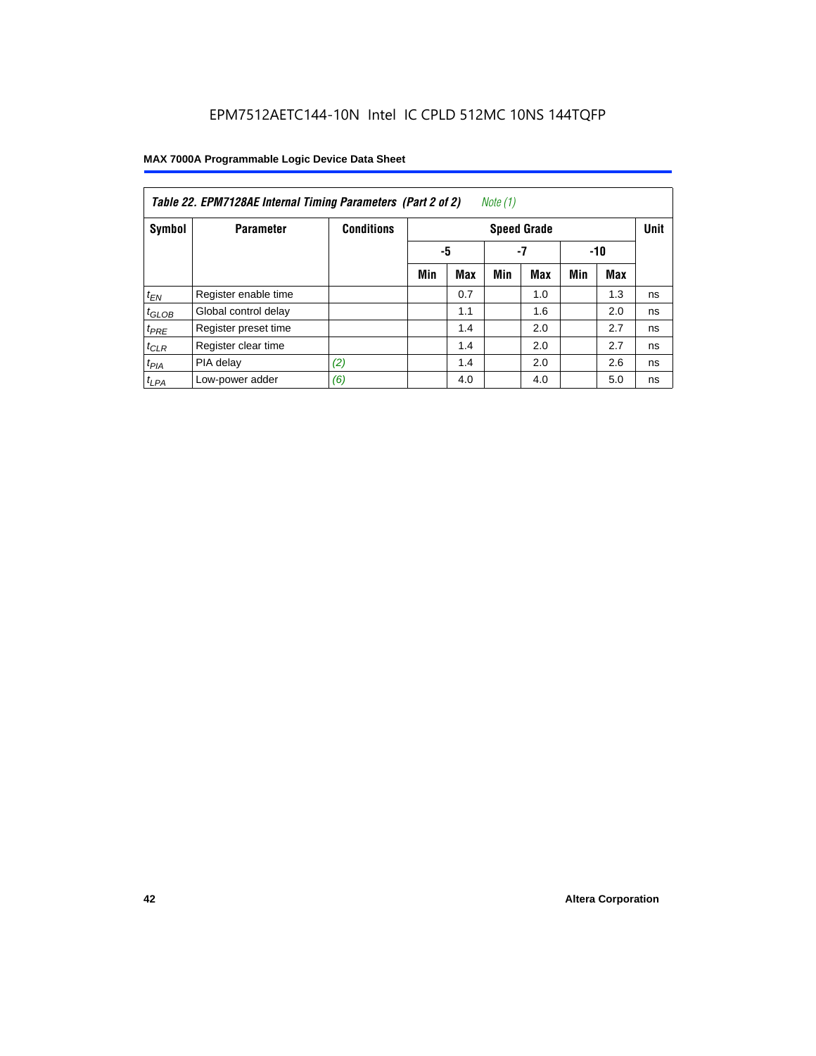EPM7512AETC144-10N Intel IC CPLD 512MC 10NS 144TQFP

**Table 22. EPM7128AE Internal Timing Parameters (Part 2 of 2)** *Note (1)*

| Symbol | Parameter | Conditions | Speed Grade | | | | | | Unit |
|---|---|---|---|---|---|---|---|---|---|
| | | | -5 | | -7 | | -10 | | |
| | | | Min | Max | Min | Max | Min | Max | |
| $t_{EN}$ | Register enable time | | | 0.7 | | 1.0 | | 1.3 | ns |
| $t_{GLOB}$ | Global control delay | | | 1.1 | | 1.6 | | 2.0 | ns |
| $t_{PRE}$ | Register preset time | | | 1.4 | | 2.0 | | 2.7 | ns |
| $t_{CLR}$ | Register clear time | | | 1.4 | | 2.0 | | 2.7 | ns |
| $t_{PIA}$ | PIA delay | *(2)* | | 1.4 | | 2.0 | | 2.6 | ns |
| $t_{LPA}$ | Low-power adder | *(6)* | | 4.0 | | 4.0 | | 5.0 | ns |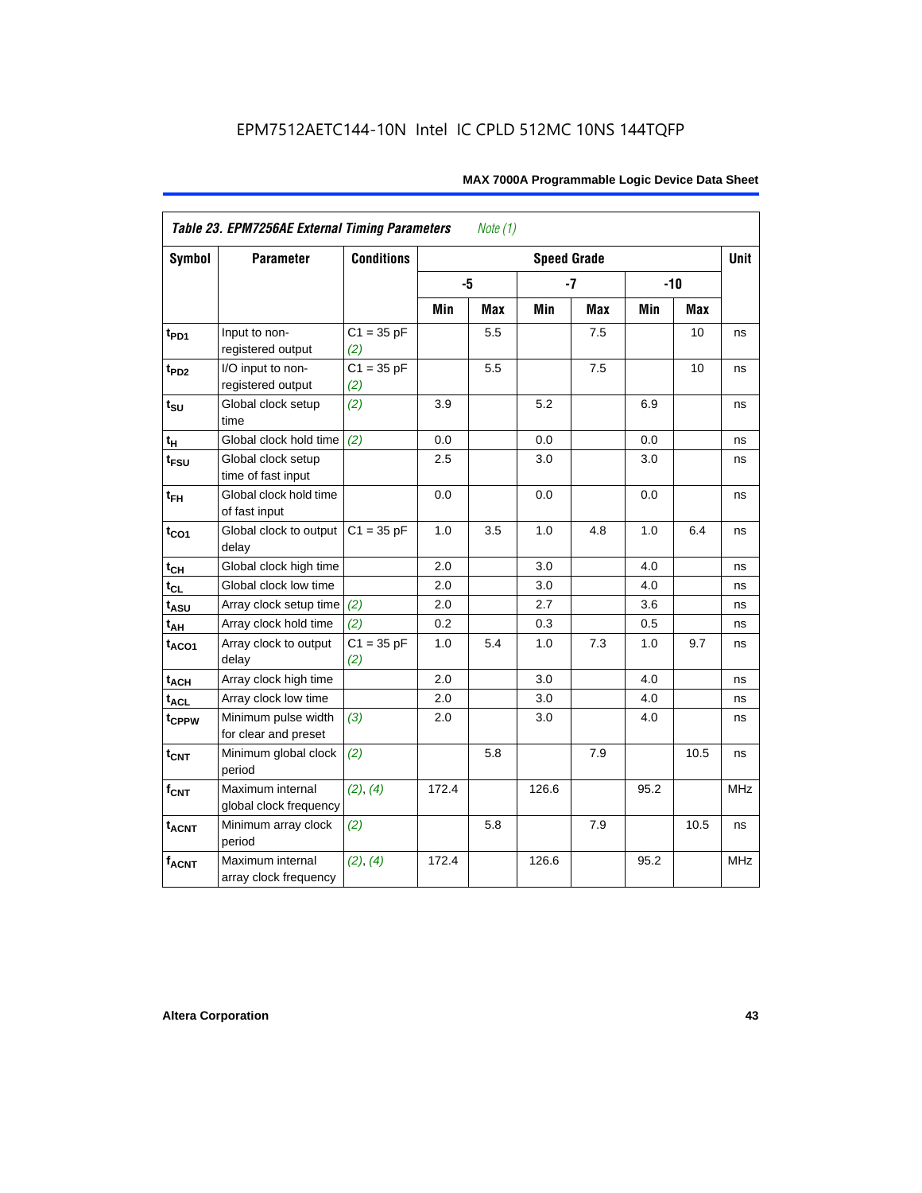EPM7512AETC144-10N Intel IC CPLD 512MC 10NS 144TQFP

| *Table 23. EPM7256AE External Timing Parameters* *Note (1)* | | | | | | | | | |
|---|---|---|---|---|---|---|---|---|---|
| **Symbol** | **Parameter** | **Conditions** | **Speed Grade** | | | | | | **Unit** |
| | | | **-5** | | **-7** | | **-10** | | |
| | | | **Min** | **Max** | **Min** | **Max** | **Min** | **Max** | |
| $t_{PD1}$ | Input to non-registered output | C1 = 35 pF *(2)* | | 5.5 | | 7.5 | | 10 | ns |
| $t_{PD2}$ | I/O input to non-registered output | C1 = 35 pF *(2)* | | 5.5 | | 7.5 | | 10 | ns |
| $t_{SU}$ | Global clock setup time | *(2)* | 3.9 | | 5.2 | | 6.9 | | ns |
| $t_H$ | Global clock hold time | *(2)* | 0.0 | | 0.0 | | 0.0 | | ns |
| $t_{FSU}$ | Global clock setup time of fast input | | 2.5 | | 3.0 | | 3.0 | | ns |
| $t_{FH}$ | Global clock hold time of fast input | | 0.0 | | 0.0 | | 0.0 | | ns |
| $t_{CO1}$ | Global clock to output delay | C1 = 35 pF | 1.0 | 3.5 | 1.0 | 4.8 | 1.0 | 6.4 | ns |
| $t_{CH}$ | Global clock high time | | 2.0 | | 3.0 | | 4.0 | | ns |
| $t_{CL}$ | Global clock low time | | 2.0 | | 3.0 | | 4.0 | | ns |
| $t_{ASU}$ | Array clock setup time | *(2)* | 2.0 | | 2.7 | | 3.6 | | ns |
| $t_{AH}$ | Array clock hold time | *(2)* | 0.2 | | 0.3 | | 0.5 | | ns |
| $t_{ACO1}$ | Array clock to output delay | C1 = 35 pF *(2)* | 1.0 | 5.4 | 1.0 | 7.3 | 1.0 | 9.7 | ns |
| $t_{ACH}$ | Array clock high time | | 2.0 | | 3.0 | | 4.0 | | ns |
| $t_{ACL}$ | Array clock low time | | 2.0 | | 3.0 | | 4.0 | | ns |
| $t_{CPPW}$ | Minimum pulse width for clear and preset | *(3)* | 2.0 | | 3.0 | | 4.0 | | ns |
| $t_{CNT}$ | Minimum global clock period | *(2)* | | 5.8 | | 7.9 | | 10.5 | ns |
| $f_{CNT}$ | Maximum internal global clock frequency | *(2)*, *(4)* | 172.4 | | 126.6 | | 95.2 | | MHz |
| $t_{ACNT}$ | Minimum array clock period | *(2)* | | 5.8 | | 7.9 | | 10.5 | ns |
| $f_{ACNT}$ | Maximum internal array clock frequency | *(2)*, *(4)* | 172.4 | | 126.6 | | 95.2 | | MHz |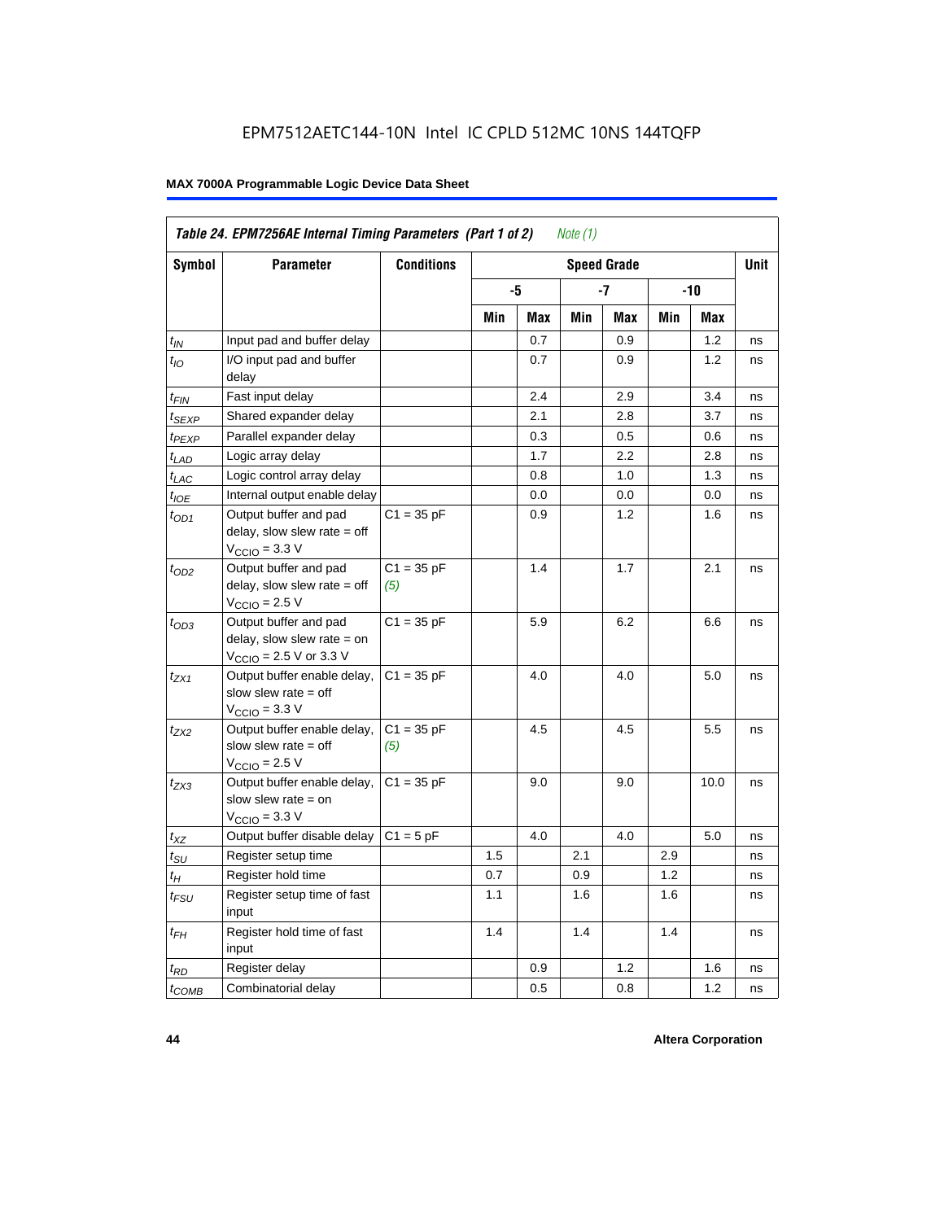Table 24. EPM7256AE Internal Timing Parameters (Part 1 of 2) *Note (1)*

| Symbol | Parameter | Conditions | Speed Grade | | | | | | Unit |
|---|---|---|---|---|---|---|---|---|---|
| | | | -5 | | -7 | | -10 | | |
| | | | Min | Max | Min | Max | Min | Max | |
| $t_{IN}$ | Input pad and buffer delay | | | 0.7 | | 0.9 | | 1.2 | ns |
| $t_{IO}$ | I/O input pad and buffer delay | | | 0.7 | | 0.9 | | 1.2 | ns |
| $t_{FIN}$ | Fast input delay | | | 2.4 | | 2.9 | | 3.4 | ns |
| $t_{SEXP}$ | Shared expander delay | | | 2.1 | | 2.8 | | 3.7 | ns |
| $t_{PEXP}$ | Parallel expander delay | | | 0.3 | | 0.5 | | 0.6 | ns |
| $t_{LAD}$ | Logic array delay | | | 1.7 | | 2.2 | | 2.8 | ns |
| $t_{LAC}$ | Logic control array delay | | | 0.8 | | 1.0 | | 1.3 | ns |
| $t_{IOE}$ | Internal output enable delay | | | 0.0 | | 0.0 | | 0.0 | ns |
| $t_{OD1}$ | Output buffer and pad delay, slow slew rate = off $V_{CCIO}$ = 3.3 V | C1 = 35 pF | | 0.9 | | 1.2 | | 1.6 | ns |
| $t_{OD2}$ | Output buffer and pad delay, slow slew rate = off $V_{CCIO}$ = 2.5 V | C1 = 35 pF *(5)* | | 1.4 | | 1.7 | | 2.1 | ns |
| $t_{OD3}$ | Output buffer and pad delay, slow slew rate = on $V_{CCIO}$ = 2.5 V or 3.3 V | C1 = 35 pF | | 5.9 | | 6.2 | | 6.6 | ns |
| $t_{ZX1}$ | Output buffer enable delay, slow slew rate = off $V_{CCIO}$ = 3.3 V | C1 = 35 pF | | 4.0 | | 4.0 | | 5.0 | ns |
| $t_{ZX2}$ | Output buffer enable delay, slow slew rate = off $V_{CCIO}$ = 2.5 V | C1 = 35 pF *(5)* | | 4.5 | | 4.5 | | 5.5 | ns |
| $t_{ZX3}$ | Output buffer enable delay, slow slew rate = on $V_{CCIO}$ = 3.3 V | C1 = 35 pF | | 9.0 | | 9.0 | | 10.0 | ns |
| $t_{XZ}$ | Output buffer disable delay | C1 = 5 pF | | 4.0 | | 4.0 | | 5.0 | ns |
| $t_{SU}$ | Register setup time | | 1.5 | | 2.1 | | 2.9 | | ns |
| $t_H$ | Register hold time | | 0.7 | | 0.9 | | 1.2 | | ns |
| $t_{FSU}$ | Register setup time of fast input | | 1.1 | | 1.6 | | 1.6 | | ns |
| $t_{FH}$ | Register hold time of fast input | | 1.4 | | 1.4 | | 1.4 | | ns |
| $t_{RD}$ | Register delay | | | 0.9 | | 1.2 | | 1.6 | ns |
| $t_{COMB}$ | Combinatorial delay | | | 0.5 | | 0.8 | | 1.2 | ns |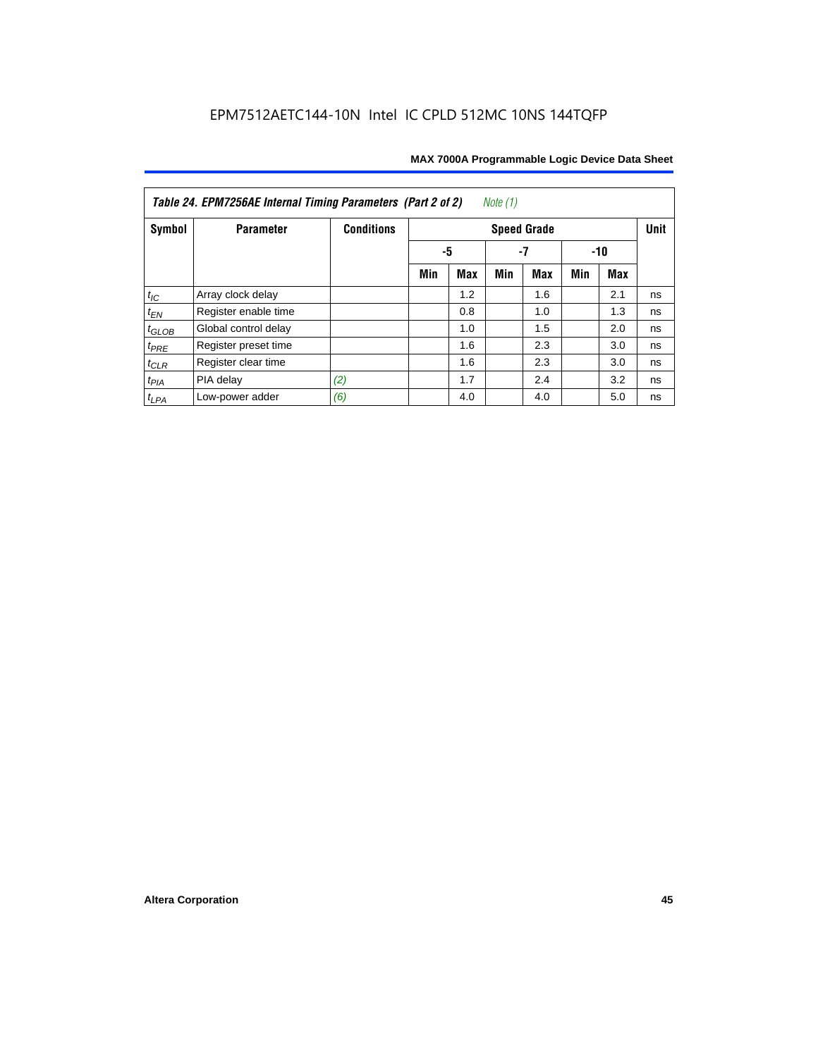EPM7512AETC144-10N Intel IC CPLD 512MC 10NS 144TQFP

| Table 24. EPM7256AE Internal Timing Parameters (Part 2 of 2) *Note (1)* | | | | | | | | | |
|---|---|---|---|---|---|---|---|---|---|
| Symbol | Parameter | Conditions | Speed Grade | | | | | | Unit |
| | | | -5 | | -7 | | -10 | | |
| | | | Min | Max | Min | Max | Min | Max | |
| $t_{IC}$ | Array clock delay | | | 1.2 | | 1.6 | | 2.1 | ns |
| $t_{EN}$ | Register enable time | | | 0.8 | | 1.0 | | 1.3 | ns |
| $t_{GLOB}$ | Global control delay | | | 1.0 | | 1.5 | | 2.0 | ns |
| $t_{PRE}$ | Register preset time | | | 1.6 | | 2.3 | | 3.0 | ns |
| $t_{CLR}$ | Register clear time | | | 1.6 | | 2.3 | | 3.0 | ns |
| $t_{PIA}$ | PIA delay | *(2)* | | 1.7 | | 2.4 | | 3.2 | ns |
| $t_{LPA}$ | Low-power adder | *(6)* | | 4.0 | | 4.0 | | 5.0 | ns |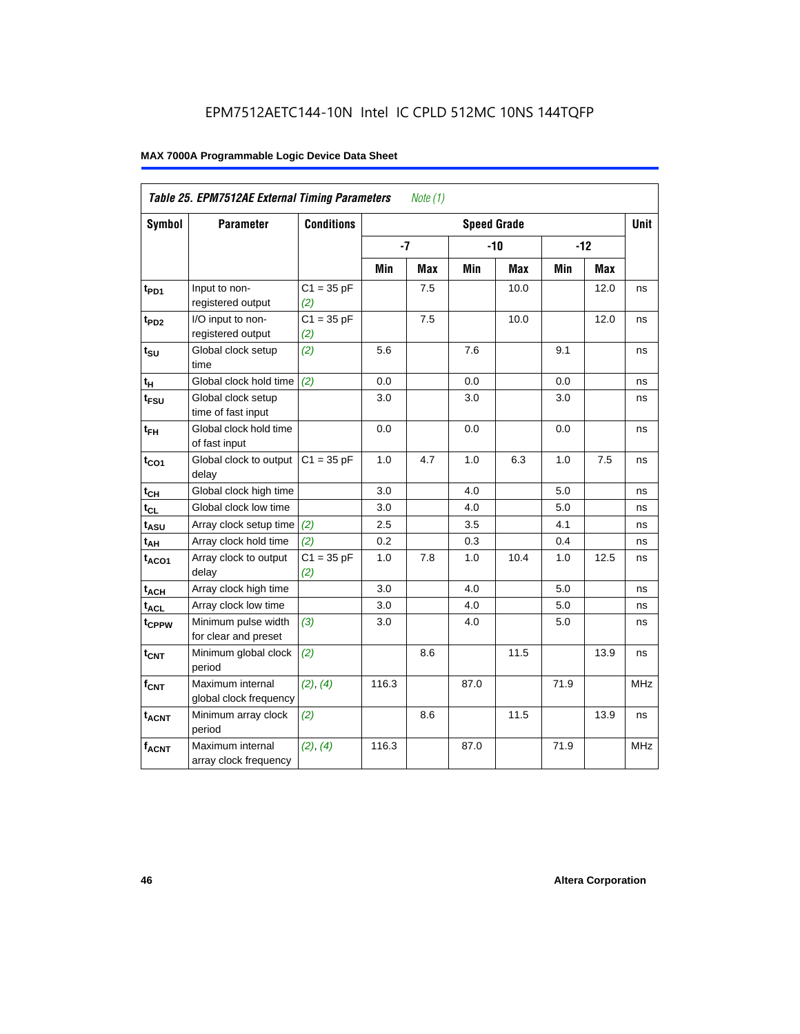EPM7512AETC144-10N Intel IC CPLD 512MC 10NS 144TQFP

**Table 25. EPM7512AE External Timing Parameters** *Note (1)*

| Symbol | Parameter | Conditions | Speed Grade | | | | | | Unit |
|---|---|---|---|---|---|---|---|---|---|
| | | | -7 | | -10 | | -12 | | |
| | | | Min | Max | Min | Max | Min | Max | |
| $t_{PD1}$ | Input to non-registered output | C1 = 35 pF *(2)* | | 7.5 | | 10.0 | | 12.0 | ns |
| $t_{PD2}$ | I/O input to non-registered output | C1 = 35 pF *(2)* | | 7.5 | | 10.0 | | 12.0 | ns |
| $t_{SU}$ | Global clock setup time | *(2)* | 5.6 | | 7.6 | | 9.1 | | ns |
| $t_{H}$ | Global clock hold time | *(2)* | 0.0 | | 0.0 | | 0.0 | | ns |
| $t_{FSU}$ | Global clock setup time of fast input | | 3.0 | | 3.0 | | 3.0 | | ns |
| $t_{FH}$ | Global clock hold time of fast input | | 0.0 | | 0.0 | | 0.0 | | ns |
| $t_{CO1}$ | Global clock to output delay | C1 = 35 pF | 1.0 | 4.7 | 1.0 | 6.3 | 1.0 | 7.5 | ns |
| $t_{CH}$ | Global clock high time | | 3.0 | | 4.0 | | 5.0 | | ns |
| $t_{CL}$ | Global clock low time | | 3.0 | | 4.0 | | 5.0 | | ns |
| $t_{ASU}$ | Array clock setup time | *(2)* | 2.5 | | 3.5 | | 4.1 | | ns |
| $t_{AH}$ | Array clock hold time | *(2)* | 0.2 | | 0.3 | | 0.4 | | ns |
| $t_{ACO1}$ | Array clock to output delay | C1 = 35 pF *(2)* | 1.0 | 7.8 | 1.0 | 10.4 | 1.0 | 12.5 | ns |
| $t_{ACH}$ | Array clock high time | | 3.0 | | 4.0 | | 5.0 | | ns |
| $t_{ACL}$ | Array clock low time | | 3.0 | | 4.0 | | 5.0 | | ns |
| $t_{CPPW}$ | Minimum pulse width for clear and preset | *(3)* | 3.0 | | 4.0 | | 5.0 | | ns |
| $t_{CNT}$ | Minimum global clock period | *(2)* | | 8.6 | | 11.5 | | 13.9 | ns |
| $f_{CNT}$ | Maximum internal global clock frequency | *(2)*, *(4)* | 116.3 | | 87.0 | | 71.9 | | MHz |
| $t_{ACNT}$ | Minimum array clock period | *(2)* | | 8.6 | | 11.5 | | 13.9 | ns |
| $f_{ACNT}$ | Maximum internal array clock frequency | *(2)*, *(4)* | 116.3 | | 87.0 | | 71.9 | | MHz |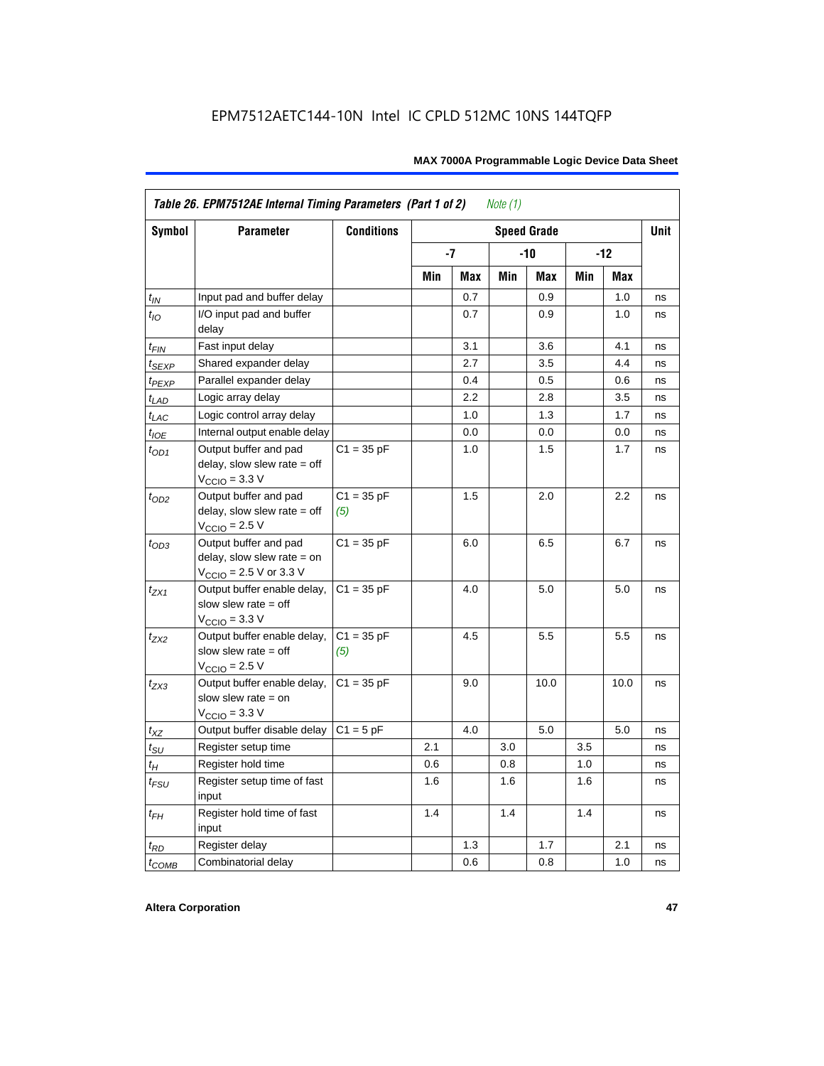EPM7512AETC144-10N Intel IC CPLD 512MC 10NS 144TQFP

**Table 26. EPM7512AE Internal Timing Parameters (Part 1 of 2)** *Note (1)*

| Symbol | Parameter | Conditions | Speed Grade | | | | | | Unit |
|---|---|---|---|---|---|---|---|---|---|
| | | | -7 | | -10 | | -12 | | |
| | | | Min | Max | Min | Max | Min | Max | |
| $t_{IN}$ | Input pad and buffer delay | | | 0.7 | | 0.9 | | 1.0 | ns |
| $t_{IO}$ | I/O input pad and buffer delay | | | 0.7 | | 0.9 | | 1.0 | ns |
| $t_{FIN}$ | Fast input delay | | | 3.1 | | 3.6 | | 4.1 | ns |
| $t_{SEXP}$ | Shared expander delay | | | 2.7 | | 3.5 | | 4.4 | ns |
| $t_{PEXP}$ | Parallel expander delay | | | 0.4 | | 0.5 | | 0.6 | ns |
| $t_{LAD}$ | Logic array delay | | | 2.2 | | 2.8 | | 3.5 | ns |
| $t_{LAC}$ | Logic control array delay | | | 1.0 | | 1.3 | | 1.7 | ns |
| $t_{IOE}$ | Internal output enable delay | | | 0.0 | | 0.0 | | 0.0 | ns |
| $t_{OD1}$ | Output buffer and pad delay, slow slew rate = off $V_{CCIO}$ = 3.3 V | C1 = 35 pF | | 1.0 | | 1.5 | | 1.7 | ns |
| $t_{OD2}$ | Output buffer and pad delay, slow slew rate = off $V_{CCIO}$ = 2.5 V | C1 = 35 pF *(5)* | | 1.5 | | 2.0 | | 2.2 | ns |
| $t_{OD3}$ | Output buffer and pad delay, slow slew rate = on $V_{CCIO}$ = 2.5 V or 3.3 V | C1 = 35 pF | | 6.0 | | 6.5 | | 6.7 | ns |
| $t_{ZX1}$ | Output buffer enable delay, slow slew rate = off $V_{CCIO}$ = 3.3 V | C1 = 35 pF | | 4.0 | | 5.0 | | 5.0 | ns |
| $t_{ZX2}$ | Output buffer enable delay, slow slew rate = off $V_{CCIO}$ = 2.5 V | C1 = 35 pF *(5)* | | 4.5 | | 5.5 | | 5.5 | ns |
| $t_{ZX3}$ | Output buffer enable delay, slow slew rate = on $V_{CCIO}$ = 3.3 V | C1 = 35 pF | | 9.0 | | 10.0 | | 10.0 | ns |
| $t_{XZ}$ | Output buffer disable delay | C1 = 5 pF | | 4.0 | | 5.0 | | 5.0 | ns |
| $t_{SU}$ | Register setup time | | 2.1 | | 3.0 | | 3.5 | | ns |
| $t_{H}$ | Register hold time | | 0.6 | | 0.8 | | 1.0 | | ns |
| $t_{FSU}$ | Register setup time of fast input | | 1.6 | | 1.6 | | 1.6 | | ns |
| $t_{FH}$ | Register hold time of fast input | | 1.4 | | 1.4 | | 1.4 | | ns |
| $t_{RD}$ | Register delay | | | 1.3 | | 1.7 | | 2.1 | ns |
| $t_{COMB}$ | Combinatorial delay | | | 0.6 | | 0.8 | | 1.0 | ns |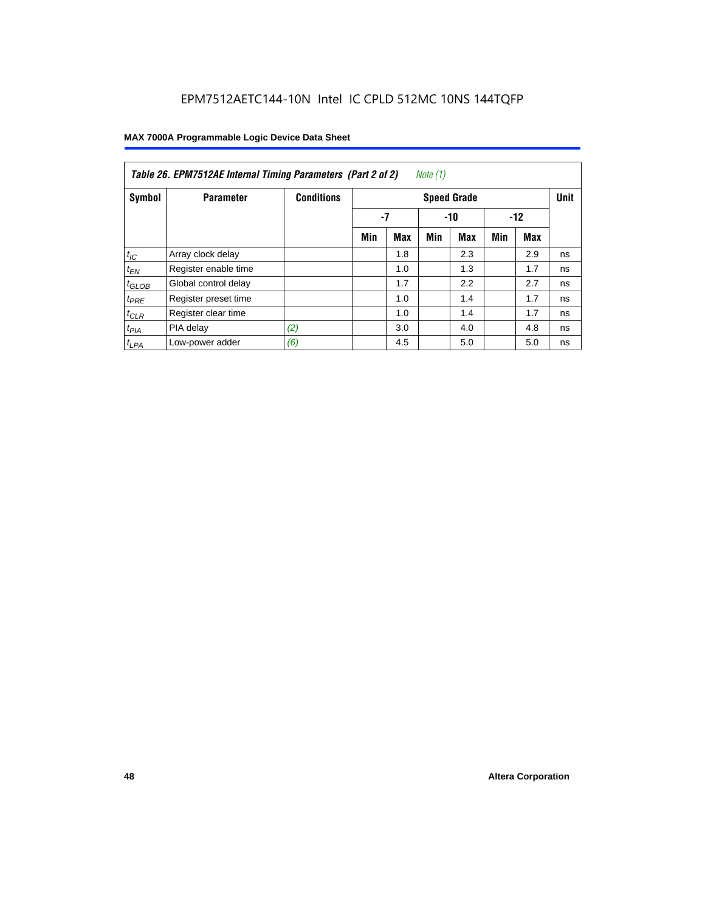EPM7512AETC144-10N Intel IC CPLD 512MC 10NS 144TQFP

| Table 26. EPM7512AE Internal Timing Parameters (Part 2 of 2) *Note (1)* | | | | | | | | | |
|---|---|---|---|---|---|---|---|---|---|
| Symbol | Parameter | Conditions | Speed Grade | | | | | | Unit |
| | | | -7 | | -10 | | -12 | | |
| | | | Min | Max | Min | Max | Min | Max | |
| $t_{IC}$ | Array clock delay | | | 1.8 | | 2.3 | | 2.9 | ns |
| $t_{EN}$ | Register enable time | | | 1.0 | | 1.3 | | 1.7 | ns |
| $t_{GLOB}$ | Global control delay | | | 1.7 | | 2.2 | | 2.7 | ns |
| $t_{PRE}$ | Register preset time | | | 1.0 | | 1.4 | | 1.7 | ns |
| $t_{CLR}$ | Register clear time | | | 1.0 | | 1.4 | | 1.7 | ns |
| $t_{PIA}$ | PIA delay | *(2)* | | 3.0 | | 4.0 | | 4.8 | ns |
| $t_{LPA}$ | Low-power adder | *(6)* | | 4.5 | | 5.0 | | 5.0 | ns |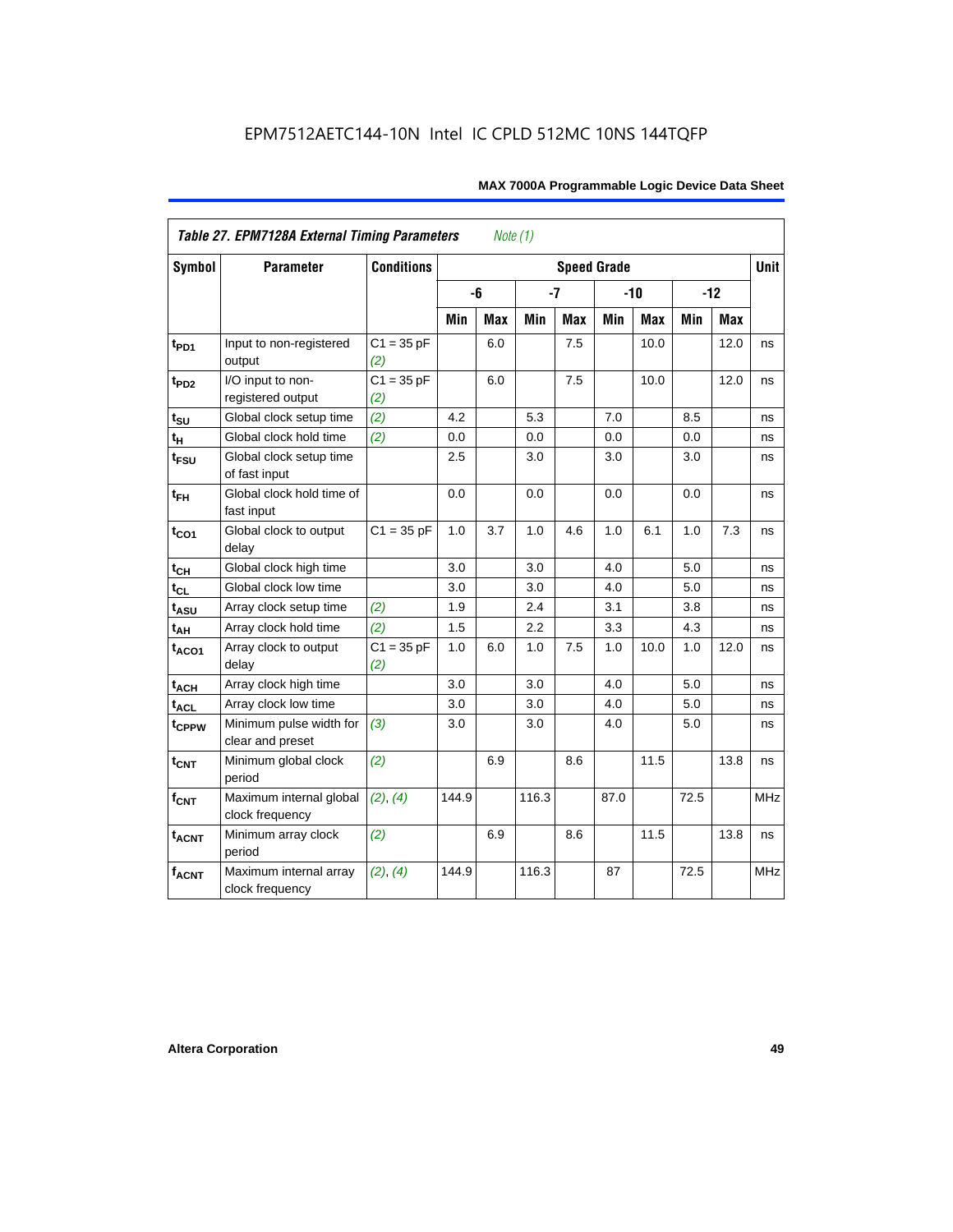EPM7512AETC144-10N Intel IC CPLD 512MC 10NS 144TQFP

**Table 27. EPM7128A External Timing Parameters** *Note (1)*

| Symbol | Parameter | Conditions | Speed Grade | | | | | | | | Unit |
|---|---|---|---|---|---|---|---|---|---|---|---|
| | | | -6 | | -7 | | -10 | | -12 | | |
| | | | Min | Max | Min | Max | Min | Max | Min | Max | |
| $t_{PD1}$ | Input to non-registered output | C1 = 35 pF *(2)* | | 6.0 | | 7.5 | | 10.0 | | 12.0 | ns |
| $t_{PD2}$ | I/O input to non-registered output | C1 = 35 pF *(2)* | | 6.0 | | 7.5 | | 10.0 | | 12.0 | ns |
| $t_{SU}$ | Global clock setup time | *(2)* | 4.2 | | 5.3 | | 7.0 | | 8.5 | | ns |
| $t_{H}$ | Global clock hold time | *(2)* | 0.0 | | 0.0 | | 0.0 | | 0.0 | | ns |
| $t_{FSU}$ | Global clock setup time of fast input | | 2.5 | | 3.0 | | 3.0 | | 3.0 | | ns |
| $t_{FH}$ | Global clock hold time of fast input | | 0.0 | | 0.0 | | 0.0 | | 0.0 | | ns |
| $t_{CO1}$ | Global clock to output delay | C1 = 35 pF | 1.0 | 3.7 | 1.0 | 4.6 | 1.0 | 6.1 | 1.0 | 7.3 | ns |
| $t_{CH}$ | Global clock high time | | 3.0 | | 3.0 | | 4.0 | | 5.0 | | ns |
| $t_{CL}$ | Global clock low time | | 3.0 | | 3.0 | | 4.0 | | 5.0 | | ns |
| $t_{ASU}$ | Array clock setup time | *(2)* | 1.9 | | 2.4 | | 3.1 | | 3.8 | | ns |
| $t_{AH}$ | Array clock hold time | *(2)* | 1.5 | | 2.2 | | 3.3 | | 4.3 | | ns |
| $t_{ACO1}$ | Array clock to output delay | C1 = 35 pF *(2)* | 1.0 | 6.0 | 1.0 | 7.5 | 1.0 | 10.0 | 1.0 | 12.0 | ns |
| $t_{ACH}$ | Array clock high time | | 3.0 | | 3.0 | | 4.0 | | 5.0 | | ns |
| $t_{ACL}$ | Array clock low time | | 3.0 | | 3.0 | | 4.0 | | 5.0 | | ns |
| $t_{CPPW}$ | Minimum pulse width for clear and preset | *(3)* | 3.0 | | 3.0 | | 4.0 | | 5.0 | | ns |
| $t_{CNT}$ | Minimum global clock period | *(2)* | | 6.9 | | 8.6 | | 11.5 | | 13.8 | ns |
| $f_{CNT}$ | Maximum internal global clock frequency | *(2)*, *(4)* | 144.9 | | 116.3 | | 87.0 | | 72.5 | | MHz |
| $t_{ACNT}$ | Minimum array clock period | *(2)* | | 6.9 | | 8.6 | | 11.5 | | 13.8 | ns |
| $f_{ACNT}$ | Maximum internal array clock frequency | *(2)*, *(4)* | 144.9 | | 116.3 | | 87 | | 72.5 | | MHz |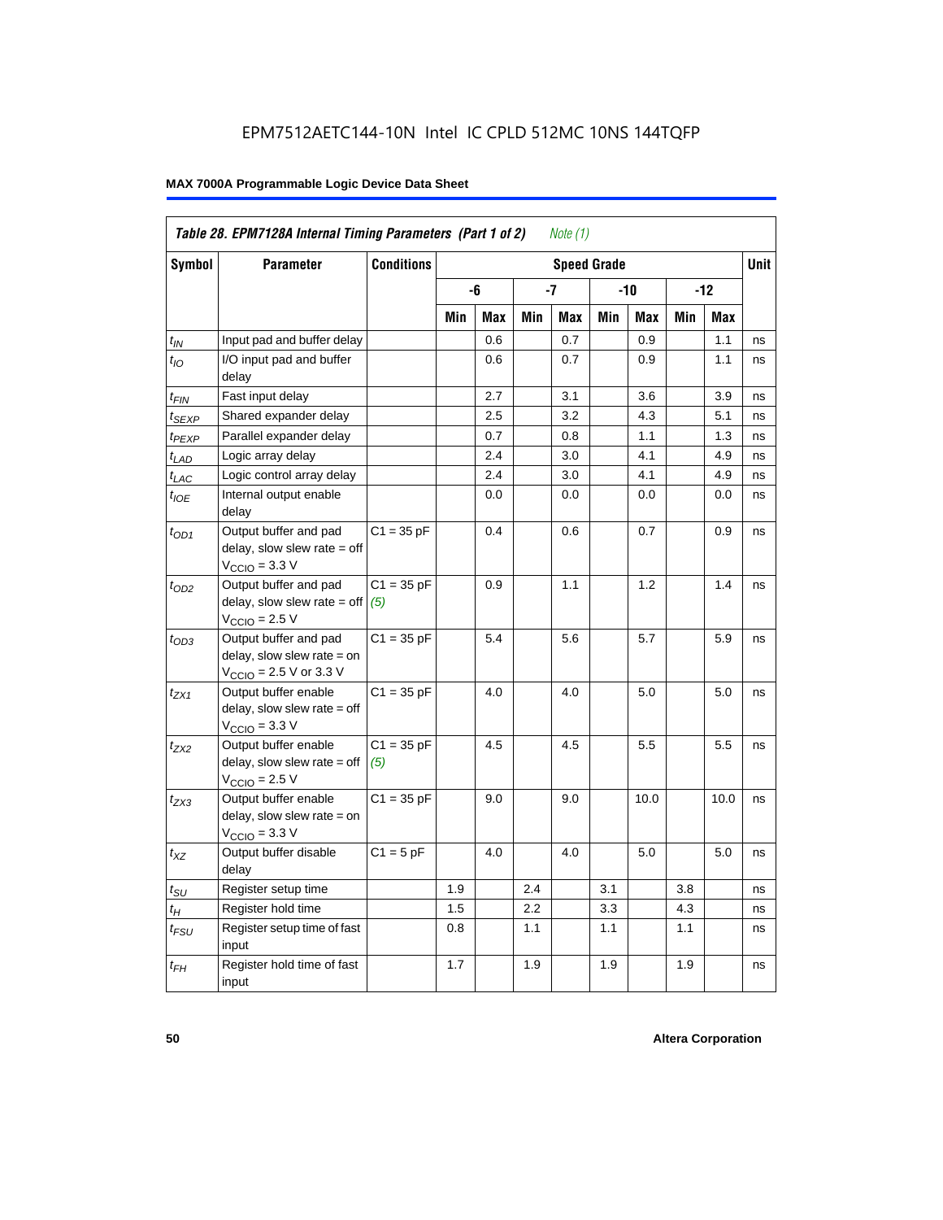EPM7512AETC144-10N Intel IC CPLD 512MC 10NS 144TQFP

**Table 28. EPM7128A Internal Timing Parameters (Part 1 of 2)** *Note (1)*

| Symbol | Parameter | Conditions | Speed Grade | | | | | | | | Unit |
|---|---|---|---|---|---|---|---|---|---|---|---|
| | | | -6 | | -7 | | -10 | | -12 | | |
| | | | Min | Max | Min | Max | Min | Max | Min | Max | |
| $t_{IN}$ | Input pad and buffer delay | | | 0.6 | | 0.7 | | 0.9 | | 1.1 | ns |
| $t_{IO}$ | I/O input pad and buffer delay | | | 0.6 | | 0.7 | | 0.9 | | 1.1 | ns |
| $t_{FIN}$ | Fast input delay | | | 2.7 | | 3.1 | | 3.6 | | 3.9 | ns |
| $t_{SEXP}$ | Shared expander delay | | | 2.5 | | 3.2 | | 4.3 | | 5.1 | ns |
| $t_{PEXP}$ | Parallel expander delay | | | 0.7 | | 0.8 | | 1.1 | | 1.3 | ns |
| $t_{LAD}$ | Logic array delay | | | 2.4 | | 3.0 | | 4.1 | | 4.9 | ns |
| $t_{LAC}$ | Logic control array delay | | | 2.4 | | 3.0 | | 4.1 | | 4.9 | ns |
| $t_{IOE}$ | Internal output enable delay | | | 0.0 | | 0.0 | | 0.0 | | 0.0 | ns |
| $t_{OD1}$ | Output buffer and pad delay, slow slew rate = off $V_{CCIO}$ = 3.3 V | C1 = 35 pF | | 0.4 | | 0.6 | | 0.7 | | 0.9 | ns |
| $t_{OD2}$ | Output buffer and pad delay, slow slew rate = off $V_{CCIO}$ = 2.5 V | C1 = 35 pF *(5)* | | 0.9 | | 1.1 | | 1.2 | | 1.4 | ns |
| $t_{OD3}$ | Output buffer and pad delay, slow slew rate = on $V_{CCIO}$ = 2.5 V or 3.3 V | C1 = 35 pF | | 5.4 | | 5.6 | | 5.7 | | 5.9 | ns |
| $t_{ZX1}$ | Output buffer enable delay, slow slew rate = off $V_{CCIO}$ = 3.3 V | C1 = 35 pF | | 4.0 | | 4.0 | | 5.0 | | 5.0 | ns |
| $t_{ZX2}$ | Output buffer enable delay, slow slew rate = off $V_{CCIO}$ = 2.5 V | C1 = 35 pF *(5)* | | 4.5 | | 4.5 | | 5.5 | | 5.5 | ns |
| $t_{ZX3}$ | Output buffer enable delay, slow slew rate = on $V_{CCIO}$ = 3.3 V | C1 = 35 pF | | 9.0 | | 9.0 | | 10.0 | | 10.0 | ns |
| $t_{XZ}$ | Output buffer disable delay | C1 = 5 pF | | 4.0 | | 4.0 | | 5.0 | | 5.0 | ns |
| $t_{SU}$ | Register setup time | | 1.9 | | 2.4 | | 3.1 | | 3.8 | | ns |
| $t_H$ | Register hold time | | 1.5 | | 2.2 | | 3.3 | | 4.3 | | ns |
| $t_{FSU}$ | Register setup time of fast input | | 0.8 | | 1.1 | | 1.1 | | 1.1 | | ns |
| $t_{FH}$ | Register hold time of fast input | | 1.7 | | 1.9 | | 1.9 | | 1.9 | | ns |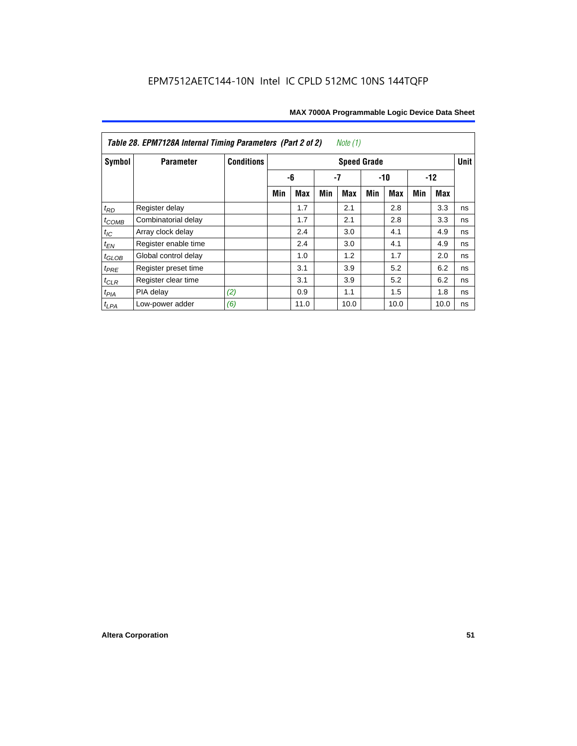EPM7512AETC144-10N Intel IC CPLD 512MC 10NS 144TQFP

**Table 28. EPM7128A Internal Timing Parameters (Part 2 of 2)** *Note (1)*

| Symbol | Parameter | Conditions | Speed Grade | | | | | | | | Unit |
|---|---|---|---|---|---|---|---|---|---|---|---|
| | | | -6 | | -7 | | -10 | | -12 | | |
| | | | Min | Max | Min | Max | Min | Max | Min | Max | |
| $t_{RD}$ | Register delay | | | 1.7 | | 2.1 | | 2.8 | | 3.3 | ns |
| $t_{COMB}$ | Combinatorial delay | | | 1.7 | | 2.1 | | 2.8 | | 3.3 | ns |
| $t_{IC}$ | Array clock delay | | | 2.4 | | 3.0 | | 4.1 | | 4.9 | ns |
| $t_{EN}$ | Register enable time | | | 2.4 | | 3.0 | | 4.1 | | 4.9 | ns |
| $t_{GLOB}$ | Global control delay | | | 1.0 | | 1.2 | | 1.7 | | 2.0 | ns |
| $t_{PRE}$ | Register preset time | | | 3.1 | | 3.9 | | 5.2 | | 6.2 | ns |
| $t_{CLR}$ | Register clear time | | | 3.1 | | 3.9 | | 5.2 | | 6.2 | ns |
| $t_{PIA}$ | PIA delay | *(2)* | | 0.9 | | 1.1 | | 1.5 | | 1.8 | ns |
| $t_{LPA}$ | Low-power adder | *(6)* | | 11.0 | | 10.0 | | 10.0 | | 10.0 | ns |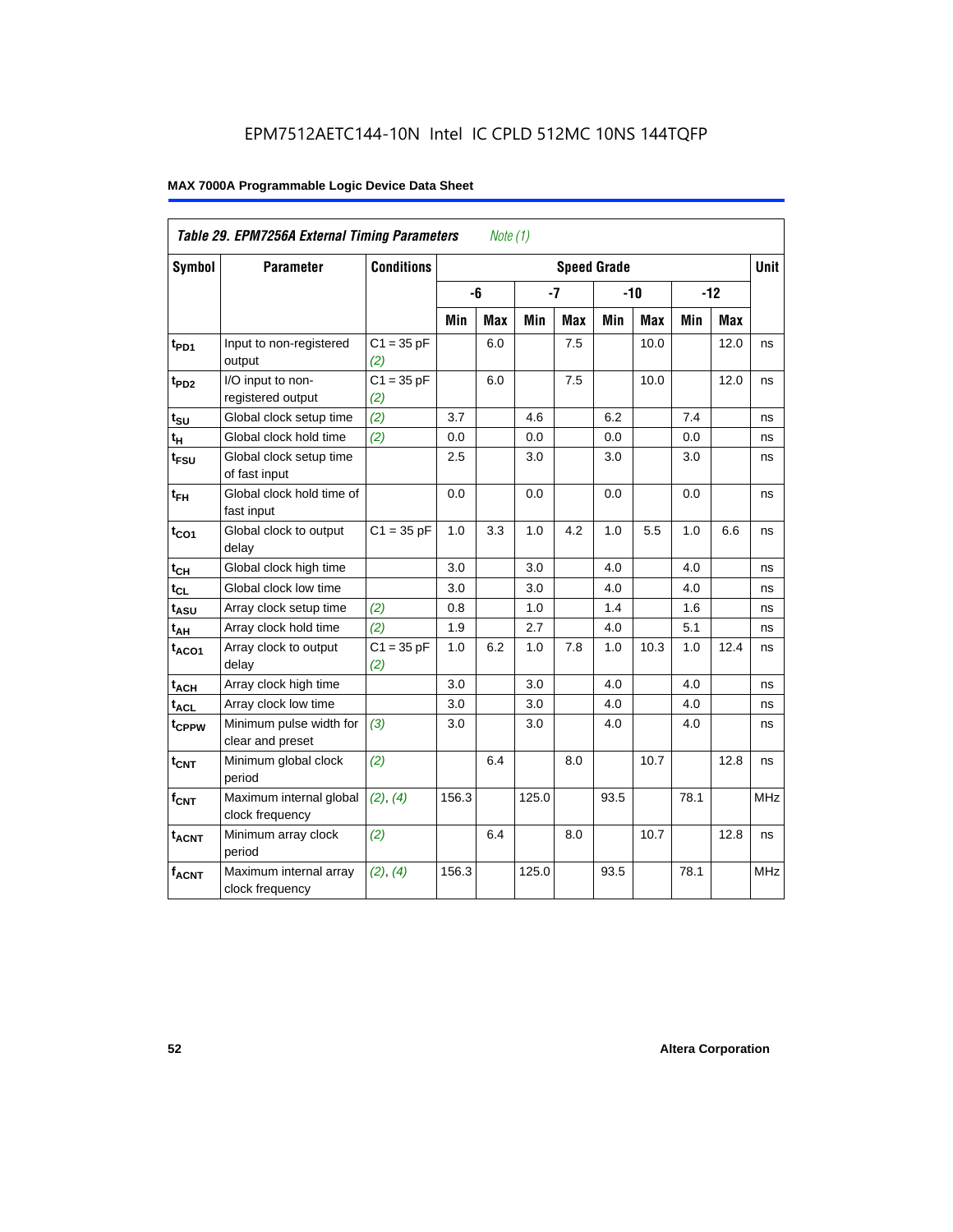**Table 29. EPM7256A External Timing Parameters** *Note (1)*

| Symbol | Parameter | Conditions | Speed Grade | | | | | | | | Unit |
|---|---|---|---|---|---|---|---|---|---|---|---|
| | | | -6 | | -7 | | -10 | | -12 | | |
| | | | Min | Max | Min | Max | Min | Max | Min | Max | |
| $t_{PD1}$ | Input to non-registered output | C1 = 35 pF *(2)* | | 6.0 | | 7.5 | | 10.0 | | 12.0 | ns |
| $t_{PD2}$ | I/O input to non-registered output | C1 = 35 pF *(2)* | | 6.0 | | 7.5 | | 10.0 | | 12.0 | ns |
| $t_{SU}$ | Global clock setup time | *(2)* | 3.7 | | 4.6 | | 6.2 | | 7.4 | | ns |
| $t_{H}$ | Global clock hold time | *(2)* | 0.0 | | 0.0 | | 0.0 | | 0.0 | | ns |
| $t_{FSU}$ | Global clock setup time of fast input | | 2.5 | | 3.0 | | 3.0 | | 3.0 | | ns |
| $t_{FH}$ | Global clock hold time of fast input | | 0.0 | | 0.0 | | 0.0 | | 0.0 | | ns |
| $t_{CO1}$ | Global clock to output delay | C1 = 35 pF | 1.0 | 3.3 | 1.0 | 4.2 | 1.0 | 5.5 | 1.0 | 6.6 | ns |
| $t_{CH}$ | Global clock high time | | 3.0 | | 3.0 | | 4.0 | | 4.0 | | ns |
| $t_{CL}$ | Global clock low time | | 3.0 | | 3.0 | | 4.0 | | 4.0 | | ns |
| $t_{ASU}$ | Array clock setup time | *(2)* | 0.8 | | 1.0 | | 1.4 | | 1.6 | | ns |
| $t_{AH}$ | Array clock hold time | *(2)* | 1.9 | | 2.7 | | 4.0 | | 5.1 | | ns |
| $t_{ACO1}$ | Array clock to output delay | C1 = 35 pF *(2)* | 1.0 | 6.2 | 1.0 | 7.8 | 1.0 | 10.3 | 1.0 | 12.4 | ns |
| $t_{ACH}$ | Array clock high time | | 3.0 | | 3.0 | | 4.0 | | 4.0 | | ns |
| $t_{ACL}$ | Array clock low time | | 3.0 | | 3.0 | | 4.0 | | 4.0 | | ns |
| $t_{CPPW}$ | Minimum pulse width for clear and preset | *(3)* | 3.0 | | 3.0 | | 4.0 | | 4.0 | | ns |
| $t_{CNT}$ | Minimum global clock period | *(2)* | | 6.4 | | 8.0 | | 10.7 | | 12.8 | ns |
| $f_{CNT}$ | Maximum internal global clock frequency | *(2)*, *(4)* | 156.3 | | 125.0 | | 93.5 | | 78.1 | | MHz |
| $t_{ACNT}$ | Minimum array clock period | *(2)* | | 6.4 | | 8.0 | | 10.7 | | 12.8 | ns |
| $f_{ACNT}$ | Maximum internal array clock frequency | *(2)*, *(4)* | 156.3 | | 125.0 | | 93.5 | | 78.1 | | MHz |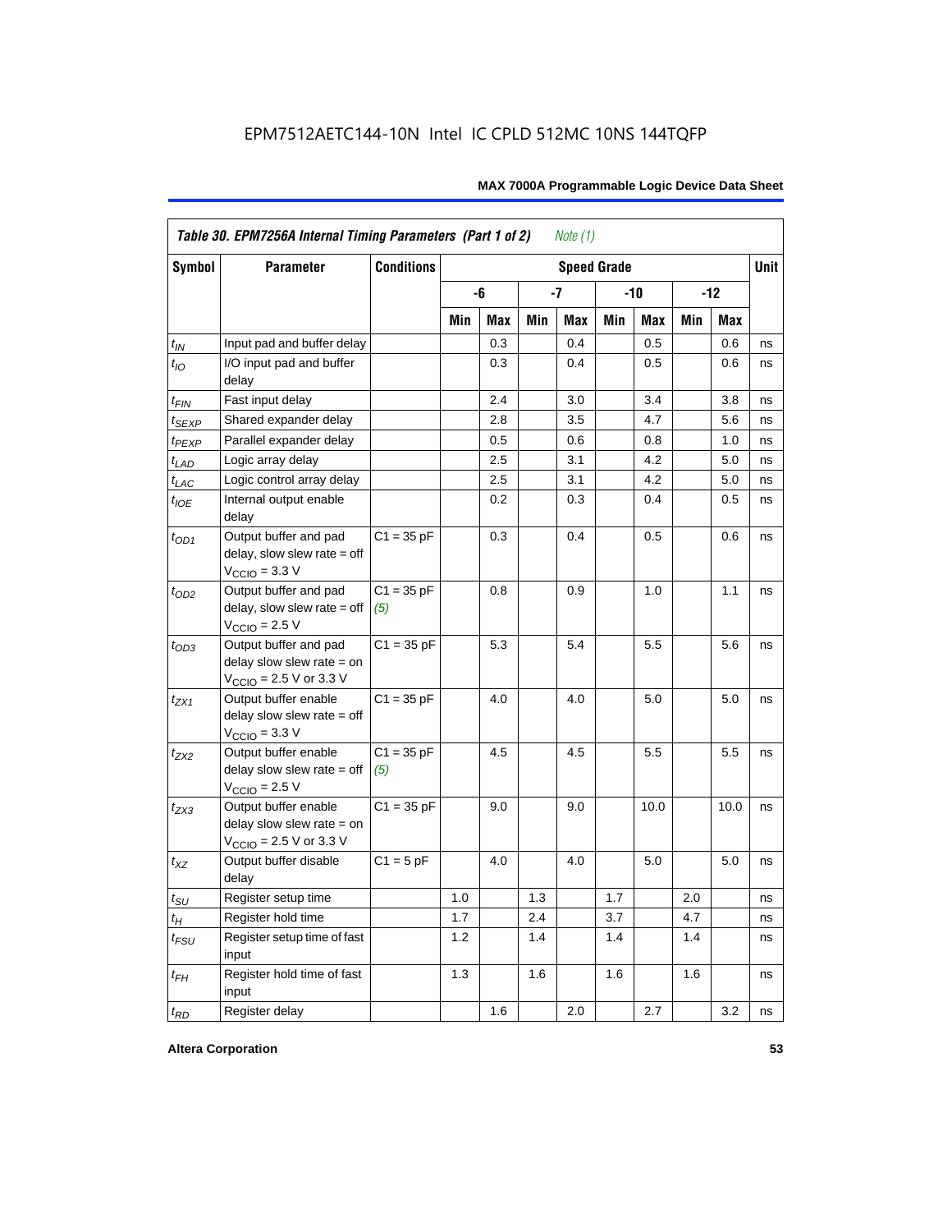| Symbol | Parameter | Conditions | Speed Grade | | | | | | | | Unit |
|---|---|---|---|---|---|---|---|---|---|---|---|
| | | | -6 | | -7 | | -10 | | -12 | | |
| | | | Min | Max | Min | Max | Min | Max | Min | Max | |
| $t_{IN}$ | Input pad and buffer delay | | | 0.3 | | 0.4 | | 0.5 | | 0.6 | ns |
| $t_{IO}$ | I/O input pad and buffer delay | | | 0.3 | | 0.4 | | 0.5 | | 0.6 | ns |
| $t_{FIN}$ | Fast input delay | | | 2.4 | | 3.0 | | 3.4 | | 3.8 | ns |
| $t_{SEXP}$ | Shared expander delay | | | 2.8 | | 3.5 | | 4.7 | | 5.6 | ns |
| $t_{PEXP}$ | Parallel expander delay | | | 0.5 | | 0.6 | | 0.8 | | 1.0 | ns |
| $t_{LAD}$ | Logic array delay | | | 2.5 | | 3.1 | | 4.2 | | 5.0 | ns |
| $t_{LAC}$ | Logic control array delay | | | 2.5 | | 3.1 | | 4.2 | | 5.0 | ns |
| $t_{IOE}$ | Internal output enable delay | | | 0.2 | | 0.3 | | 0.4 | | 0.5 | ns |
| $t_{OD1}$ | Output buffer and pad delay, slow slew rate = off $V_{CCIO}$ = 3.3 V | C1 = 35 pF | | 0.3 | | 0.4 | | 0.5 | | 0.6 | ns |
| $t_{OD2}$ | Output buffer and pad delay, slow slew rate = off $V_{CCIO}$ = 2.5 V | C1 = 35 pF *(5)* | | 0.8 | | 0.9 | | 1.0 | | 1.1 | ns |
| $t_{OD3}$ | Output buffer and pad delay slow slew rate = on $V_{CCIO}$ = 2.5 V or 3.3 V | C1 = 35 pF | | 5.3 | | 5.4 | | 5.5 | | 5.6 | ns |
| $t_{ZX1}$ | Output buffer enable delay slow slew rate = off $V_{CCIO}$ = 3.3 V | C1 = 35 pF | | 4.0 | | 4.0 | | 5.0 | | 5.0 | ns |
| $t_{ZX2}$ | Output buffer enable delay slow slew rate = off $V_{CCIO}$ = 2.5 V | C1 = 35 pF *(5)* | | 4.5 | | 4.5 | | 5.5 | | 5.5 | ns |
| $t_{ZX3}$ | Output buffer enable delay slow slew rate = on $V_{CCIO}$ = 2.5 V or 3.3 V | C1 = 35 pF | | 9.0 | | 9.0 | | 10.0 | | 10.0 | ns |
| $t_{XZ}$ | Output buffer disable delay | C1 = 5 pF | | 4.0 | | 4.0 | | 5.0 | | 5.0 | ns |
| $t_{SU}$ | Register setup time | | 1.0 | | 1.3 | | 1.7 | | 2.0 | | ns |
| $t_{H}$ | Register hold time | | 1.7 | | 2.4 | | 3.7 | | 4.7 | | ns |
| $t_{FSU}$ | Register setup time of fast input | | 1.2 | | 1.4 | | 1.4 | | 1.4 | | ns |
| $t_{FH}$ | Register hold time of fast input | | 1.3 | | 1.6 | | 1.6 | | 1.6 | | ns |
| $t_{RD}$ | Register delay | | | 1.6 | | 2.0 | | 2.7 | | 3.2 | ns |

*Table 30. EPM7256A Internal Timing Parameters (Part 1 of 2) Note (1)*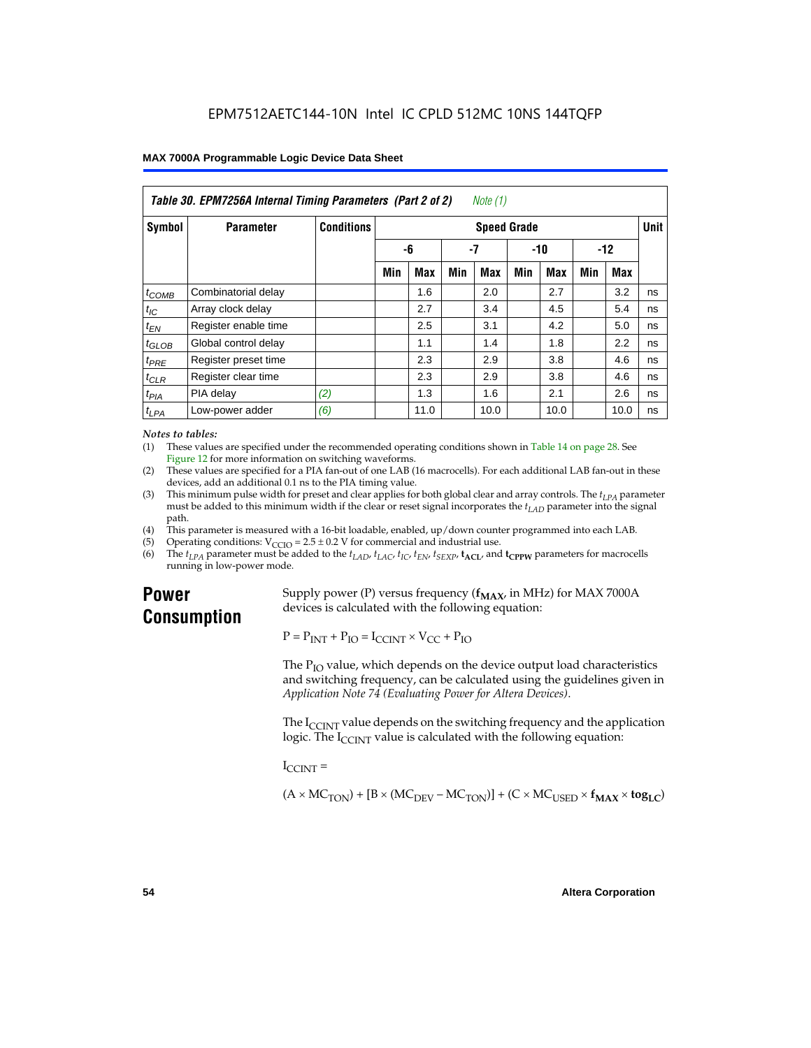**Table 30. EPM7256A Internal Timing Parameters (Part 2 of 2)** *Note (1)*

| Symbol | Parameter | Conditions | Speed Grade | | | | | | | | Unit |
|---|---|---|---|---|---|---|---|---|---|---|---|
| | | | -6 | | -7 | | -10 | | -12 | | |
| | | | Min | Max | Min | Max | Min | Max | Min | Max | |
| $t_{COMB}$ | Combinatorial delay | | | 1.6 | | 2.0 | | 2.7 | | 3.2 | ns |
| $t_{IC}$ | Array clock delay | | | 2.7 | | 3.4 | | 4.5 | | 5.4 | ns |
| $t_{EN}$ | Register enable time | | | 2.5 | | 3.1 | | 4.2 | | 5.0 | ns |
| $t_{GLOB}$ | Global control delay | | | 1.1 | | 1.4 | | 1.8 | | 2.2 | ns |
| $t_{PRE}$ | Register preset time | | | 2.3 | | 2.9 | | 3.8 | | 4.6 | ns |
| $t_{CLR}$ | Register clear time | | | 2.3 | | 2.9 | | 3.8 | | 4.6 | ns |
| $t_{PIA}$ | PIA delay | *(2)* | | 1.3 | | 1.6 | | 2.1 | | 2.6 | ns |
| $t_{LPA}$ | Low-power adder | *(6)* | | 11.0 | | 10.0 | | 10.0 | | 10.0 | ns |

*Notes to tables:*

(1) These values are specified under the recommended operating conditions shown in Table 14 on page 28. See Figure 12 for more information on switching waveforms.

(2) These values are specified for a PIA fan-out of one LAB (16 macrocells). For each additional LAB fan-out in these devices, add an additional 0.1 ns to the PIA timing value.

(3) This minimum pulse width for preset and clear applies for both global clear and array controls. The $t_{LPA}$ parameter must be added to this minimum width if the clear or reset signal incorporates the $t_{LAD}$ parameter into the signal path.

(4) This parameter is measured with a 16-bit loadable, enabled, up/down counter programmed into each LAB.

(5) Operating conditions: $V_{CCIO} = 2.5 \pm 0.2$ V for commercial and industrial use.

(6) The $t_{LPA}$ parameter must be added to the $t_{LAD}$, $t_{LAC}$, $t_{IC}$, $t_{EN}$, $t_{SEXP}$, $\mathbf{t_{ACL}}$, and $\mathbf{t_{CPPW}}$ parameters for macrocells running in low-power mode.

# Power Consumption

Supply power (P) versus frequency ($\mathbf{f_{MAX}}$, in MHz) for MAX 7000A devices is calculated with the following equation:

$$P = P_{INT} + P_{IO} = I_{CCINT} \times V_{CC} + P_{IO}$$

The $P_{IO}$ value, which depends on the device output load characteristics and switching frequency, can be calculated using the guidelines given in *Application Note 74 (Evaluating Power for Altera Devices)*.

The $I_{CCINT}$ value depends on the switching frequency and the application logic. The $I_{CCINT}$ value is calculated with the following equation:

$I_{CCINT}$ =

$$(A \times MC_{TON}) + [B \times (MC_{DEV} - MC_{TON})] + (C \times MC_{USED} \times \mathbf{f_{MAX}} \times \mathbf{tog_{LC}})$$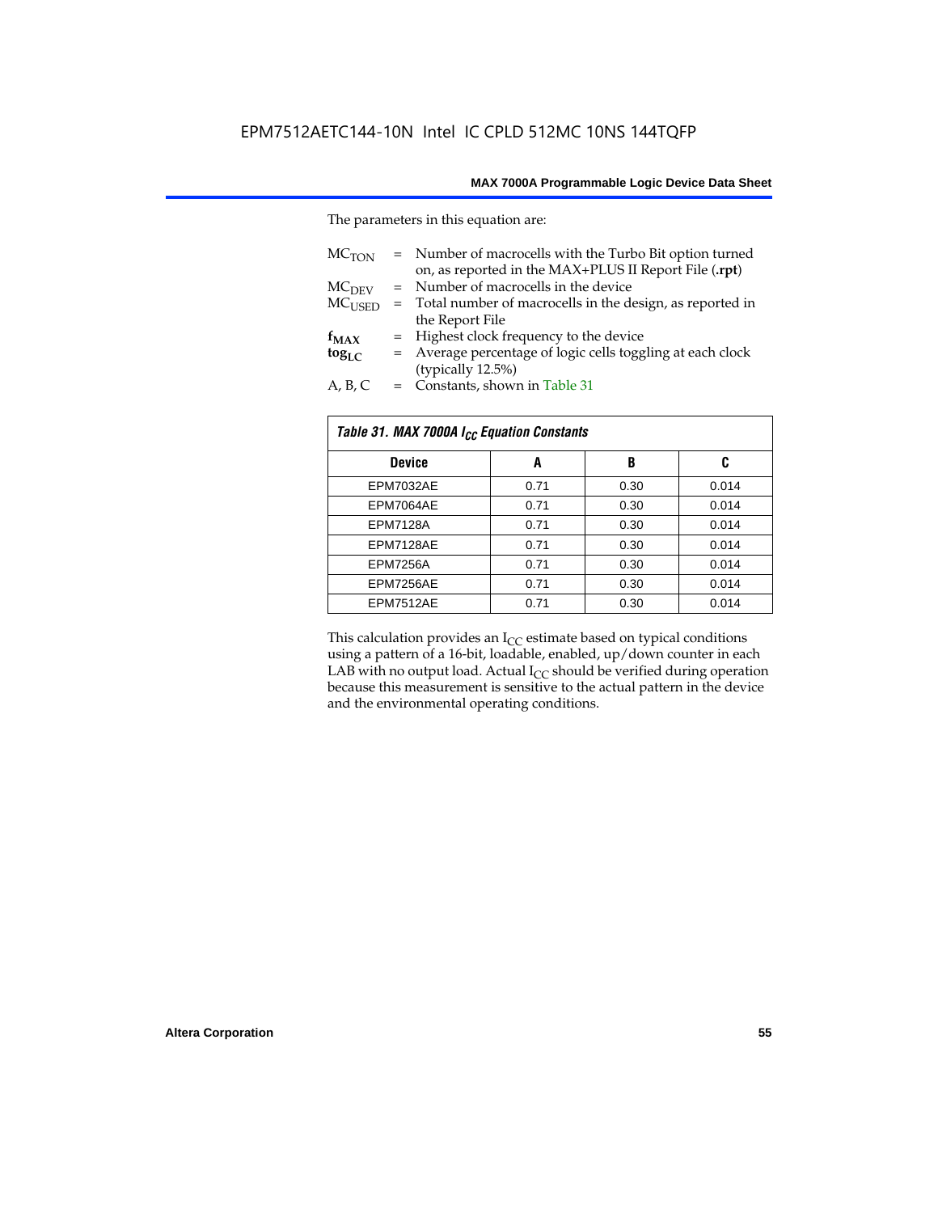The parameters in this equation are:

$MC_{TON}$ = Number of macrocells with the Turbo Bit option turned on, as reported in the MAX+PLUS II Report File (**.rpt**)
$MC_{DEV}$ = Number of macrocells in the device
$MC_{USED}$ = Total number of macrocells in the design, as reported in the Report File
$\mathbf{f_{MAX}}$ = Highest clock frequency to the device
$\mathbf{tog_{LC}}$ = Average percentage of logic cells toggling at each clock (typically 12.5%)
A, B, C = Constants, shown in Table 31

| *Table 31. MAX 7000A $I_{CC}$ Equation Constants* | | | |
|---|---|---|---|
| **Device** | **A** | **B** | **C** |
| EPM7032AE | 0.71 | 0.30 | 0.014 |
| EPM7064AE | 0.71 | 0.30 | 0.014 |
| EPM7128A | 0.71 | 0.30 | 0.014 |
| EPM7128AE | 0.71 | 0.30 | 0.014 |
| EPM7256A | 0.71 | 0.30 | 0.014 |
| EPM7256AE | 0.71 | 0.30 | 0.014 |
| EPM7512AE | 0.71 | 0.30 | 0.014 |

This calculation provides an $I_{CC}$ estimate based on typical conditions using a pattern of a 16-bit, loadable, enabled, up/down counter in each LAB with no output load. Actual $I_{CC}$ should be verified during operation because this measurement is sensitive to the actual pattern in the device and the environmental operating conditions.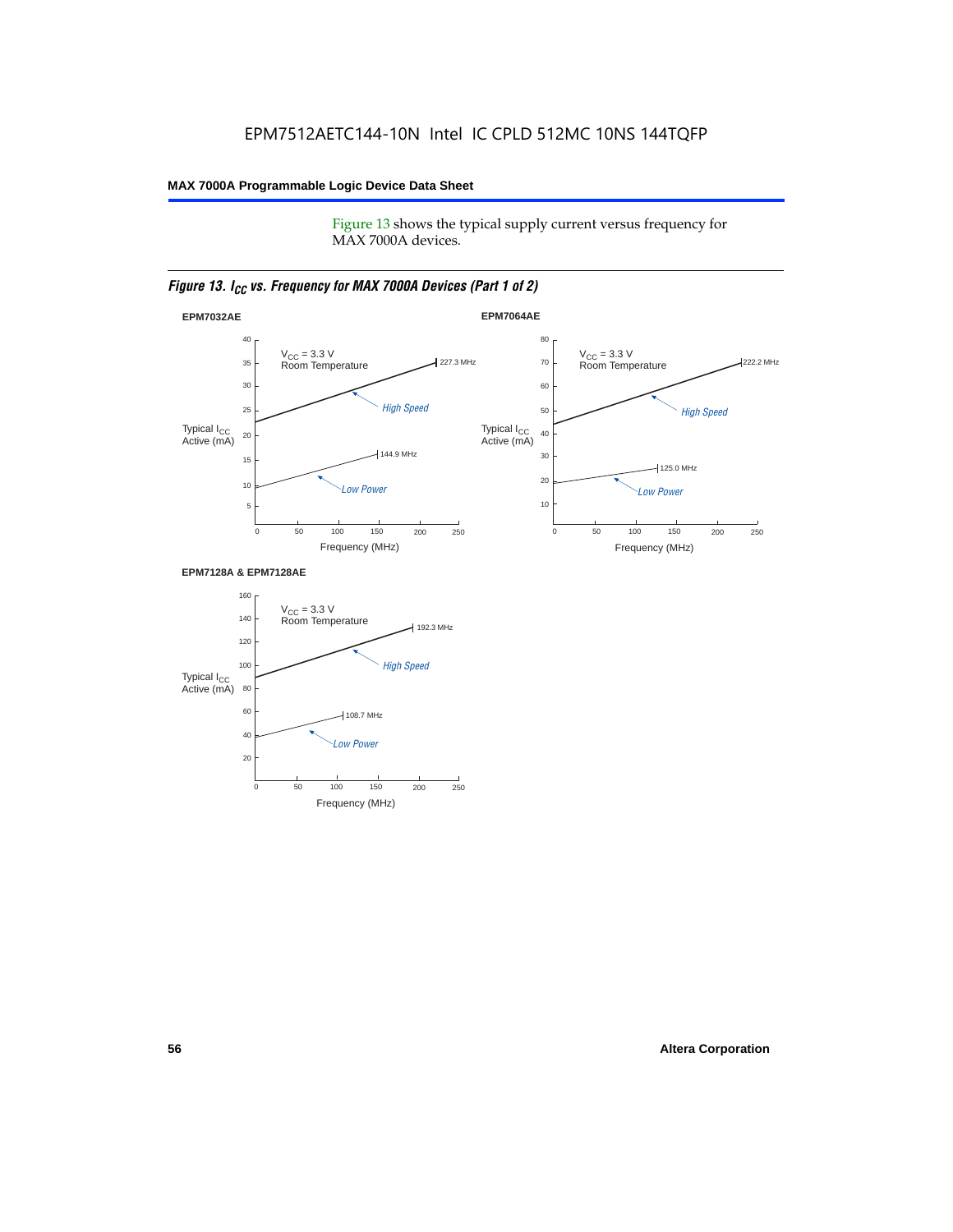Figure 13 shows the typical supply current versus frequency for MAX 7000A devices.

*Figure 13. $I_{CC}$ vs. Frequency for MAX 7000A Devices (Part 1 of 2)*

**EPM7032AE**

$V_{CC}$ = 3.3 V
Room Temperature

Typical $I_{CC}$ Active (mA)

High Speed: 227.3 MHz

Low Power: 144.9 MHz

Frequency (MHz)

**EPM7064AE**

$V_{CC}$ = 3.3 V
Room Temperature

Typical $I_{CC}$ Active (mA)

High Speed: 222.2 MHz

Low Power: 125.0 MHz

Frequency (MHz)

**EPM7128A & EPM7128AE**

$V_{CC}$ = 3.3 V
Room Temperature

Typical $I_{CC}$ Active (mA)

High Speed: 192.3 MHz

Low Power: 108.7 MHz

Frequency (MHz)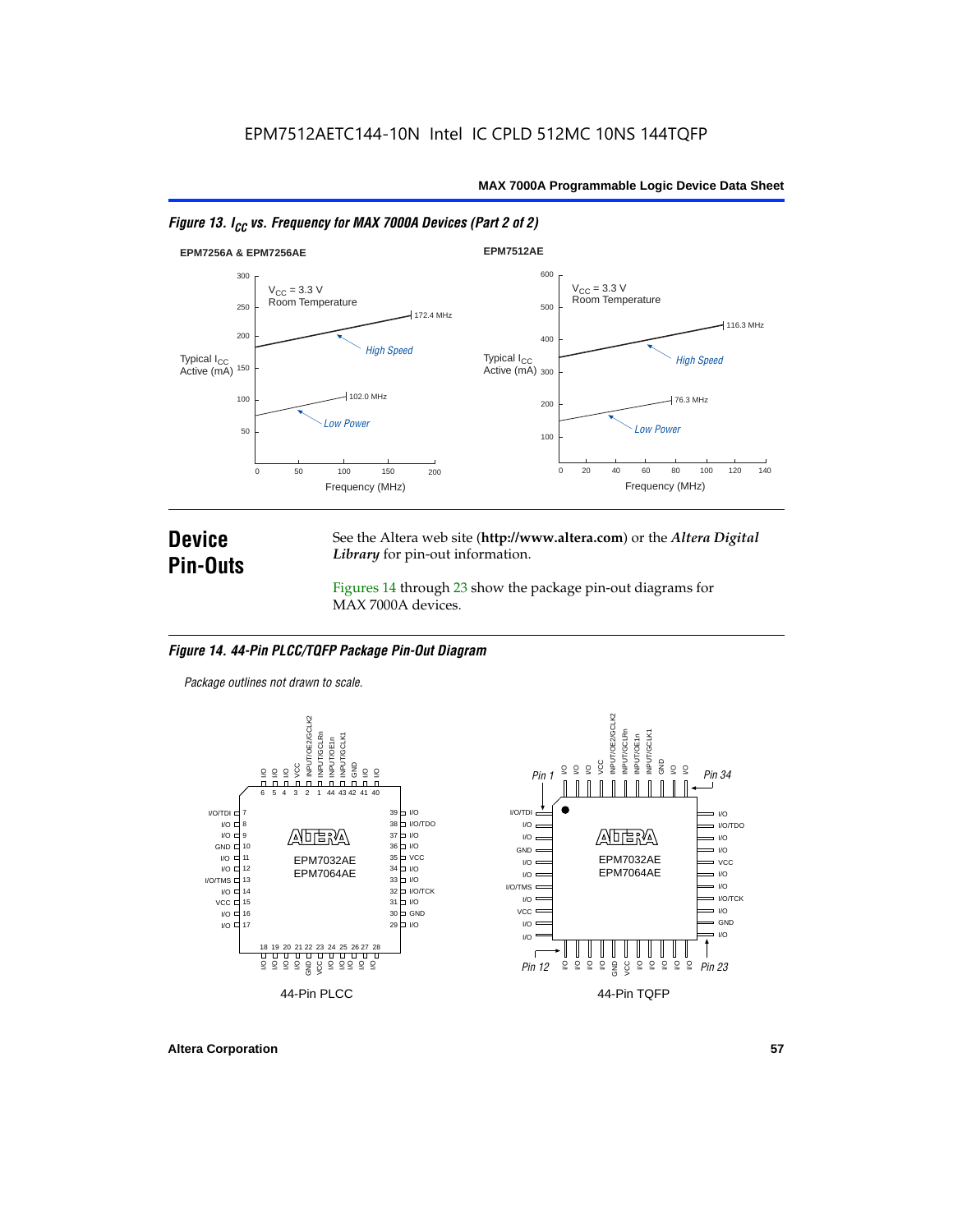*Figure 13. $I_{CC}$ vs. Frequency for MAX 7000A Devices (Part 2 of 2)*

## Device Pin-Outs

See the Altera web site (**http://www.altera.com**) or the ***Altera Digital Library*** for pin-out information.

Figures 14 through 23 show the package pin-out diagrams for MAX 7000A devices.

*Figure 14. 44-Pin PLCC/TQFP Package Pin-Out Diagram*

*Package outlines not drawn to scale.*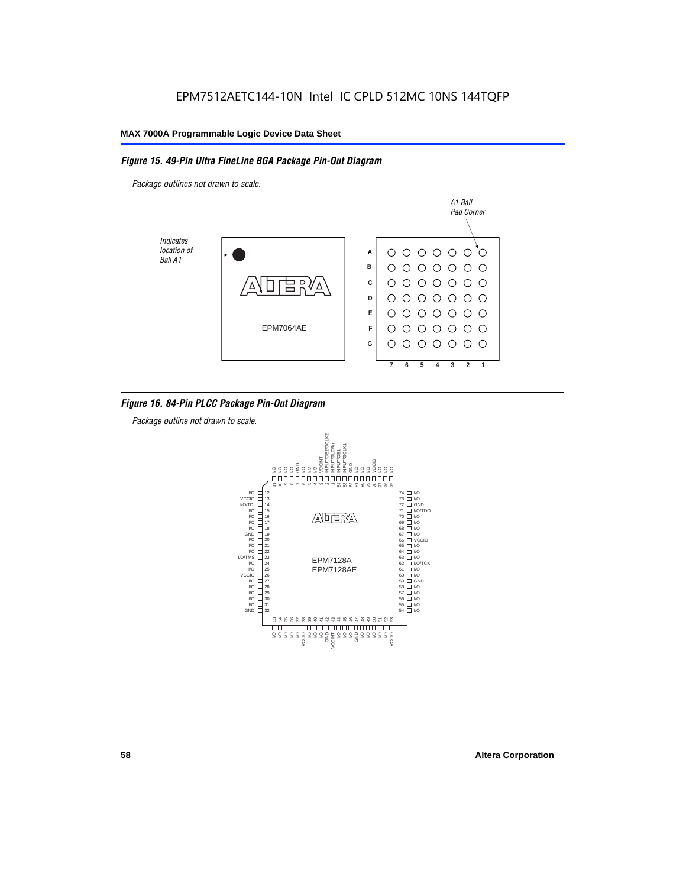EPM7512AETC144-10N Intel IC CPLD 512MC 10NS 144TQFP

*Figure 15. 49-Pin Ultra FineLine BGA Package Pin-Out Diagram*

*Package outlines not drawn to scale.*

*Indicates location of Ball A1*

*A1 Ball Pad Corner*

EPM7064AE

| | 7 | 6 | 5 | 4 | 3 | 2 | 1 |
|---|---|---|---|---|---|---|---|
| A | ○ | ○ | ○ | ○ | ○ | ○ | ○ |
| B | ○ | ○ | ○ | ○ | ○ | ○ | ○ |
| C | ○ | ○ | ○ | ○ | ○ | ○ | ○ |
| D | ○ | ○ | ○ | ○ | ○ | ○ | ○ |
| E | ○ | ○ | ○ | ○ | ○ | ○ | ○ |
| F | ○ | ○ | ○ | ○ | ○ | ○ | ○ |
| G | ○ | ○ | ○ | ○ | ○ | ○ | ○ |

*Figure 16. 84-Pin PLCC Package Pin-Out Diagram*

*Package outline not drawn to scale.*

EPM7128A
EPM7128AE

| Pin | Function | Pin | Function | Pin | Function | Pin | Function |
|---|---|---|---|---|---|---|---|
| 1 | INPUT/GCLRn | 22 | I/O | 43 | VCCINT | 64 | I/O |
| 2 | INPUT/OE2/GCLK2 | 23 | I/O/TMS | 44 | I/O | 65 | I/O |
| 3 | VCCINT | 24 | I/O | 45 | I/O | 66 | VCCIO |
| 4 | I/O | 25 | I/O | 46 | I/O | 67 | I/O |
| 5 | I/O | 26 | VCCIO | 47 | GND | 68 | I/O |
| 6 | I/O | 27 | I/O | 48 | I/O | 69 | I/O |
| 7 | GND | 28 | I/O | 49 | I/O | 70 | I/O |
| 8 | I/O | 29 | I/O | 50 | I/O | 71 | I/O/TDO |
| 9 | I/O | 30 | I/O | 51 | I/O | 72 | GND |
| 10 | I/O | 31 | I/O | 52 | I/O | 73 | I/O |
| 11 | I/O | 32 | GND | 53 | VCCIO | 74 | I/O |
| 12 | I/O | 33 | I/O | 54 | I/O | 75 | I/O |
| 13 | VCCIO | 34 | I/O | 55 | I/O | 76 | I/O |
| 14 | I/O/TDI | 35 | I/O | 56 | I/O | 77 | I/O |
| 15 | I/O | 36 | I/O | 57 | I/O | 78 | VCCIO |
| 16 | I/O | 37 | I/O | 58 | I/O | 79 | I/O |
| 17 | I/O | 38 | VCCIO | 59 | GND | 80 | I/O |
| 18 | I/O | 39 | I/O | 60 | I/O | 81 | I/O |
| 19 | GND | 40 | I/O | 61 | I/O | 82 | GND |
| 20 | I/O | 41 | I/O | 62 | I/O/TCK | 83 | INPUT/GCLK1 |
| 21 | I/O | 42 | GND | 63 | I/O | 84 | INPUT/OE1 |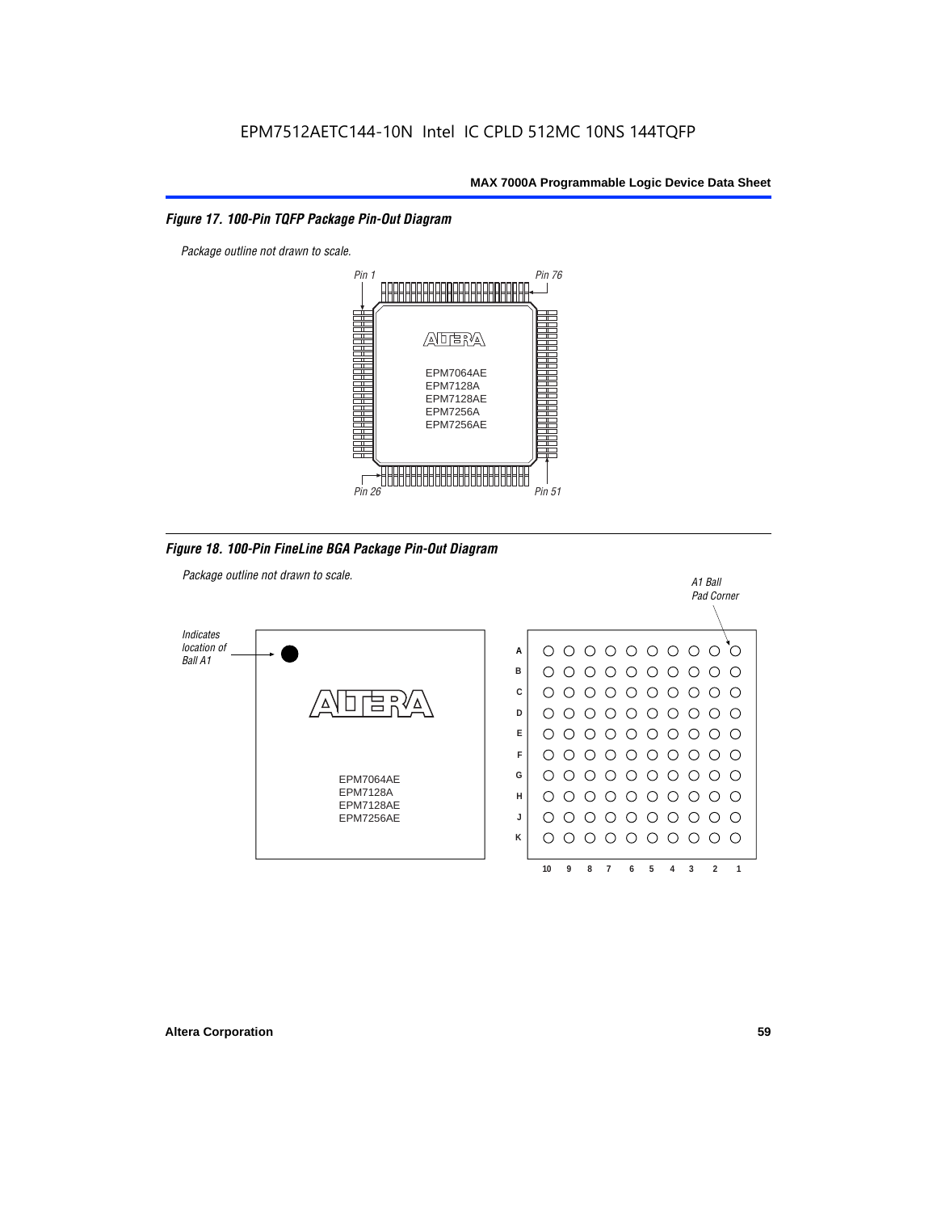EPM7512AETC144-10N Intel IC CPLD 512MC 10NS 144TQFP

### *Figure 17. 100-Pin TQFP Package Pin-Out Diagram*

*Package outline not drawn to scale.*

*Pin 1* *Pin 76*

EPM7064AE
EPM7128A
EPM7128AE
EPM7256A
EPM7256AE

*Pin 26* *Pin 51*

### *Figure 18. 100-Pin FineLine BGA Package Pin-Out Diagram*

*Package outline not drawn to scale.*

*A1 Ball Pad Corner*

*Indicates location of Ball A1*

EPM7064AE
EPM7128A
EPM7128AE
EPM7256AE

A B C D E F G H J K

10 9 8 7 6 5 4 3 2 1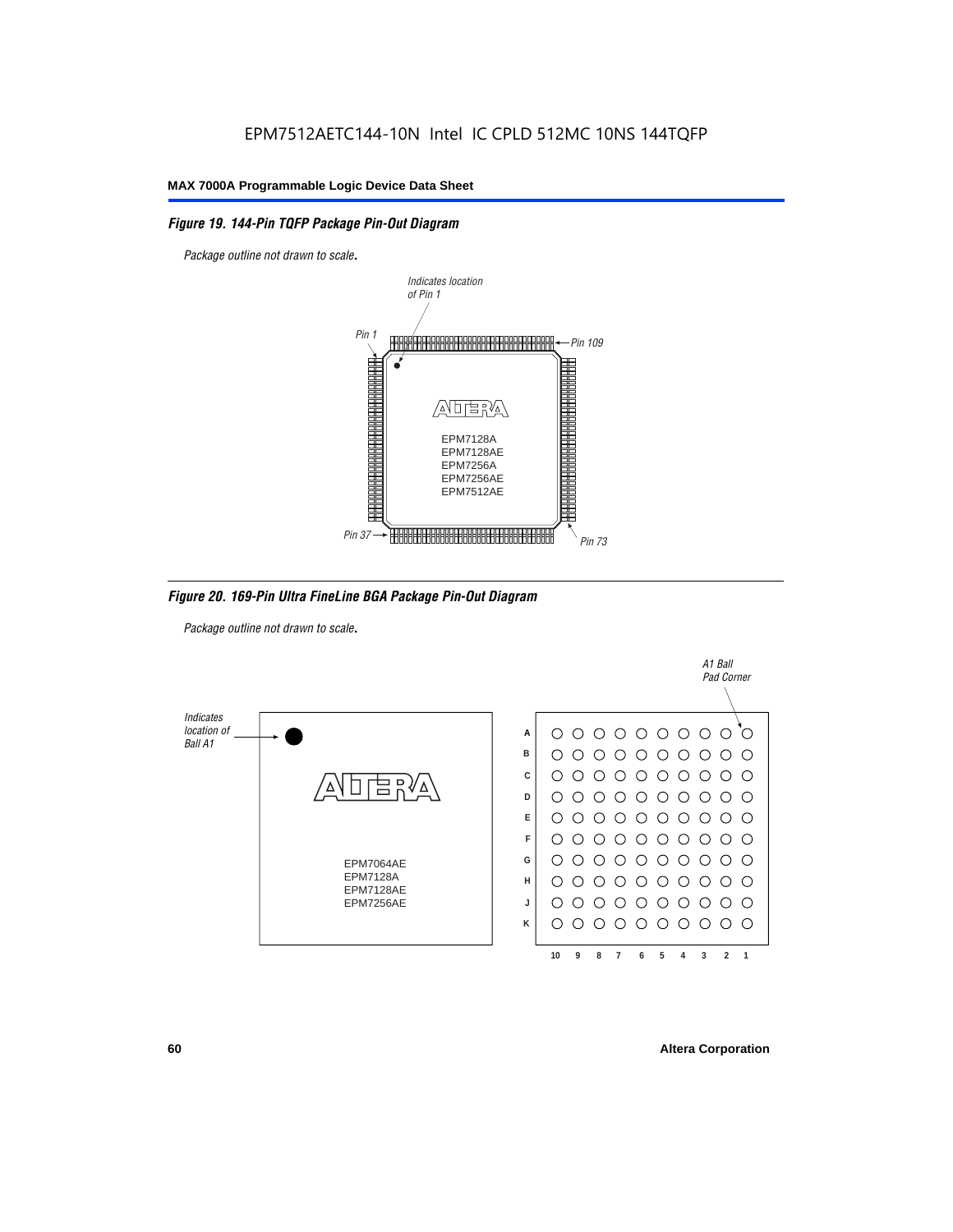## Figure 19. 144-Pin TQFP Package Pin-Out Diagram

*Package outline not drawn to scale.*

*Indicates location of Pin 1*

*Pin 1*

*Pin 109*

EPM7128A
EPM7128AE
EPM7256A
EPM7256AE
EPM7512AE

*Pin 37*

*Pin 73*

## Figure 20. 169-Pin Ultra FineLine BGA Package Pin-Out Diagram

*Package outline not drawn to scale.*

*Indicates location of Ball A1*

EPM7064AE
EPM7128A
EPM7128AE
EPM7256AE

*A1 Ball Pad Corner*

A B C D E F G H J K

10 9 8 7 6 5 4 3 2 1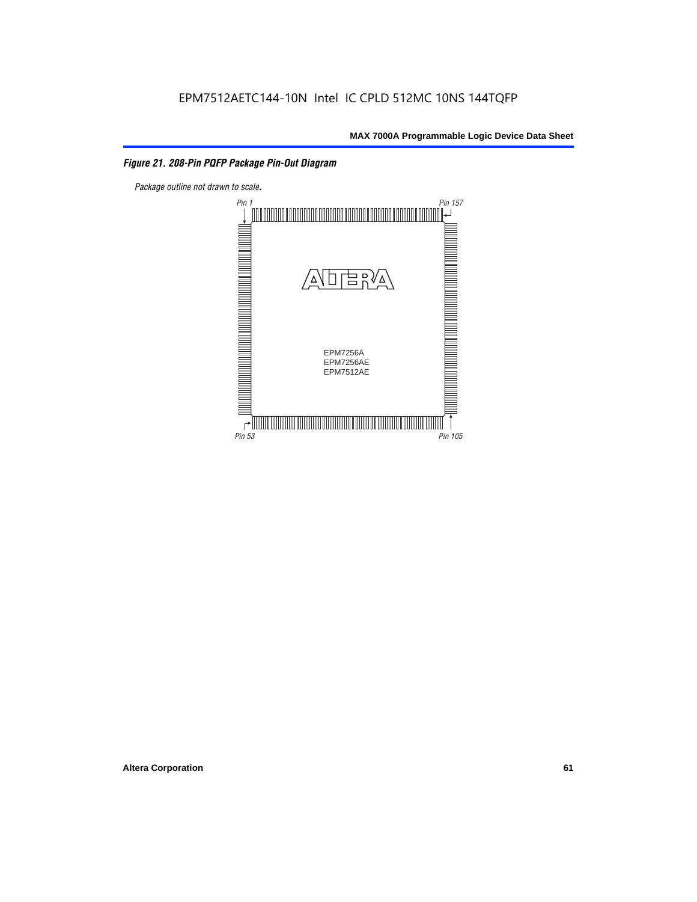*Figure 21. 208-Pin PQFP Package Pin-Out Diagram*

*Package outline not drawn to scale.*

Pin 1

Pin 157

EPM7256A
EPM7256AE
EPM7512AE

Pin 53

Pin 105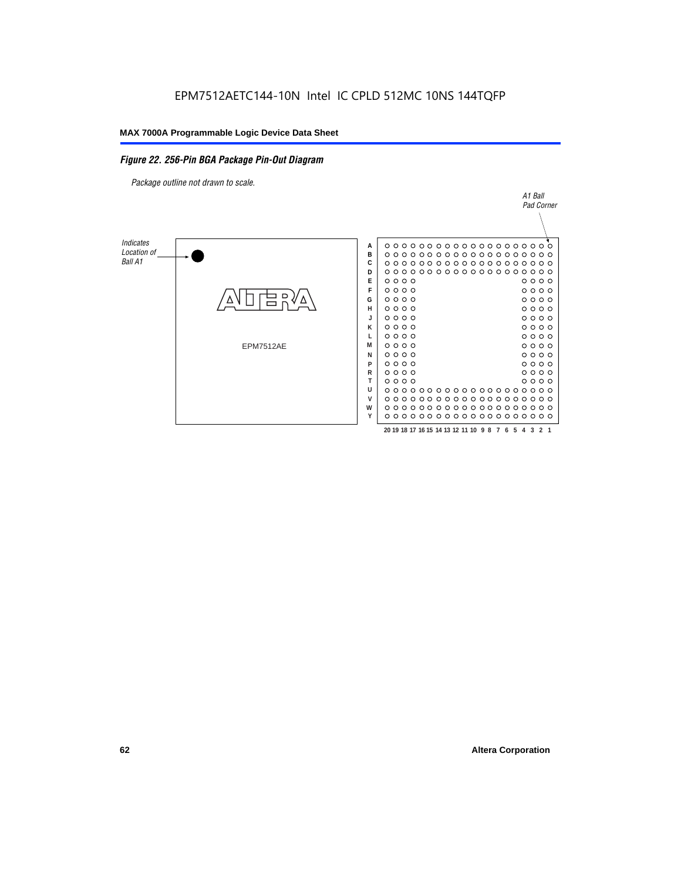## Figure 22. 256-Pin BGA Package Pin-Out Diagram

*Package outline not drawn to scale.*

Indicates Location of Ball A1

A1 Ball Pad Corner

EPM7512AE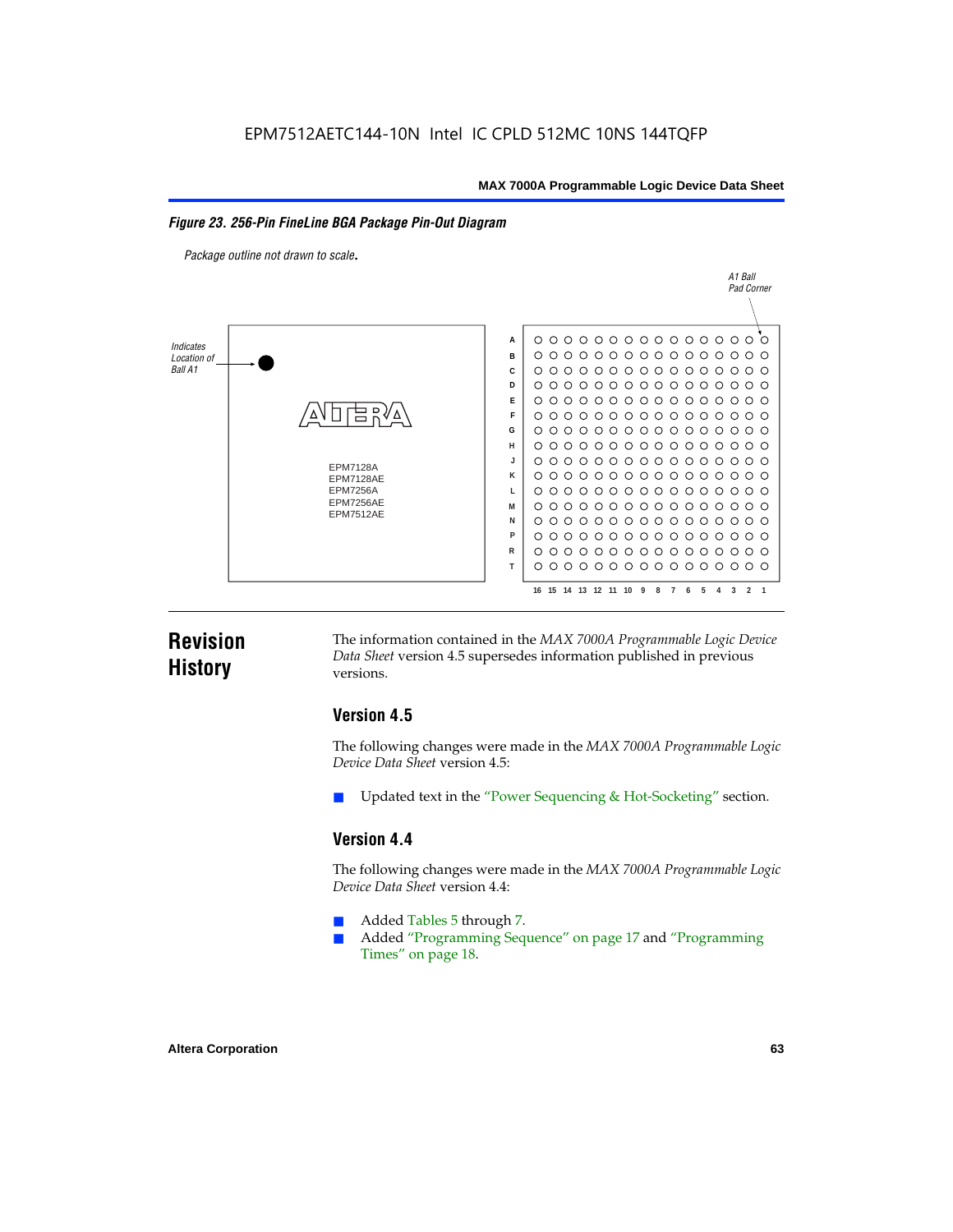**Figure 23. 256-Pin FineLine BGA Package Pin-Out Diagram**

*Package outline not drawn to scale.*

Indicates Location of Ball A1

A1 Ball Pad Corner

EPM7128A
EPM7128AE
EPM7256A
EPM7256AE
EPM7512AE

# Revision History

The information contained in the *MAX 7000A Programmable Logic Device Data Sheet* version 4.5 supersedes information published in previous versions.

## Version 4.5

The following changes were made in the *MAX 7000A Programmable Logic Device Data Sheet* version 4.5:

- Updated text in the "Power Sequencing & Hot-Socketing" section.

## Version 4.4

The following changes were made in the *MAX 7000A Programmable Logic Device Data Sheet* version 4.4:

- Added Tables 5 through 7.
- Added "Programming Sequence" on page 17 and "Programming Times" on page 18.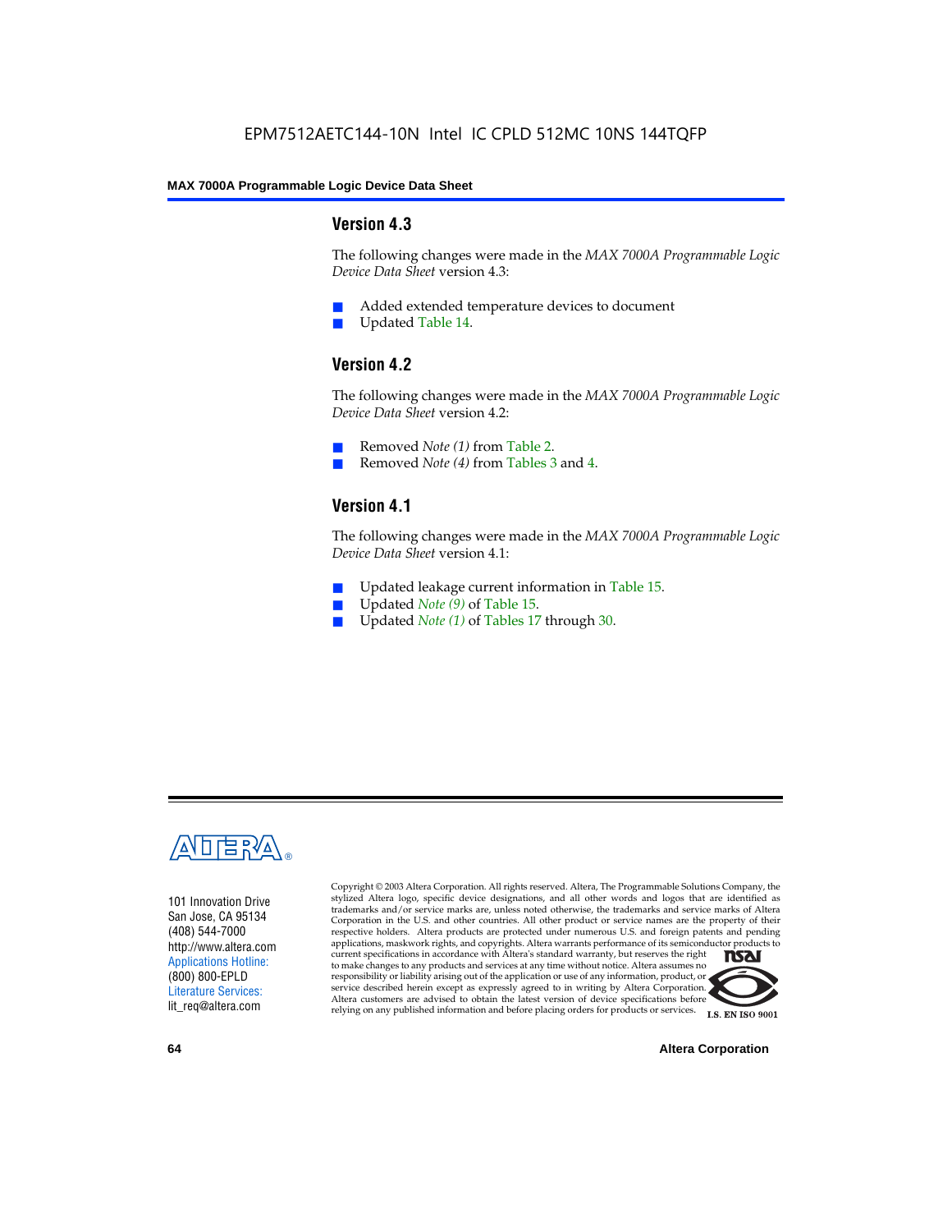## Version 4.3

The following changes were made in the *MAX 7000A Programmable Logic Device Data Sheet* version 4.3:

- Added extended temperature devices to document
- Updated Table 14.

## Version 4.2

The following changes were made in the *MAX 7000A Programmable Logic Device Data Sheet* version 4.2:

- Removed *Note (1)* from Table 2.
- Removed *Note (4)* from Tables 3 and 4.

## Version 4.1

The following changes were made in the *MAX 7000A Programmable Logic Device Data Sheet* version 4.1:

- Updated leakage current information in Table 15.
- Updated *Note (9)* of Table 15.
- Updated *Note (1)* of Tables 17 through 30.

101 Innovation Drive
San Jose, CA 95134
(408) 544-7000
http://www.altera.com
Applications Hotline:
(800) 800-EPLD
Literature Services:
lit_req@altera.com

Copyright © 2003 Altera Corporation. All rights reserved. Altera, The Programmable Solutions Company, the stylized Altera logo, specific device designations, and all other words and logos that are identified as trademarks and/or service marks are, unless noted otherwise, the trademarks and service marks of Altera Corporation in the U.S. and other countries. All other product or service names are the property of their respective holders. Altera products are protected under numerous U.S. and foreign patents and pending applications, maskwork rights, and copyrights. Altera warrants performance of its semiconductor products to current specifications in accordance with Altera's standard warranty, but reserves the right to make changes to any products and services at any time without notice. Altera assumes no responsibility or liability arising out of the application or use of any information, product, or service described herein except as expressly agreed to in writing by Altera Corporation. Altera customers are advised to obtain the latest version of device specifications before relying on any published information and before placing orders for products or services.

I.S. EN ISO 9001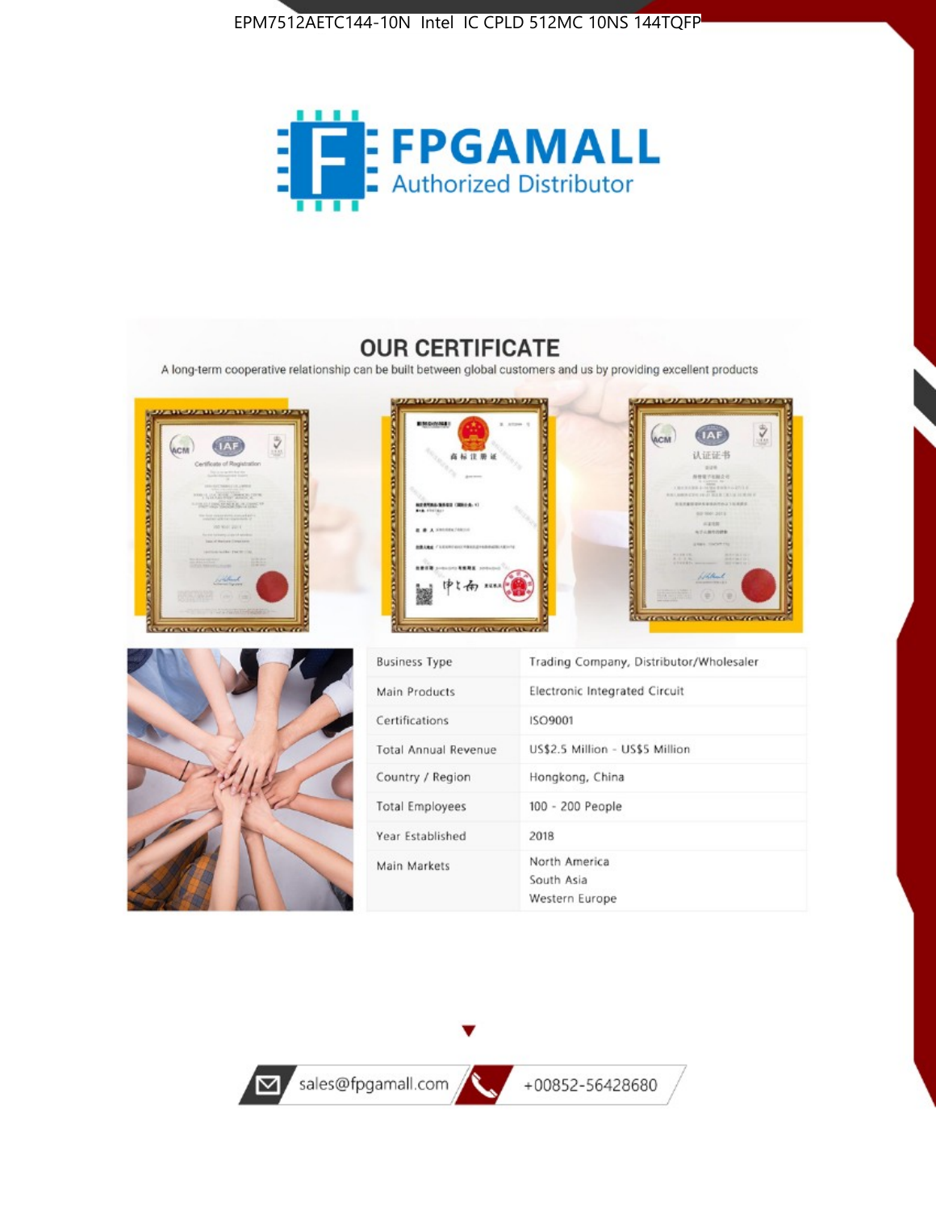# FPGAMALL

Authorized Distributor

## OUR CERTIFICATE

A long-term cooperative relationship can be built between global customers and us by providing excellent products

| | |
|---|---|
| Business Type | Trading Company, Distributor/Wholesaler |
| Main Products | Electronic Integrated Circuit |
| Certifications | ISO9001 |
| Total Annual Revenue | US$2.5 Million - US$5 Million |
| Country / Region | Hongkong, China |
| Total Employees | 100 - 200 People |
| Year Established | 2018 |
| Main Markets | North America<br>South Asia<br>Western Europe |

sales@fpgamall.com

+00852-56428680